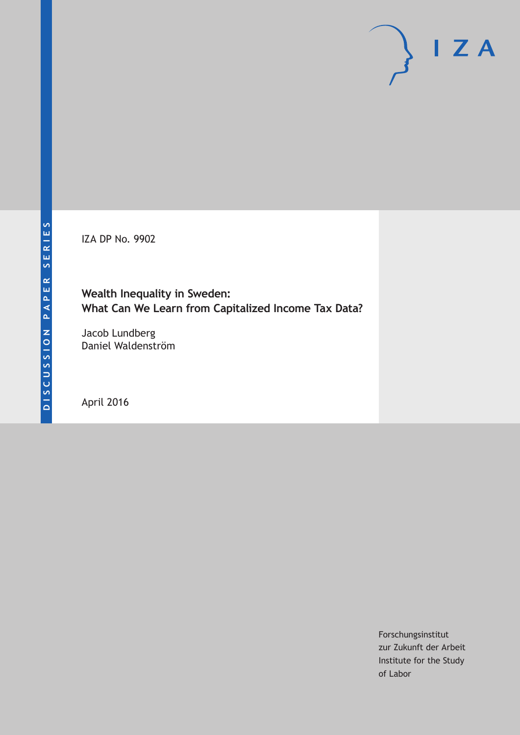DISCUSSION PAPER SERIES

IZA

IZA DP No. 9902

# Wealth Inequality in Sweden: What Can We Learn from Capitalized Income Tax Data?

Jacob Lundberg
Daniel Waldenström

April 2016

Forschungsinstitut
zur Zukunft der Arbeit
Institute for the Study
of Labor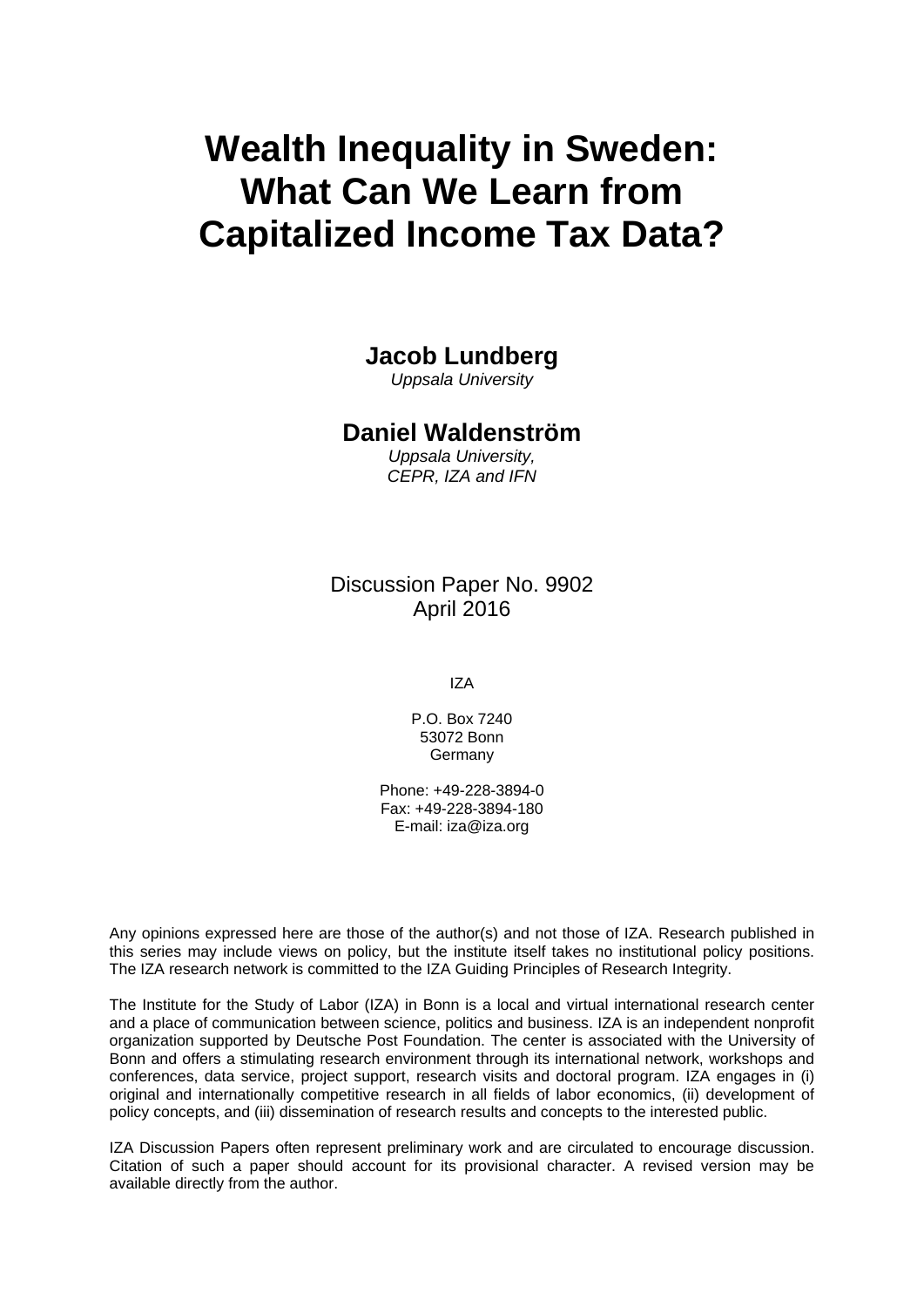# Wealth Inequality in Sweden: What Can We Learn from Capitalized Income Tax Data?

**Jacob Lundberg**
*Uppsala University*

**Daniel Waldenström**
*Uppsala University, CEPR, IZA and IFN*

Discussion Paper No. 9902
April 2016

IZA

P.O. Box 7240
53072 Bonn
Germany

Phone: +49-228-3894-0
Fax: +49-228-3894-180
E-mail: iza@iza.org

Any opinions expressed here are those of the author(s) and not those of IZA. Research published in this series may include views on policy, but the institute itself takes no institutional policy positions. The IZA research network is committed to the IZA Guiding Principles of Research Integrity.

The Institute for the Study of Labor (IZA) in Bonn is a local and virtual international research center and a place of communication between science, politics and business. IZA is an independent nonprofit organization supported by Deutsche Post Foundation. The center is associated with the University of Bonn and offers a stimulating research environment through its international network, workshops and conferences, data service, project support, research visits and doctoral program. IZA engages in (i) original and internationally competitive research in all fields of labor economics, (ii) development of policy concepts, and (iii) dissemination of research results and concepts to the interested public.

IZA Discussion Papers often represent preliminary work and are circulated to encourage discussion. Citation of such a paper should account for its provisional character. A revised version may be available directly from the author.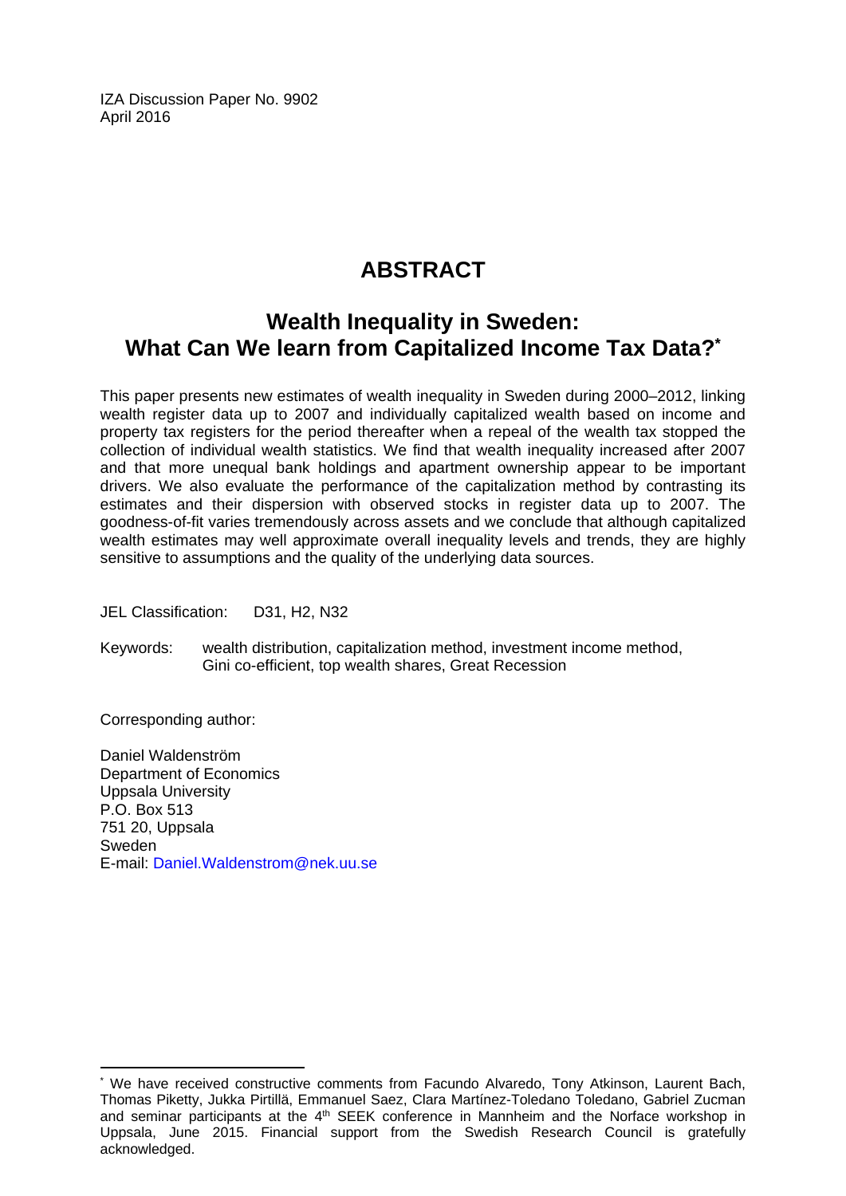IZA Discussion Paper No. 9902
April 2016

# ABSTRACT

## Wealth Inequality in Sweden: What Can We learn from Capitalized Income Tax Data?*

This paper presents new estimates of wealth inequality in Sweden during 2000–2012, linking wealth register data up to 2007 and individually capitalized wealth based on income and property tax registers for the period thereafter when a repeal of the wealth tax stopped the collection of individual wealth statistics. We find that wealth inequality increased after 2007 and that more unequal bank holdings and apartment ownership appear to be important drivers. We also evaluate the performance of the capitalization method by contrasting its estimates and their dispersion with observed stocks in register data up to 2007. The goodness-of-fit varies tremendously across assets and we conclude that although capitalized wealth estimates may well approximate overall inequality levels and trends, they are highly sensitive to assumptions and the quality of the underlying data sources.

JEL Classification: D31, H2, N32

Keywords: wealth distribution, capitalization method, investment income method, Gini co-efficient, top wealth shares, Great Recession

Corresponding author:

Daniel Waldenström
Department of Economics
Uppsala University
P.O. Box 513
751 20, Uppsala
Sweden
E-mail: Daniel.Waldenstrom@nek.uu.se

---

* We have received constructive comments from Facundo Alvaredo, Tony Atkinson, Laurent Bach, Thomas Piketty, Jukka Pirtillä, Emmanuel Saez, Clara Martínez-Toledano Toledano, Gabriel Zucman and seminar participants at the 4th SEEK conference in Mannheim and the Norface workshop in Uppsala, June 2015. Financial support from the Swedish Research Council is gratefully acknowledged.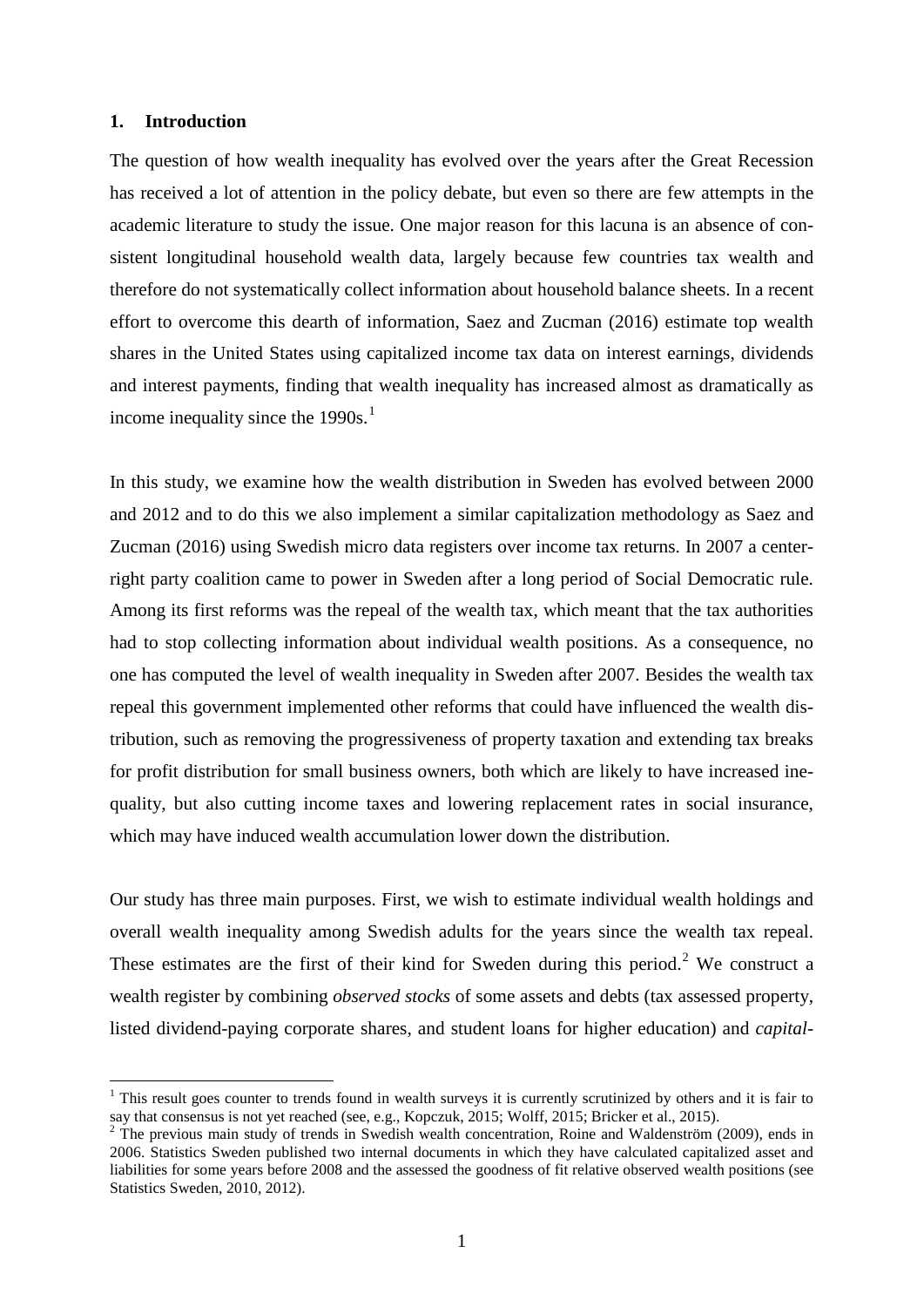## 1. Introduction

The question of how wealth inequality has evolved over the years after the Great Recession has received a lot of attention in the policy debate, but even so there are few attempts in the academic literature to study the issue. One major reason for this lacuna is an absence of consistent longitudinal household wealth data, largely because few countries tax wealth and therefore do not systematically collect information about household balance sheets. In a recent effort to overcome this dearth of information, Saez and Zucman (2016) estimate top wealth shares in the United States using capitalized income tax data on interest earnings, dividends and interest payments, finding that wealth inequality has increased almost as dramatically as income inequality since the 1990s.[1]

In this study, we examine how the wealth distribution in Sweden has evolved between 2000 and 2012 and to do this we also implement a similar capitalization methodology as Saez and Zucman (2016) using Swedish micro data registers over income tax returns. In 2007 a center-right party coalition came to power in Sweden after a long period of Social Democratic rule. Among its first reforms was the repeal of the wealth tax, which meant that the tax authorities had to stop collecting information about individual wealth positions. As a consequence, no one has computed the level of wealth inequality in Sweden after 2007. Besides the wealth tax repeal this government implemented other reforms that could have influenced the wealth distribution, such as removing the progressiveness of property taxation and extending tax breaks for profit distribution for small business owners, both which are likely to have increased inequality, but also cutting income taxes and lowering replacement rates in social insurance, which may have induced wealth accumulation lower down the distribution.

Our study has three main purposes. First, we wish to estimate individual wealth holdings and overall wealth inequality among Swedish adults for the years since the wealth tax repeal. These estimates are the first of their kind for Sweden during this period.[2] We construct a wealth register by combining *observed stocks* of some assets and debts (tax assessed property, listed dividend-paying corporate shares, and student loans for higher education) and *capital-*

[1] This result goes counter to trends found in wealth surveys it is currently scrutinized by others and it is fair to say that consensus is not yet reached (see, e.g., Kopczuk, 2015; Wolff, 2015; Bricker et al., 2015).

[2] The previous main study of trends in Swedish wealth concentration, Roine and Waldenström (2009), ends in 2006. Statistics Sweden published two internal documents in which they have calculated capitalized asset and liabilities for some years before 2008 and the assessed the goodness of fit relative observed wealth positions (see Statistics Sweden, 2010, 2012).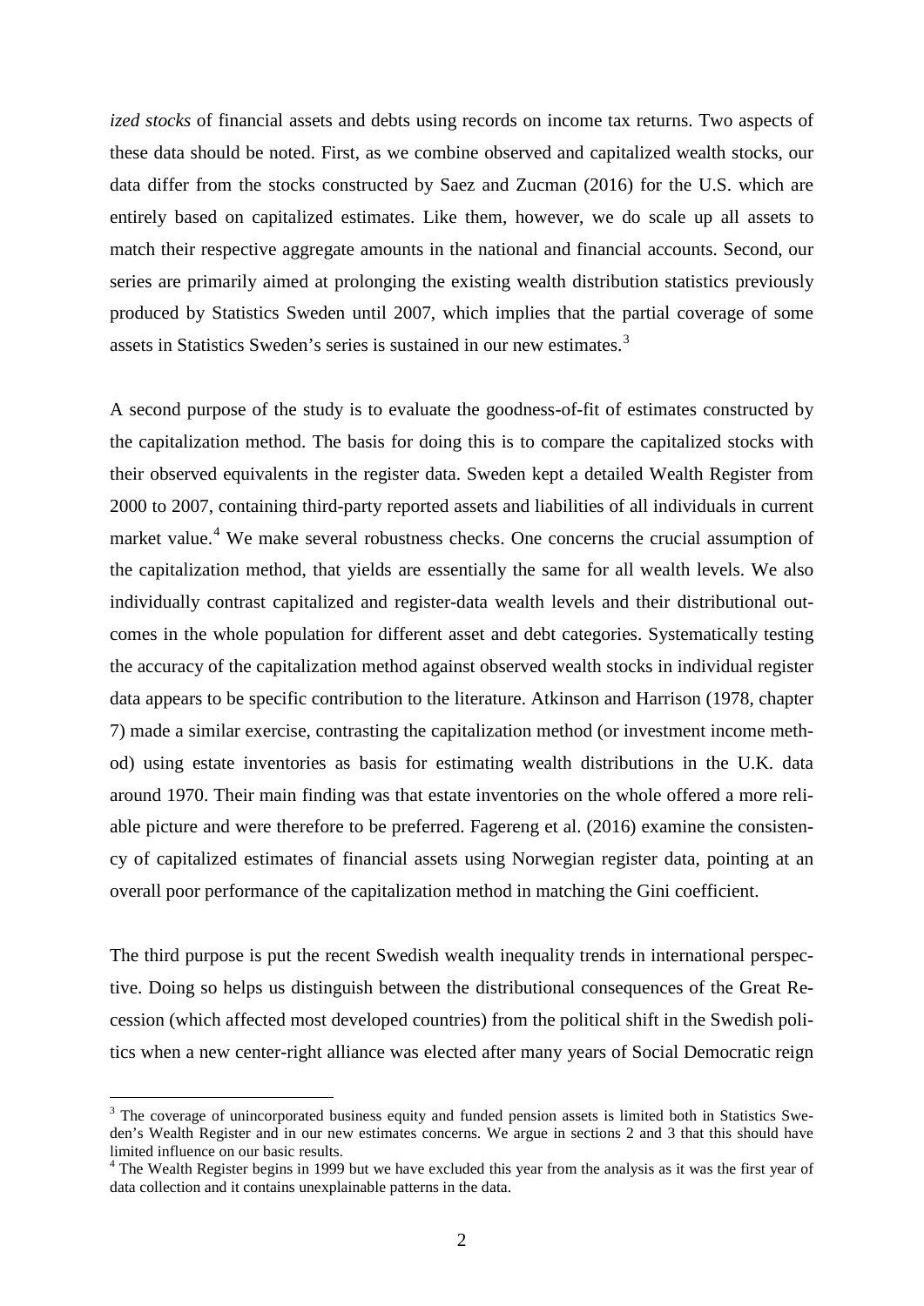*ized stocks* of financial assets and debts using records on income tax returns. Two aspects of these data should be noted. First, as we combine observed and capitalized wealth stocks, our data differ from the stocks constructed by Saez and Zucman (2016) for the U.S. which are entirely based on capitalized estimates. Like them, however, we do scale up all assets to match their respective aggregate amounts in the national and financial accounts. Second, our series are primarily aimed at prolonging the existing wealth distribution statistics previously produced by Statistics Sweden until 2007, which implies that the partial coverage of some assets in Statistics Sweden's series is sustained in our new estimates.[3]

A second purpose of the study is to evaluate the goodness-of-fit of estimates constructed by the capitalization method. The basis for doing this is to compare the capitalized stocks with their observed equivalents in the register data. Sweden kept a detailed Wealth Register from 2000 to 2007, containing third-party reported assets and liabilities of all individuals in current market value.[4] We make several robustness checks. One concerns the crucial assumption of the capitalization method, that yields are essentially the same for all wealth levels. We also individually contrast capitalized and register-data wealth levels and their distributional outcomes in the whole population for different asset and debt categories. Systematically testing the accuracy of the capitalization method against observed wealth stocks in individual register data appears to be specific contribution to the literature. Atkinson and Harrison (1978, chapter 7) made a similar exercise, contrasting the capitalization method (or investment income method) using estate inventories as basis for estimating wealth distributions in the U.K. data around 1970. Their main finding was that estate inventories on the whole offered a more reliable picture and were therefore to be preferred. Fagereng et al. (2016) examine the consistency of capitalized estimates of financial assets using Norwegian register data, pointing at an overall poor performance of the capitalization method in matching the Gini coefficient.

The third purpose is put the recent Swedish wealth inequality trends in international perspective. Doing so helps us distinguish between the distributional consequences of the Great Recession (which affected most developed countries) from the political shift in the Swedish politics when a new center-right alliance was elected after many years of Social Democratic reign

[3] The coverage of unincorporated business equity and funded pension assets is limited both in Statistics Sweden's Wealth Register and in our new estimates concerns. We argue in sections 2 and 3 that this should have limited influence on our basic results.

[4] The Wealth Register begins in 1999 but we have excluded this year from the analysis as it was the first year of data collection and it contains unexplainable patterns in the data.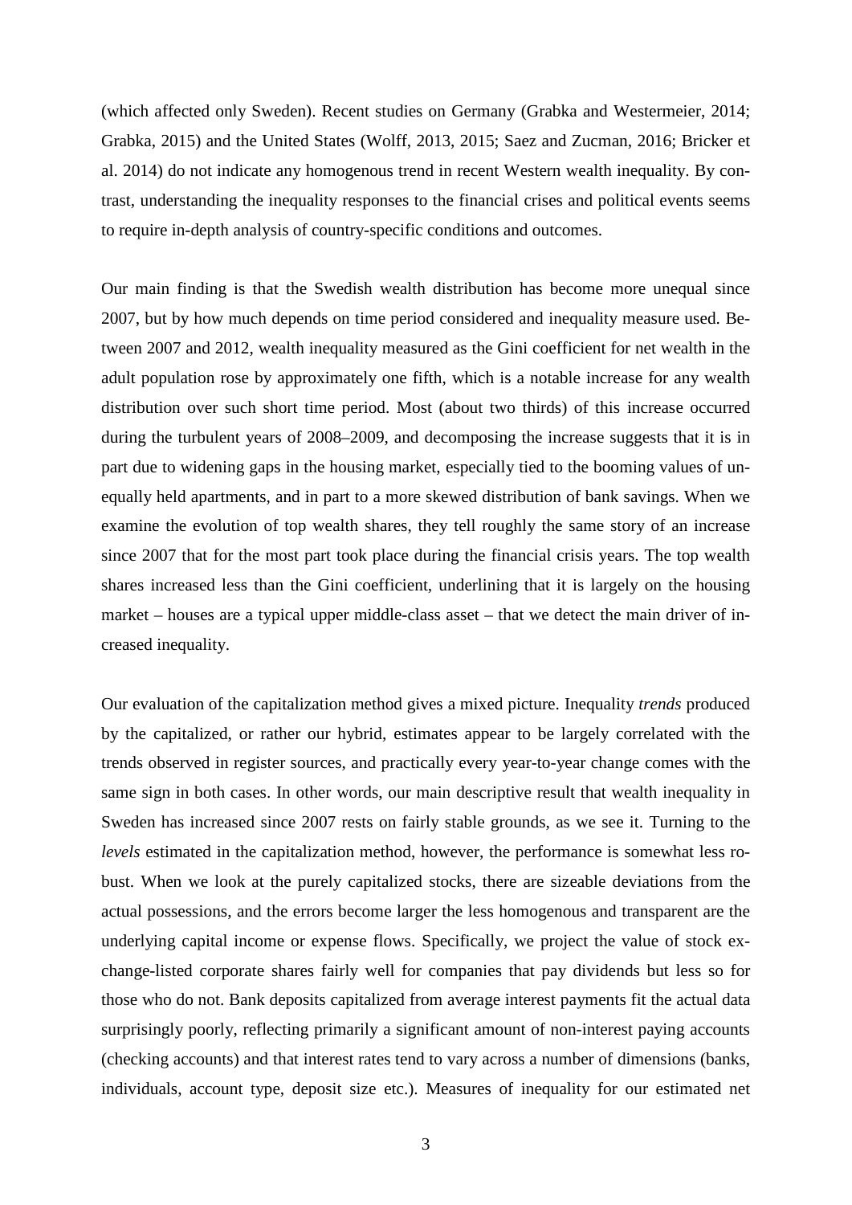(which affected only Sweden). Recent studies on Germany (Grabka and Westermeier, 2014; Grabka, 2015) and the United States (Wolff, 2013, 2015; Saez and Zucman, 2016; Bricker et al. 2014) do not indicate any homogenous trend in recent Western wealth inequality. By contrast, understanding the inequality responses to the financial crises and political events seems to require in-depth analysis of country-specific conditions and outcomes.

Our main finding is that the Swedish wealth distribution has become more unequal since 2007, but by how much depends on time period considered and inequality measure used. Between 2007 and 2012, wealth inequality measured as the Gini coefficient for net wealth in the adult population rose by approximately one fifth, which is a notable increase for any wealth distribution over such short time period. Most (about two thirds) of this increase occurred during the turbulent years of 2008–2009, and decomposing the increase suggests that it is in part due to widening gaps in the housing market, especially tied to the booming values of unequally held apartments, and in part to a more skewed distribution of bank savings. When we examine the evolution of top wealth shares, they tell roughly the same story of an increase since 2007 that for the most part took place during the financial crisis years. The top wealth shares increased less than the Gini coefficient, underlining that it is largely on the housing market – houses are a typical upper middle-class asset – that we detect the main driver of increased inequality.

Our evaluation of the capitalization method gives a mixed picture. Inequality *trends* produced by the capitalized, or rather our hybrid, estimates appear to be largely correlated with the trends observed in register sources, and practically every year-to-year change comes with the same sign in both cases. In other words, our main descriptive result that wealth inequality in Sweden has increased since 2007 rests on fairly stable grounds, as we see it. Turning to the *levels* estimated in the capitalization method, however, the performance is somewhat less robust. When we look at the purely capitalized stocks, there are sizeable deviations from the actual possessions, and the errors become larger the less homogenous and transparent are the underlying capital income or expense flows. Specifically, we project the value of stock exchange-listed corporate shares fairly well for companies that pay dividends but less so for those who do not. Bank deposits capitalized from average interest payments fit the actual data surprisingly poorly, reflecting primarily a significant amount of non-interest paying accounts (checking accounts) and that interest rates tend to vary across a number of dimensions (banks, individuals, account type, deposit size etc.). Measures of inequality for our estimated net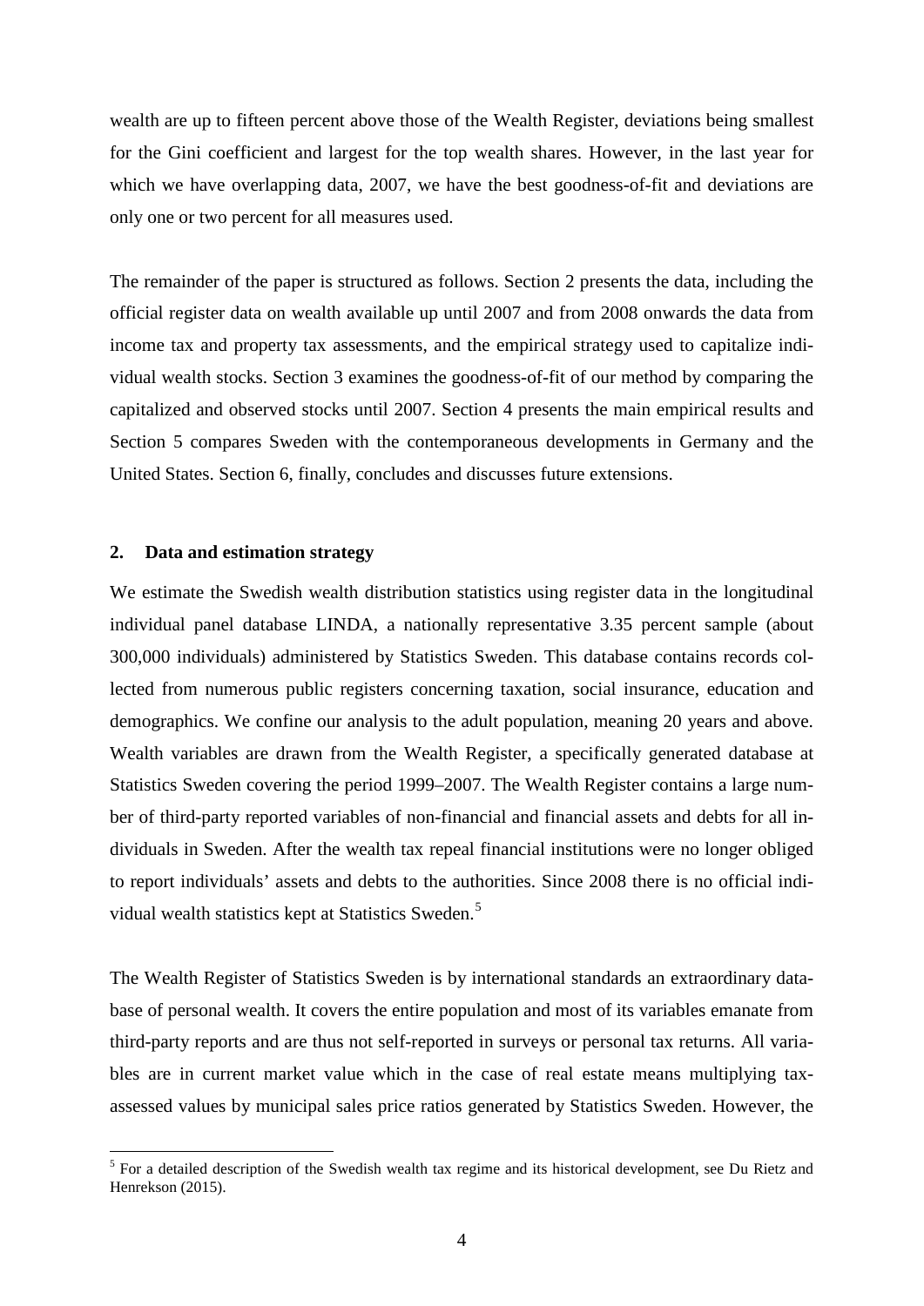wealth are up to fifteen percent above those of the Wealth Register, deviations being smallest for the Gini coefficient and largest for the top wealth shares. However, in the last year for which we have overlapping data, 2007, we have the best goodness-of-fit and deviations are only one or two percent for all measures used.

The remainder of the paper is structured as follows. Section 2 presents the data, including the official register data on wealth available up until 2007 and from 2008 onwards the data from income tax and property tax assessments, and the empirical strategy used to capitalize individual wealth stocks. Section 3 examines the goodness-of-fit of our method by comparing the capitalized and observed stocks until 2007. Section 4 presents the main empirical results and Section 5 compares Sweden with the contemporaneous developments in Germany and the United States. Section 6, finally, concludes and discusses future extensions.

## 2. Data and estimation strategy

We estimate the Swedish wealth distribution statistics using register data in the longitudinal individual panel database LINDA, a nationally representative 3.35 percent sample (about 300,000 individuals) administered by Statistics Sweden. This database contains records collected from numerous public registers concerning taxation, social insurance, education and demographics. We confine our analysis to the adult population, meaning 20 years and above. Wealth variables are drawn from the Wealth Register, a specifically generated database at Statistics Sweden covering the period 1999–2007. The Wealth Register contains a large number of third-party reported variables of non-financial and financial assets and debts for all individuals in Sweden. After the wealth tax repeal financial institutions were no longer obliged to report individuals' assets and debts to the authorities. Since 2008 there is no official individual wealth statistics kept at Statistics Sweden.[5]

The Wealth Register of Statistics Sweden is by international standards an extraordinary database of personal wealth. It covers the entire population and most of its variables emanate from third-party reports and are thus not self-reported in surveys or personal tax returns. All variables are in current market value which in the case of real estate means multiplying tax-assessed values by municipal sales price ratios generated by Statistics Sweden. However, the

[5] For a detailed description of the Swedish wealth tax regime and its historical development, see Du Rietz and Henrekson (2015).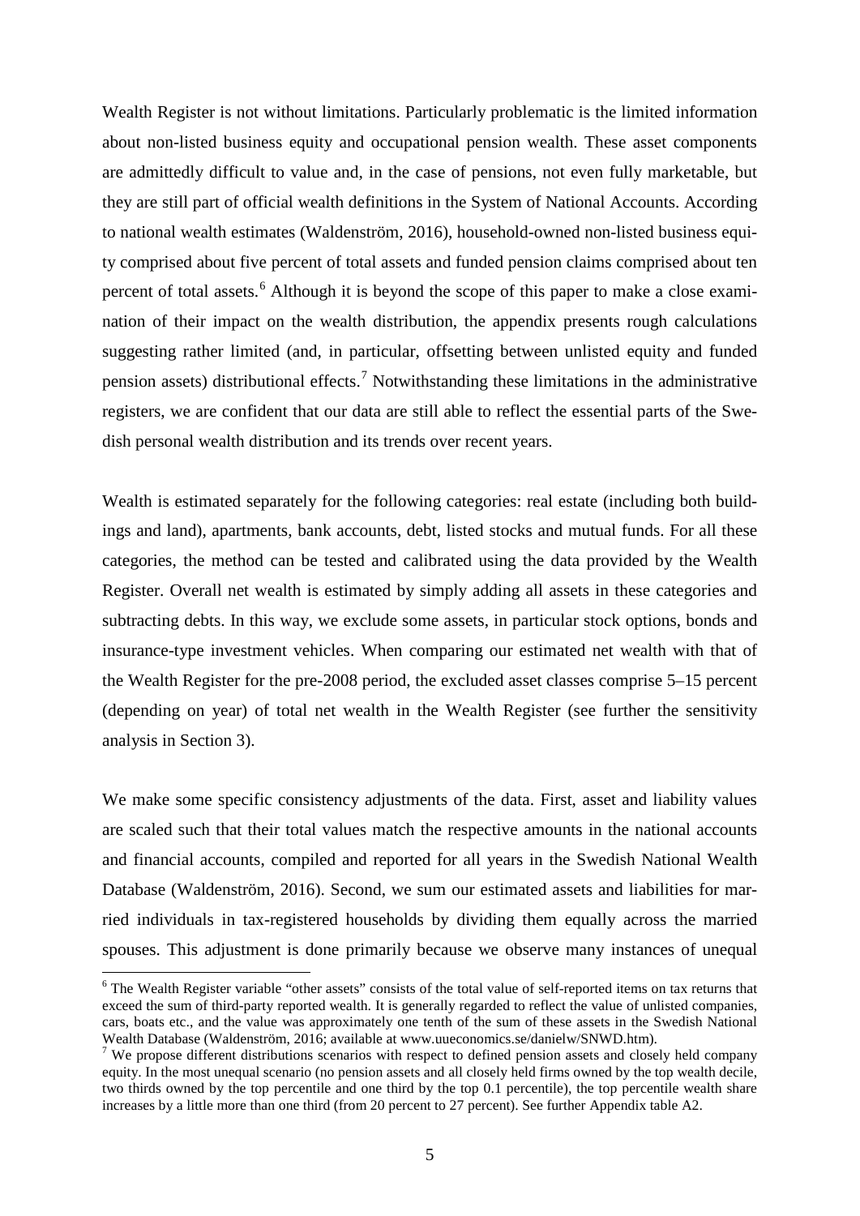Wealth Register is not without limitations. Particularly problematic is the limited information about non-listed business equity and occupational pension wealth. These asset components are admittedly difficult to value and, in the case of pensions, not even fully marketable, but they are still part of official wealth definitions in the System of National Accounts. According to national wealth estimates (Waldenström, 2016), household-owned non-listed business equity comprised about five percent of total assets and funded pension claims comprised about ten percent of total assets.[6] Although it is beyond the scope of this paper to make a close examination of their impact on the wealth distribution, the appendix presents rough calculations suggesting rather limited (and, in particular, offsetting between unlisted equity and funded pension assets) distributional effects.[7] Notwithstanding these limitations in the administrative registers, we are confident that our data are still able to reflect the essential parts of the Swedish personal wealth distribution and its trends over recent years.

Wealth is estimated separately for the following categories: real estate (including both buildings and land), apartments, bank accounts, debt, listed stocks and mutual funds. For all these categories, the method can be tested and calibrated using the data provided by the Wealth Register. Overall net wealth is estimated by simply adding all assets in these categories and subtracting debts. In this way, we exclude some assets, in particular stock options, bonds and insurance-type investment vehicles. When comparing our estimated net wealth with that of the Wealth Register for the pre-2008 period, the excluded asset classes comprise 5–15 percent (depending on year) of total net wealth in the Wealth Register (see further the sensitivity analysis in Section 3).

We make some specific consistency adjustments of the data. First, asset and liability values are scaled such that their total values match the respective amounts in the national accounts and financial accounts, compiled and reported for all years in the Swedish National Wealth Database (Waldenström, 2016). Second, we sum our estimated assets and liabilities for married individuals in tax-registered households by dividing them equally across the married spouses. This adjustment is done primarily because we observe many instances of unequal

[6] The Wealth Register variable "other assets" consists of the total value of self-reported items on tax returns that exceed the sum of third-party reported wealth. It is generally regarded to reflect the value of unlisted companies, cars, boats etc., and the value was approximately one tenth of the sum of these assets in the Swedish National Wealth Database (Waldenström, 2016; available at www.uueconomics.se/danielw/SNWD.htm).

[7] We propose different distributions scenarios with respect to defined pension assets and closely held company equity. In the most unequal scenario (no pension assets and all closely held firms owned by the top wealth decile, two thirds owned by the top percentile and one third by the top 0.1 percentile), the top percentile wealth share increases by a little more than one third (from 20 percent to 27 percent). See further Appendix table A2.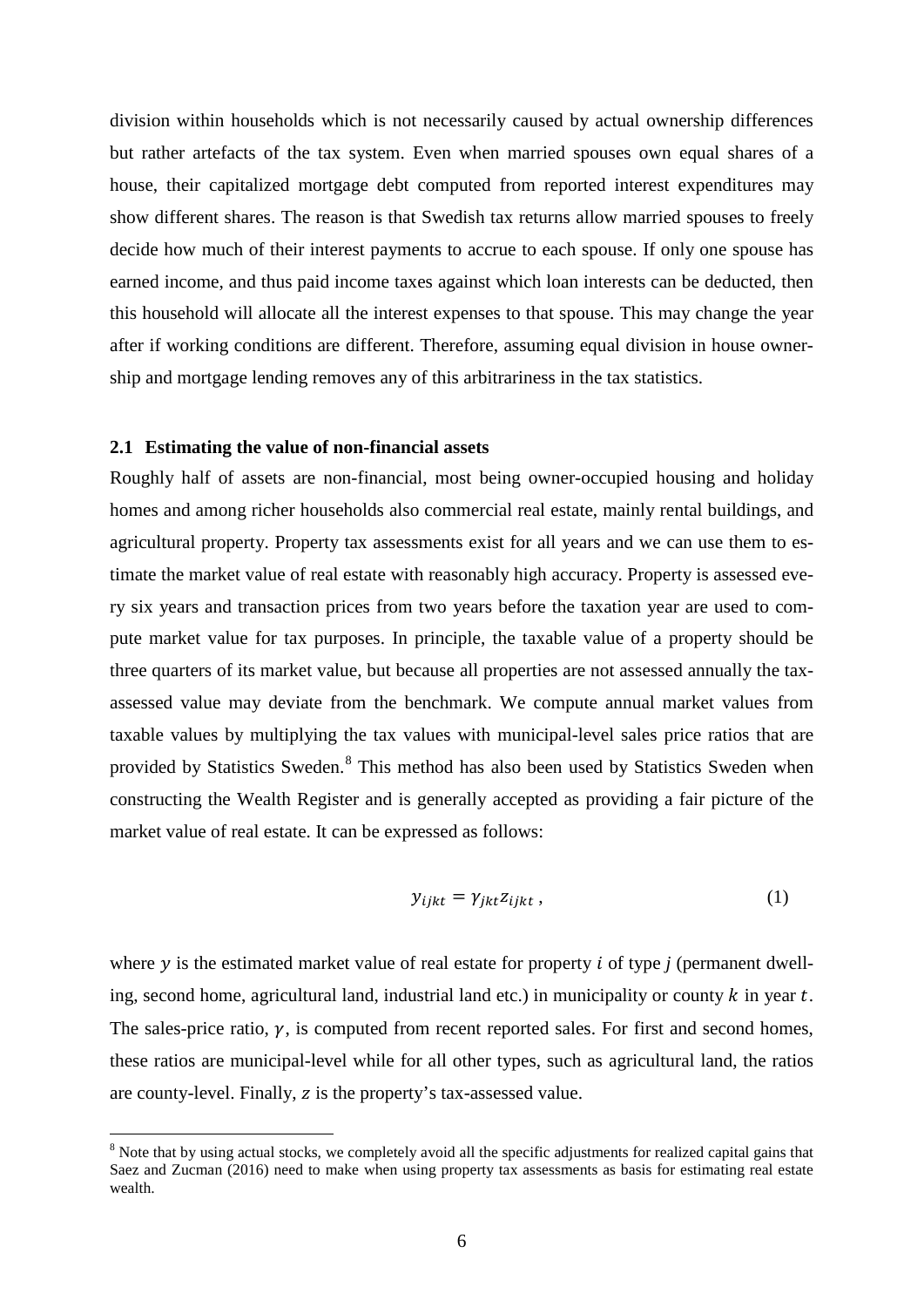division within households which is not necessarily caused by actual ownership differences but rather artefacts of the tax system. Even when married spouses own equal shares of a house, their capitalized mortgage debt computed from reported interest expenditures may show different shares. The reason is that Swedish tax returns allow married spouses to freely decide how much of their interest payments to accrue to each spouse. If only one spouse has earned income, and thus paid income taxes against which loan interests can be deducted, then this household will allocate all the interest expenses to that spouse. This may change the year after if working conditions are different. Therefore, assuming equal division in house ownership and mortgage lending removes any of this arbitrariness in the tax statistics.

### 2.1 Estimating the value of non-financial assets

Roughly half of assets are non-financial, most being owner-occupied housing and holiday homes and among richer households also commercial real estate, mainly rental buildings, and agricultural property. Property tax assessments exist for all years and we can use them to estimate the market value of real estate with reasonably high accuracy. Property is assessed every six years and transaction prices from two years before the taxation year are used to compute market value for tax purposes. In principle, the taxable value of a property should be three quarters of its market value, but because all properties are not assessed annually the tax-assessed value may deviate from the benchmark. We compute annual market values from taxable values by multiplying the tax values with municipal-level sales price ratios that are provided by Statistics Sweden.[8] This method has also been used by Statistics Sweden when constructing the Wealth Register and is generally accepted as providing a fair picture of the market value of real estate. It can be expressed as follows:

$$y_{ijkt} = \gamma_{jkt} z_{ijkt} , \tag{1}$$

where $y$ is the estimated market value of real estate for property $i$ of type $j$ (permanent dwelling, second home, agricultural land, industrial land etc.) in municipality or county $k$ in year $t$. The sales-price ratio, $\gamma$, is computed from recent reported sales. For first and second homes, these ratios are municipal-level while for all other types, such as agricultural land, the ratios are county-level. Finally, $z$ is the property's tax-assessed value.

[8] Note that by using actual stocks, we completely avoid all the specific adjustments for realized capital gains that Saez and Zucman (2016) need to make when using property tax assessments as basis for estimating real estate wealth.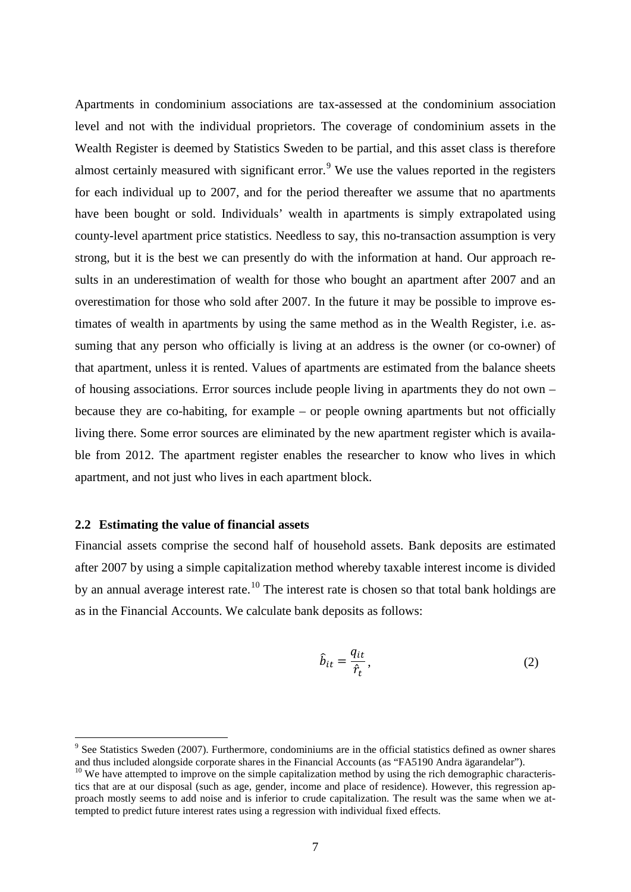Apartments in condominium associations are tax-assessed at the condominium association level and not with the individual proprietors. The coverage of condominium assets in the Wealth Register is deemed by Statistics Sweden to be partial, and this asset class is therefore almost certainly measured with significant error.[9] We use the values reported in the registers for each individual up to 2007, and for the period thereafter we assume that no apartments have been bought or sold. Individuals' wealth in apartments is simply extrapolated using county-level apartment price statistics. Needless to say, this no-transaction assumption is very strong, but it is the best we can presently do with the information at hand. Our approach results in an underestimation of wealth for those who bought an apartment after 2007 and an overestimation for those who sold after 2007. In the future it may be possible to improve estimates of wealth in apartments by using the same method as in the Wealth Register, i.e. assuming that any person who officially is living at an address is the owner (or co-owner) of that apartment, unless it is rented. Values of apartments are estimated from the balance sheets of housing associations. Error sources include people living in apartments they do not own – because they are co-habiting, for example – or people owning apartments but not officially living there. Some error sources are eliminated by the new apartment register which is available from 2012. The apartment register enables the researcher to know who lives in which apartment, and not just who lives in each apartment block.

## 2.2 Estimating the value of financial assets

Financial assets comprise the second half of household assets. Bank deposits are estimated after 2007 by using a simple capitalization method whereby taxable interest income is divided by an annual average interest rate.[10] The interest rate is chosen so that total bank holdings are as in the Financial Accounts. We calculate bank deposits as follows:

$$\hat{b}_{it} = \frac{q_{it}}{\hat{r}_t}, \tag{2}$$

[9] See Statistics Sweden (2007). Furthermore, condominiums are in the official statistics defined as owner shares and thus included alongside corporate shares in the Financial Accounts (as "FA5190 Andra ägarandelar").

[10] We have attempted to improve on the simple capitalization method by using the rich demographic characteristics that are at our disposal (such as age, gender, income and place of residence). However, this regression approach mostly seems to add noise and is inferior to crude capitalization. The result was the same when we attempted to predict future interest rates using a regression with individual fixed effects.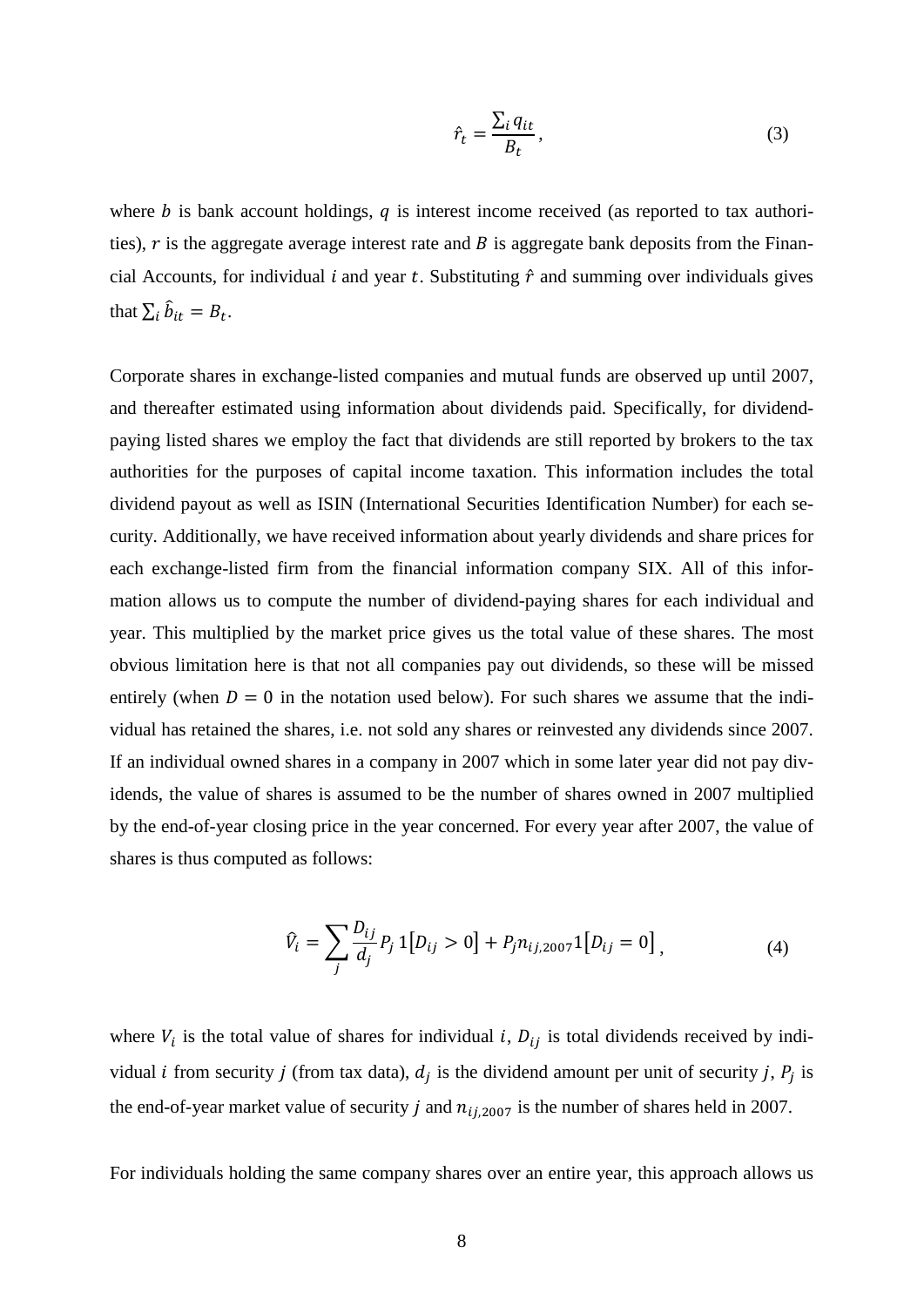$$\hat{r}_t = \frac{\sum_i q_{it}}{B_t}, \tag{3}$$

where $b$ is bank account holdings, $q$ is interest income received (as reported to tax authorities), $r$ is the aggregate average interest rate and $B$ is aggregate bank deposits from the Financial Accounts, for individual $i$ and year $t$. Substituting $\hat{r}$ and summing over individuals gives that $\sum_i \hat{b}_{it} = B_t$.

Corporate shares in exchange-listed companies and mutual funds are observed up until 2007, and thereafter estimated using information about dividends paid. Specifically, for dividend-paying listed shares we employ the fact that dividends are still reported by brokers to the tax authorities for the purposes of capital income taxation. This information includes the total dividend payout as well as ISIN (International Securities Identification Number) for each security. Additionally, we have received information about yearly dividends and share prices for each exchange-listed firm from the financial information company SIX. All of this information allows us to compute the number of dividend-paying shares for each individual and year. This multiplied by the market price gives us the total value of these shares. The most obvious limitation here is that not all companies pay out dividends, so these will be missed entirely (when $D = 0$ in the notation used below). For such shares we assume that the individual has retained the shares, i.e. not sold any shares or reinvested any dividends since 2007. If an individual owned shares in a company in 2007 which in some later year did not pay dividends, the value of shares is assumed to be the number of shares owned in 2007 multiplied by the end-of-year closing price in the year concerned. For every year after 2007, the value of shares is thus computed as follows:

$$\hat{V}_i = \sum_j \frac{D_{ij}}{d_j} P_j \, 1[D_{ij} > 0] + P_j n_{ij,2007} 1[D_{ij} = 0], \tag{4}$$

where $V_i$ is the total value of shares for individual $i$, $D_{ij}$ is total dividends received by individual $i$ from security $j$ (from tax data), $d_j$ is the dividend amount per unit of security $j$, $P_j$ is the end-of-year market value of security $j$ and $n_{ij,2007}$ is the number of shares held in 2007.

For individuals holding the same company shares over an entire year, this approach allows us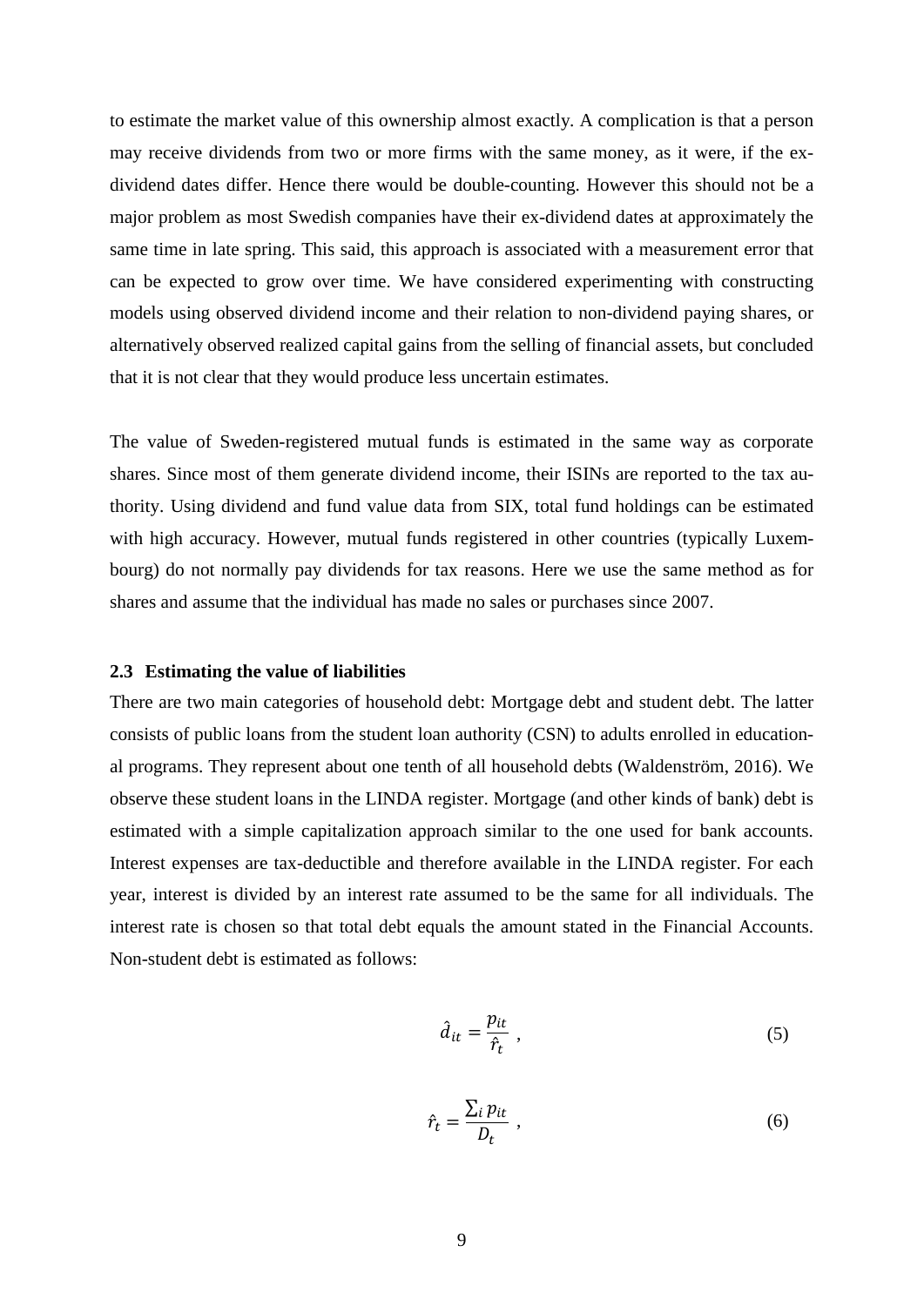to estimate the market value of this ownership almost exactly. A complication is that a person may receive dividends from two or more firms with the same money, as it were, if the ex-dividend dates differ. Hence there would be double-counting. However this should not be a major problem as most Swedish companies have their ex-dividend dates at approximately the same time in late spring. This said, this approach is associated with a measurement error that can be expected to grow over time. We have considered experimenting with constructing models using observed dividend income and their relation to non-dividend paying shares, or alternatively observed realized capital gains from the selling of financial assets, but concluded that it is not clear that they would produce less uncertain estimates.

The value of Sweden-registered mutual funds is estimated in the same way as corporate shares. Since most of them generate dividend income, their ISINs are reported to the tax authority. Using dividend and fund value data from SIX, total fund holdings can be estimated with high accuracy. However, mutual funds registered in other countries (typically Luxembourg) do not normally pay dividends for tax reasons. Here we use the same method as for shares and assume that the individual has made no sales or purchases since 2007.

### 2.3 Estimating the value of liabilities

There are two main categories of household debt: Mortgage debt and student debt. The latter consists of public loans from the student loan authority (CSN) to adults enrolled in educational programs. They represent about one tenth of all household debts (Waldenström, 2016). We observe these student loans in the LINDA register. Mortgage (and other kinds of bank) debt is estimated with a simple capitalization approach similar to the one used for bank accounts. Interest expenses are tax-deductible and therefore available in the LINDA register. For each year, interest is divided by an interest rate assumed to be the same for all individuals. The interest rate is chosen so that total debt equals the amount stated in the Financial Accounts. Non-student debt is estimated as follows:

$$\hat{d}_{it} = \frac{p_{it}}{\hat{r}_t} \ , \tag{5}$$

$$\hat{r}_t = \frac{\sum_i p_{it}}{D_t} \ , \tag{6}$$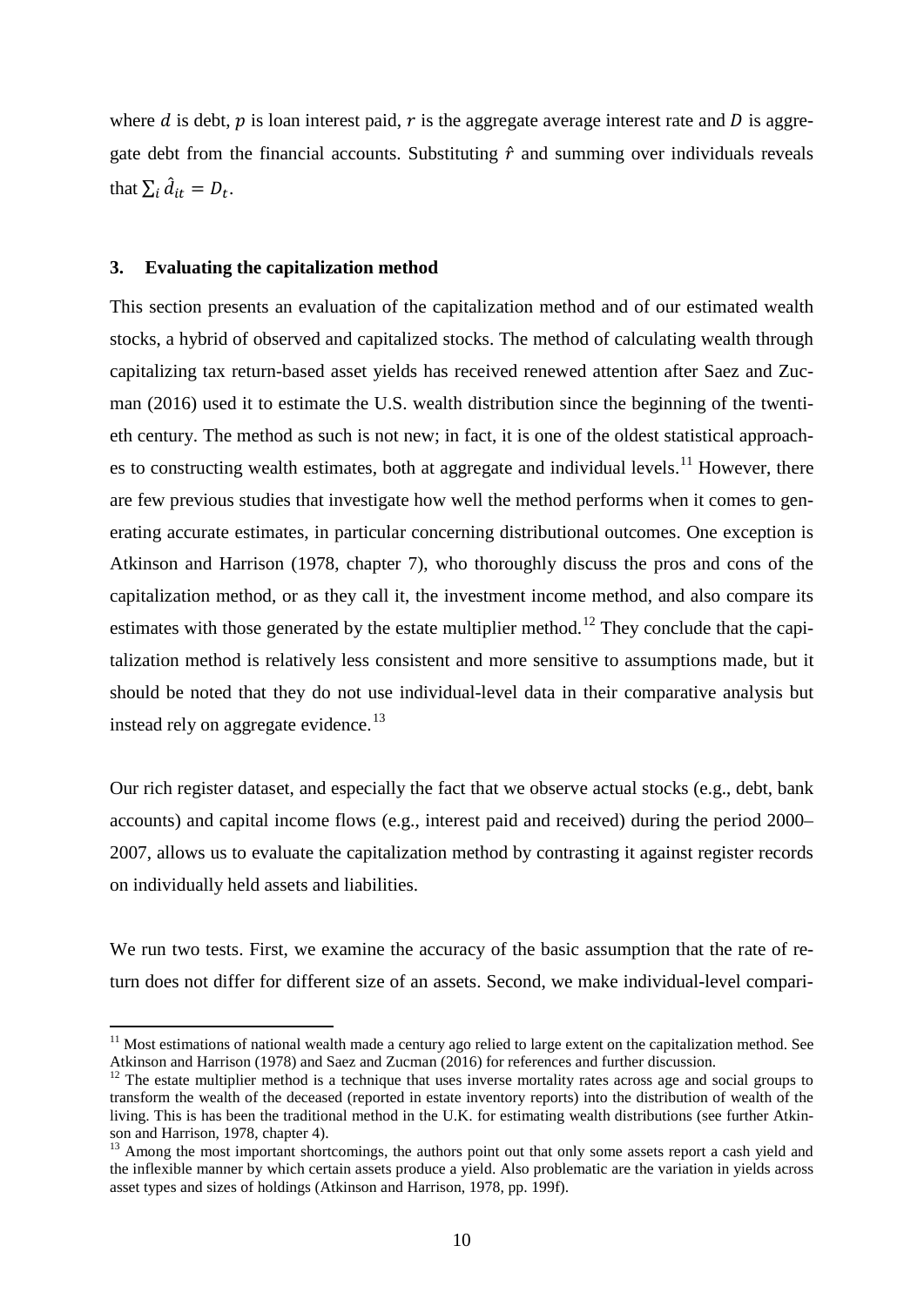where $d$ is debt, $p$ is loan interest paid, $r$ is the aggregate average interest rate and $D$ is aggregate debt from the financial accounts. Substituting $\hat{r}$ and summing over individuals reveals that $\sum_i \hat{d}_{it} = D_t$.

## 3. Evaluating the capitalization method

This section presents an evaluation of the capitalization method and of our estimated wealth stocks, a hybrid of observed and capitalized stocks. The method of calculating wealth through capitalizing tax return-based asset yields has received renewed attention after Saez and Zucman (2016) used it to estimate the U.S. wealth distribution since the beginning of the twentieth century. The method as such is not new; in fact, it is one of the oldest statistical approaches to constructing wealth estimates, both at aggregate and individual levels.[11] However, there are few previous studies that investigate how well the method performs when it comes to generating accurate estimates, in particular concerning distributional outcomes. One exception is Atkinson and Harrison (1978, chapter 7), who thoroughly discuss the pros and cons of the capitalization method, or as they call it, the investment income method, and also compare its estimates with those generated by the estate multiplier method.[12] They conclude that the capitalization method is relatively less consistent and more sensitive to assumptions made, but it should be noted that they do not use individual-level data in their comparative analysis but instead rely on aggregate evidence.[13]

Our rich register dataset, and especially the fact that we observe actual stocks (e.g., debt, bank accounts) and capital income flows (e.g., interest paid and received) during the period 2000–2007, allows us to evaluate the capitalization method by contrasting it against register records on individually held assets and liabilities.

We run two tests. First, we examine the accuracy of the basic assumption that the rate of return does not differ for different size of an assets. Second, we make individual-level compari-

[11] Most estimations of national wealth made a century ago relied to large extent on the capitalization method. See Atkinson and Harrison (1978) and Saez and Zucman (2016) for references and further discussion.

[12] The estate multiplier method is a technique that uses inverse mortality rates across age and social groups to transform the wealth of the deceased (reported in estate inventory reports) into the distribution of wealth of the living. This is has been the traditional method in the U.K. for estimating wealth distributions (see further Atkinson and Harrison, 1978, chapter 4).

[13] Among the most important shortcomings, the authors point out that only some assets report a cash yield and the inflexible manner by which certain assets produce a yield. Also problematic are the variation in yields across asset types and sizes of holdings (Atkinson and Harrison, 1978, pp. 199f).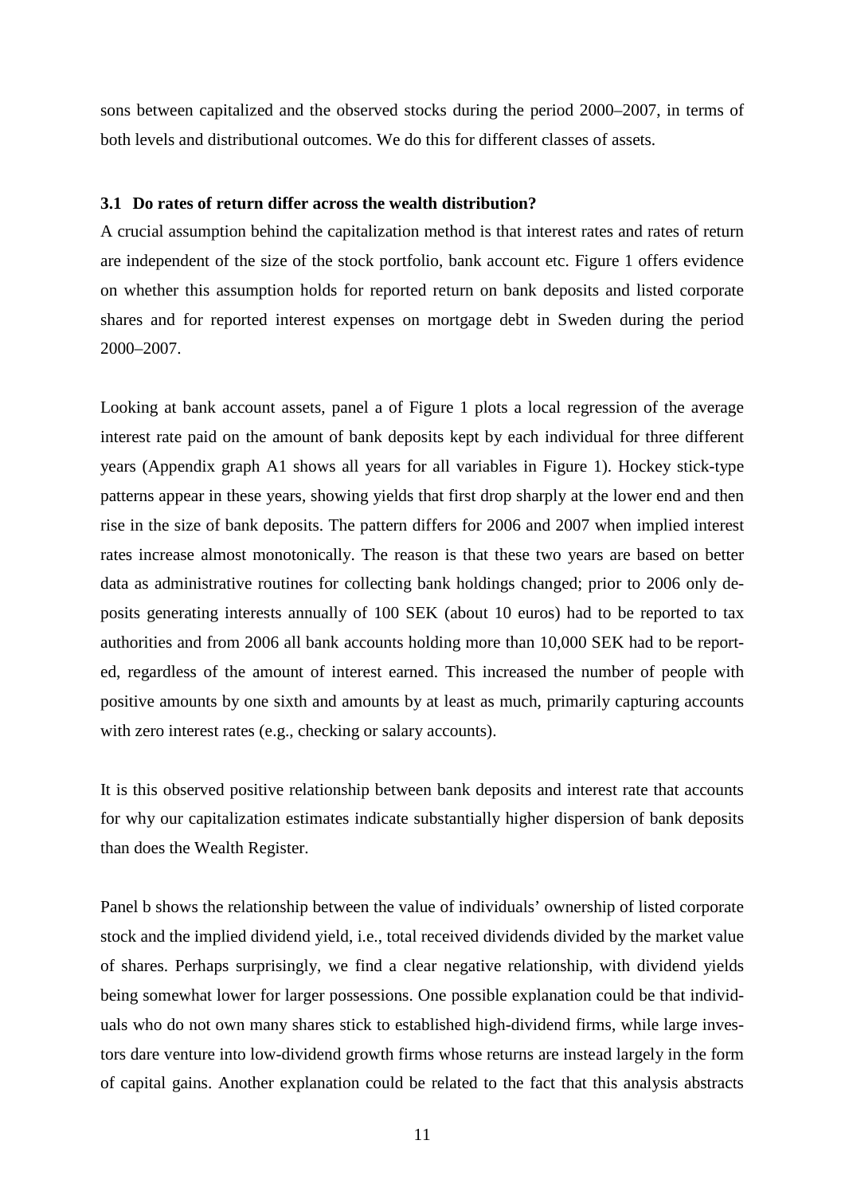sons between capitalized and the observed stocks during the period 2000–2007, in terms of both levels and distributional outcomes. We do this for different classes of assets.

### 3.1 Do rates of return differ across the wealth distribution?

A crucial assumption behind the capitalization method is that interest rates and rates of return are independent of the size of the stock portfolio, bank account etc. Figure 1 offers evidence on whether this assumption holds for reported return on bank deposits and listed corporate shares and for reported interest expenses on mortgage debt in Sweden during the period 2000–2007.

Looking at bank account assets, panel a of Figure 1 plots a local regression of the average interest rate paid on the amount of bank deposits kept by each individual for three different years (Appendix graph A1 shows all years for all variables in Figure 1). Hockey stick-type patterns appear in these years, showing yields that first drop sharply at the lower end and then rise in the size of bank deposits. The pattern differs for 2006 and 2007 when implied interest rates increase almost monotonically. The reason is that these two years are based on better data as administrative routines for collecting bank holdings changed; prior to 2006 only deposits generating interests annually of 100 SEK (about 10 euros) had to be reported to tax authorities and from 2006 all bank accounts holding more than 10,000 SEK had to be reported, regardless of the amount of interest earned. This increased the number of people with positive amounts by one sixth and amounts by at least as much, primarily capturing accounts with zero interest rates (e.g., checking or salary accounts).

It is this observed positive relationship between bank deposits and interest rate that accounts for why our capitalization estimates indicate substantially higher dispersion of bank deposits than does the Wealth Register.

Panel b shows the relationship between the value of individuals' ownership of listed corporate stock and the implied dividend yield, i.e., total received dividends divided by the market value of shares. Perhaps surprisingly, we find a clear negative relationship, with dividend yields being somewhat lower for larger possessions. One possible explanation could be that individuals who do not own many shares stick to established high-dividend firms, while large investors dare venture into low-dividend growth firms whose returns are instead largely in the form of capital gains. Another explanation could be related to the fact that this analysis abstracts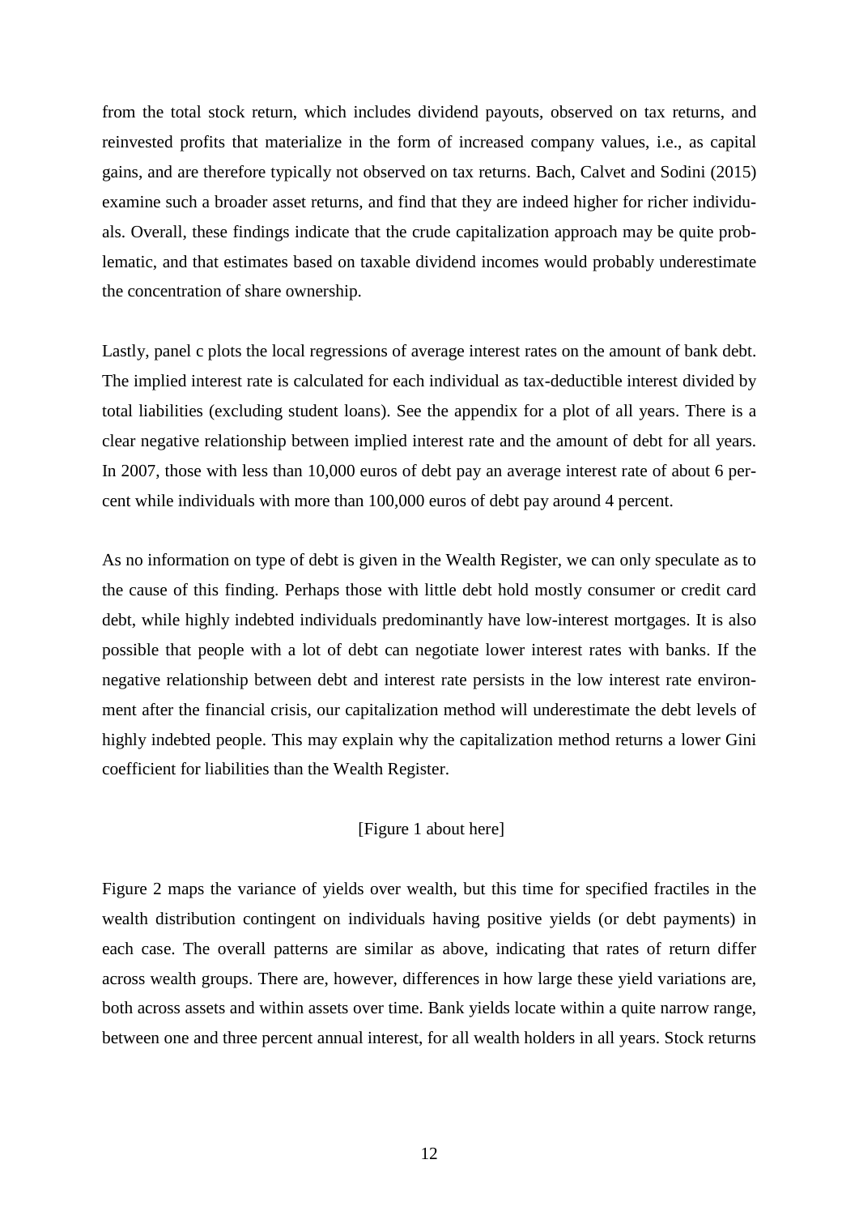from the total stock return, which includes dividend payouts, observed on tax returns, and reinvested profits that materialize in the form of increased company values, i.e., as capital gains, and are therefore typically not observed on tax returns. Bach, Calvet and Sodini (2015) examine such a broader asset returns, and find that they are indeed higher for richer individuals. Overall, these findings indicate that the crude capitalization approach may be quite problematic, and that estimates based on taxable dividend incomes would probably underestimate the concentration of share ownership.

Lastly, panel c plots the local regressions of average interest rates on the amount of bank debt. The implied interest rate is calculated for each individual as tax-deductible interest divided by total liabilities (excluding student loans). See the appendix for a plot of all years. There is a clear negative relationship between implied interest rate and the amount of debt for all years. In 2007, those with less than 10,000 euros of debt pay an average interest rate of about 6 percent while individuals with more than 100,000 euros of debt pay around 4 percent.

As no information on type of debt is given in the Wealth Register, we can only speculate as to the cause of this finding. Perhaps those with little debt hold mostly consumer or credit card debt, while highly indebted individuals predominantly have low-interest mortgages. It is also possible that people with a lot of debt can negotiate lower interest rates with banks. If the negative relationship between debt and interest rate persists in the low interest rate environment after the financial crisis, our capitalization method will underestimate the debt levels of highly indebted people. This may explain why the capitalization method returns a lower Gini coefficient for liabilities than the Wealth Register.

[Figure 1 about here]

Figure 2 maps the variance of yields over wealth, but this time for specified fractiles in the wealth distribution contingent on individuals having positive yields (or debt payments) in each case. The overall patterns are similar as above, indicating that rates of return differ across wealth groups. There are, however, differences in how large these yield variations are, both across assets and within assets over time. Bank yields locate within a quite narrow range, between one and three percent annual interest, for all wealth holders in all years. Stock returns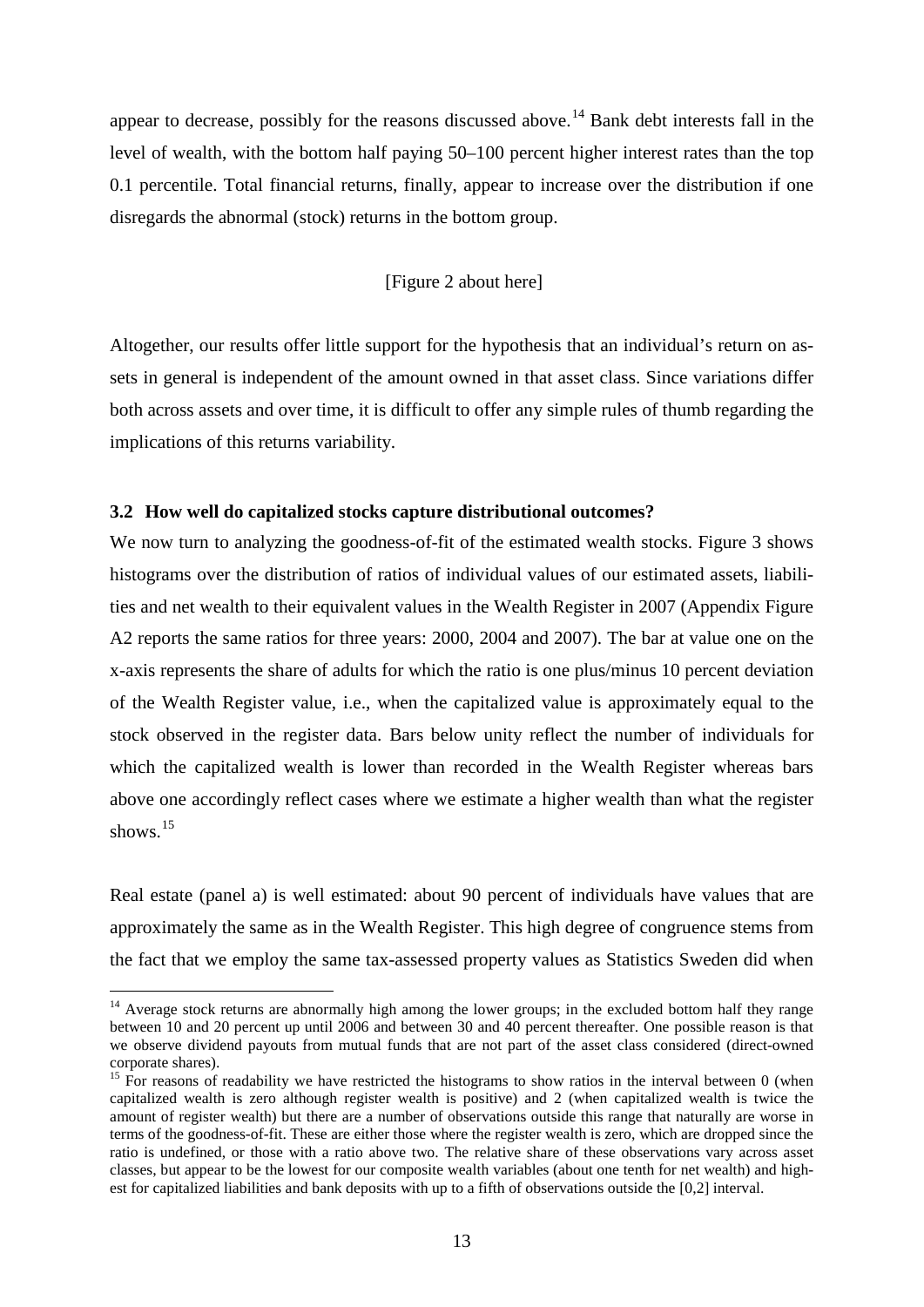appear to decrease, possibly for the reasons discussed above.[14] Bank debt interests fall in the level of wealth, with the bottom half paying 50–100 percent higher interest rates than the top 0.1 percentile. Total financial returns, finally, appear to increase over the distribution if one disregards the abnormal (stock) returns in the bottom group.

[Figure 2 about here]

Altogether, our results offer little support for the hypothesis that an individual's return on assets in general is independent of the amount owned in that asset class. Since variations differ both across assets and over time, it is difficult to offer any simple rules of thumb regarding the implications of this returns variability.

### 3.2 How well do capitalized stocks capture distributional outcomes?

We now turn to analyzing the goodness-of-fit of the estimated wealth stocks. Figure 3 shows histograms over the distribution of ratios of individual values of our estimated assets, liabilities and net wealth to their equivalent values in the Wealth Register in 2007 (Appendix Figure A2 reports the same ratios for three years: 2000, 2004 and 2007). The bar at value one on the x-axis represents the share of adults for which the ratio is one plus/minus 10 percent deviation of the Wealth Register value, i.e., when the capitalized value is approximately equal to the stock observed in the register data. Bars below unity reflect the number of individuals for which the capitalized wealth is lower than recorded in the Wealth Register whereas bars above one accordingly reflect cases where we estimate a higher wealth than what the register shows.[15]

Real estate (panel a) is well estimated: about 90 percent of individuals have values that are approximately the same as in the Wealth Register. This high degree of congruence stems from the fact that we employ the same tax-assessed property values as Statistics Sweden did when

[14] Average stock returns are abnormally high among the lower groups; in the excluded bottom half they range between 10 and 20 percent up until 2006 and between 30 and 40 percent thereafter. One possible reason is that we observe dividend payouts from mutual funds that are not part of the asset class considered (direct-owned corporate shares).

[15] For reasons of readability we have restricted the histograms to show ratios in the interval between 0 (when capitalized wealth is zero although register wealth is positive) and 2 (when capitalized wealth is twice the amount of register wealth) but there are a number of observations outside this range that naturally are worse in terms of the goodness-of-fit. These are either those where the register wealth is zero, which are dropped since the ratio is undefined, or those with a ratio above two. The relative share of these observations vary across asset classes, but appear to be the lowest for our composite wealth variables (about one tenth for net wealth) and highest for capitalized liabilities and bank deposits with up to a fifth of observations outside the [0,2] interval.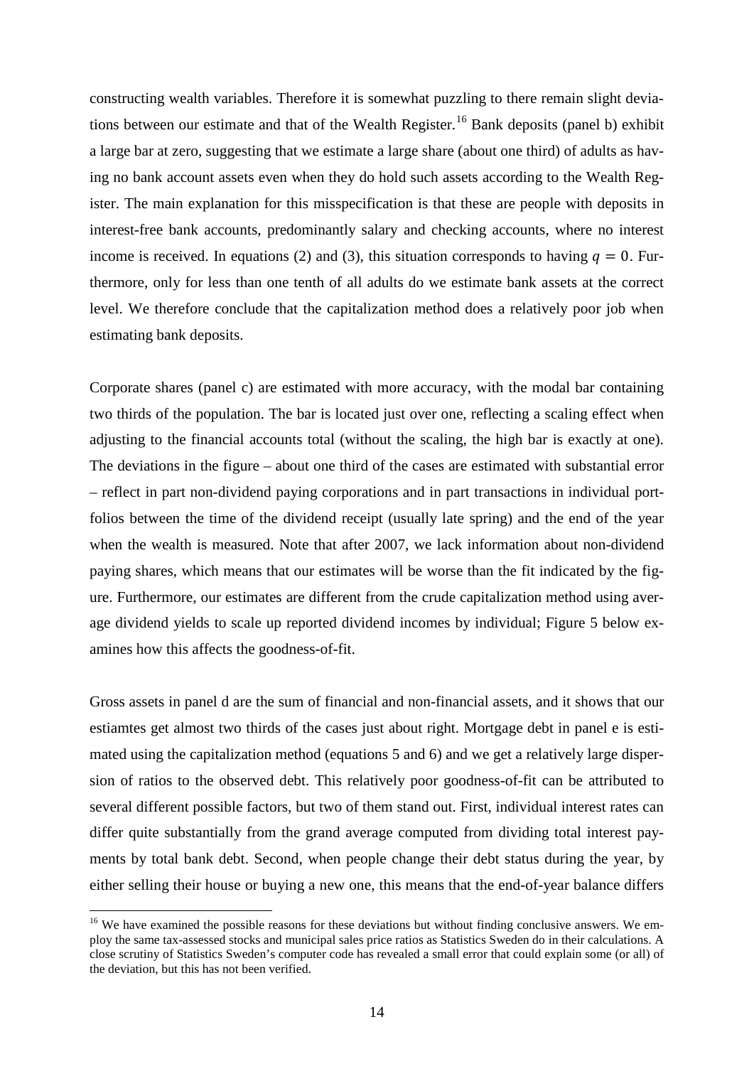constructing wealth variables. Therefore it is somewhat puzzling to there remain slight deviations between our estimate and that of the Wealth Register.[16] Bank deposits (panel b) exhibit a large bar at zero, suggesting that we estimate a large share (about one third) of adults as having no bank account assets even when they do hold such assets according to the Wealth Register. The main explanation for this misspecification is that these are people with deposits in interest-free bank accounts, predominantly salary and checking accounts, where no interest income is received. In equations (2) and (3), this situation corresponds to having $q = 0$. Furthermore, only for less than one tenth of all adults do we estimate bank assets at the correct level. We therefore conclude that the capitalization method does a relatively poor job when estimating bank deposits.

Corporate shares (panel c) are estimated with more accuracy, with the modal bar containing two thirds of the population. The bar is located just over one, reflecting a scaling effect when adjusting to the financial accounts total (without the scaling, the high bar is exactly at one). The deviations in the figure – about one third of the cases are estimated with substantial error – reflect in part non-dividend paying corporations and in part transactions in individual portfolios between the time of the dividend receipt (usually late spring) and the end of the year when the wealth is measured. Note that after 2007, we lack information about non-dividend paying shares, which means that our estimates will be worse than the fit indicated by the figure. Furthermore, our estimates are different from the crude capitalization method using average dividend yields to scale up reported dividend incomes by individual; Figure 5 below examines how this affects the goodness-of-fit.

Gross assets in panel d are the sum of financial and non-financial assets, and it shows that our estiamtes get almost two thirds of the cases just about right. Mortgage debt in panel e is estimated using the capitalization method (equations 5 and 6) and we get a relatively large dispersion of ratios to the observed debt. This relatively poor goodness-of-fit can be attributed to several different possible factors, but two of them stand out. First, individual interest rates can differ quite substantially from the grand average computed from dividing total interest payments by total bank debt. Second, when people change their debt status during the year, by either selling their house or buying a new one, this means that the end-of-year balance differs

[16] We have examined the possible reasons for these deviations but without finding conclusive answers. We employ the same tax-assessed stocks and municipal sales price ratios as Statistics Sweden do in their calculations. A close scrutiny of Statistics Sweden's computer code has revealed a small error that could explain some (or all) of the deviation, but this has not been verified.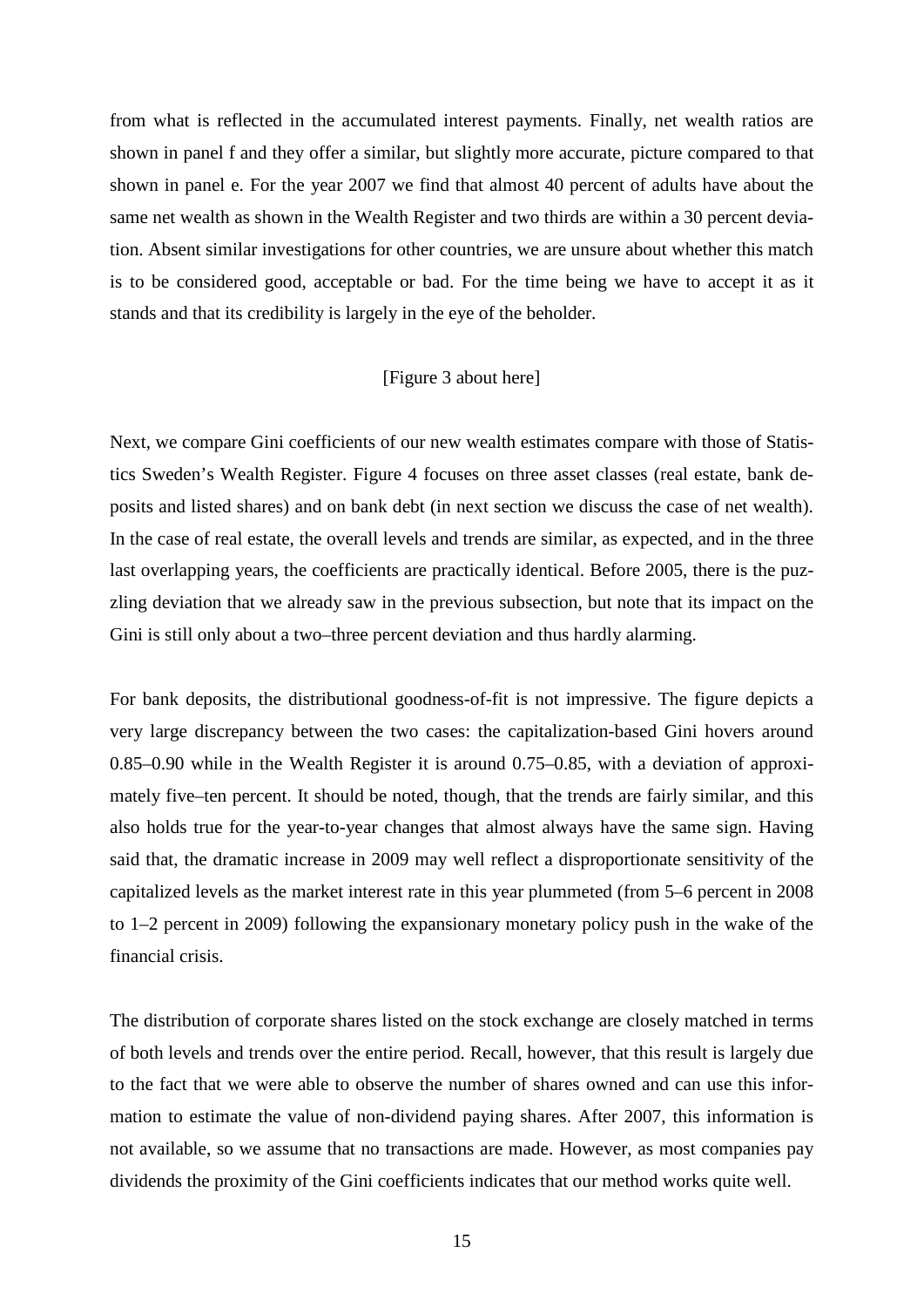from what is reflected in the accumulated interest payments. Finally, net wealth ratios are shown in panel f and they offer a similar, but slightly more accurate, picture compared to that shown in panel e. For the year 2007 we find that almost 40 percent of adults have about the same net wealth as shown in the Wealth Register and two thirds are within a 30 percent deviation. Absent similar investigations for other countries, we are unsure about whether this match is to be considered good, acceptable or bad. For the time being we have to accept it as it stands and that its credibility is largely in the eye of the beholder.

[Figure 3 about here]

Next, we compare Gini coefficients of our new wealth estimates compare with those of Statistics Sweden's Wealth Register. Figure 4 focuses on three asset classes (real estate, bank deposits and listed shares) and on bank debt (in next section we discuss the case of net wealth). In the case of real estate, the overall levels and trends are similar, as expected, and in the three last overlapping years, the coefficients are practically identical. Before 2005, there is the puzzling deviation that we already saw in the previous subsection, but note that its impact on the Gini is still only about a two–three percent deviation and thus hardly alarming.

For bank deposits, the distributional goodness-of-fit is not impressive. The figure depicts a very large discrepancy between the two cases: the capitalization-based Gini hovers around 0.85–0.90 while in the Wealth Register it is around 0.75–0.85, with a deviation of approximately five–ten percent. It should be noted, though, that the trends are fairly similar, and this also holds true for the year-to-year changes that almost always have the same sign. Having said that, the dramatic increase in 2009 may well reflect a disproportionate sensitivity of the capitalized levels as the market interest rate in this year plummeted (from 5–6 percent in 2008 to 1–2 percent in 2009) following the expansionary monetary policy push in the wake of the financial crisis.

The distribution of corporate shares listed on the stock exchange are closely matched in terms of both levels and trends over the entire period. Recall, however, that this result is largely due to the fact that we were able to observe the number of shares owned and can use this information to estimate the value of non-dividend paying shares. After 2007, this information is not available, so we assume that no transactions are made. However, as most companies pay dividends the proximity of the Gini coefficients indicates that our method works quite well.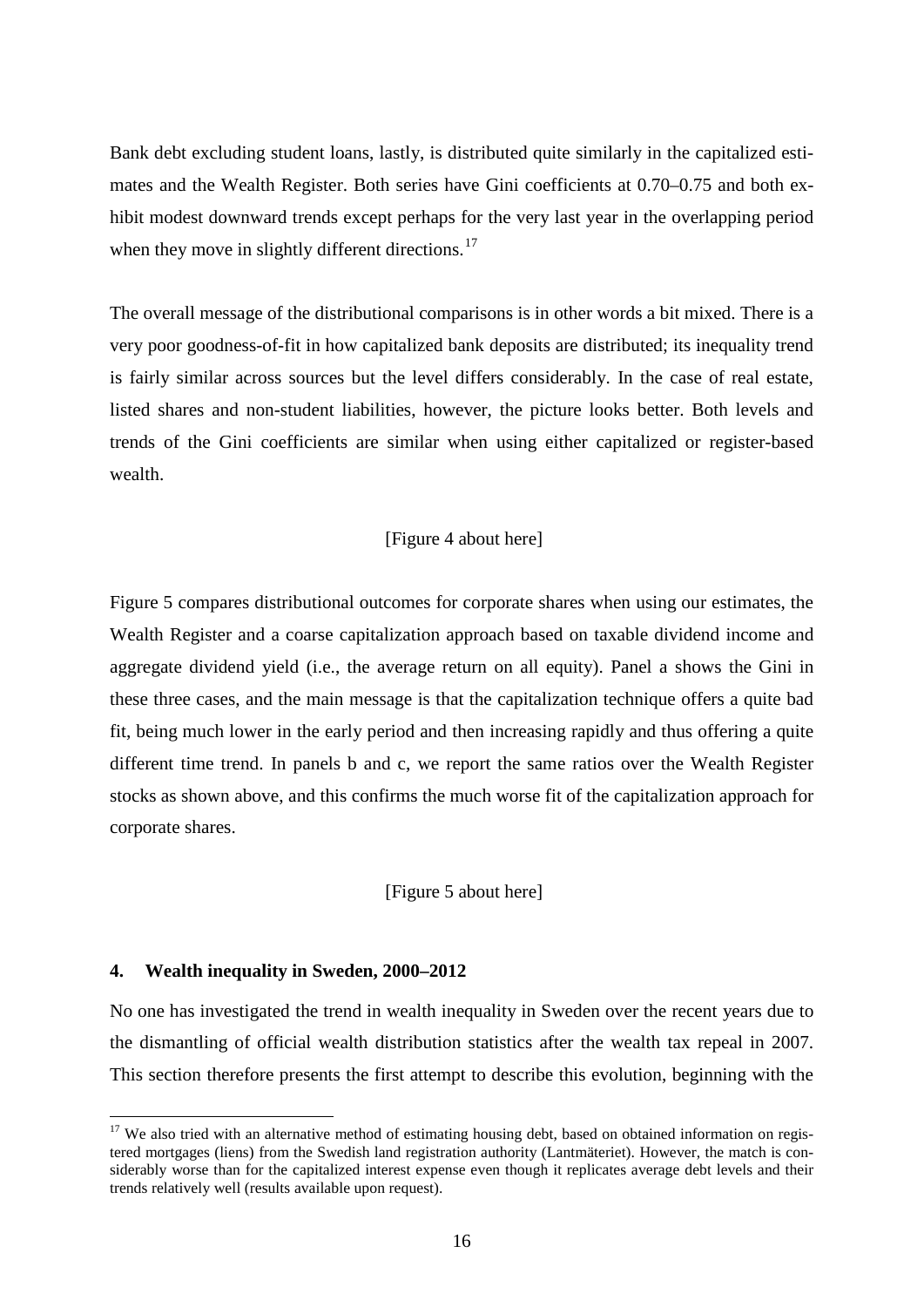Bank debt excluding student loans, lastly, is distributed quite similarly in the capitalized estimates and the Wealth Register. Both series have Gini coefficients at 0.70–0.75 and both exhibit modest downward trends except perhaps for the very last year in the overlapping period when they move in slightly different directions.[17]

The overall message of the distributional comparisons is in other words a bit mixed. There is a very poor goodness-of-fit in how capitalized bank deposits are distributed; its inequality trend is fairly similar across sources but the level differs considerably. In the case of real estate, listed shares and non-student liabilities, however, the picture looks better. Both levels and trends of the Gini coefficients are similar when using either capitalized or register-based wealth.

[Figure 4 about here]

Figure 5 compares distributional outcomes for corporate shares when using our estimates, the Wealth Register and a coarse capitalization approach based on taxable dividend income and aggregate dividend yield (i.e., the average return on all equity). Panel a shows the Gini in these three cases, and the main message is that the capitalization technique offers a quite bad fit, being much lower in the early period and then increasing rapidly and thus offering a quite different time trend. In panels b and c, we report the same ratios over the Wealth Register stocks as shown above, and this confirms the much worse fit of the capitalization approach for corporate shares.

[Figure 5 about here]

## 4. Wealth inequality in Sweden, 2000–2012

No one has investigated the trend in wealth inequality in Sweden over the recent years due to the dismantling of official wealth distribution statistics after the wealth tax repeal in 2007. This section therefore presents the first attempt to describe this evolution, beginning with the

[17] We also tried with an alternative method of estimating housing debt, based on obtained information on registered mortgages (liens) from the Swedish land registration authority (Lantmäteriet). However, the match is considerably worse than for the capitalized interest expense even though it replicates average debt levels and their trends relatively well (results available upon request).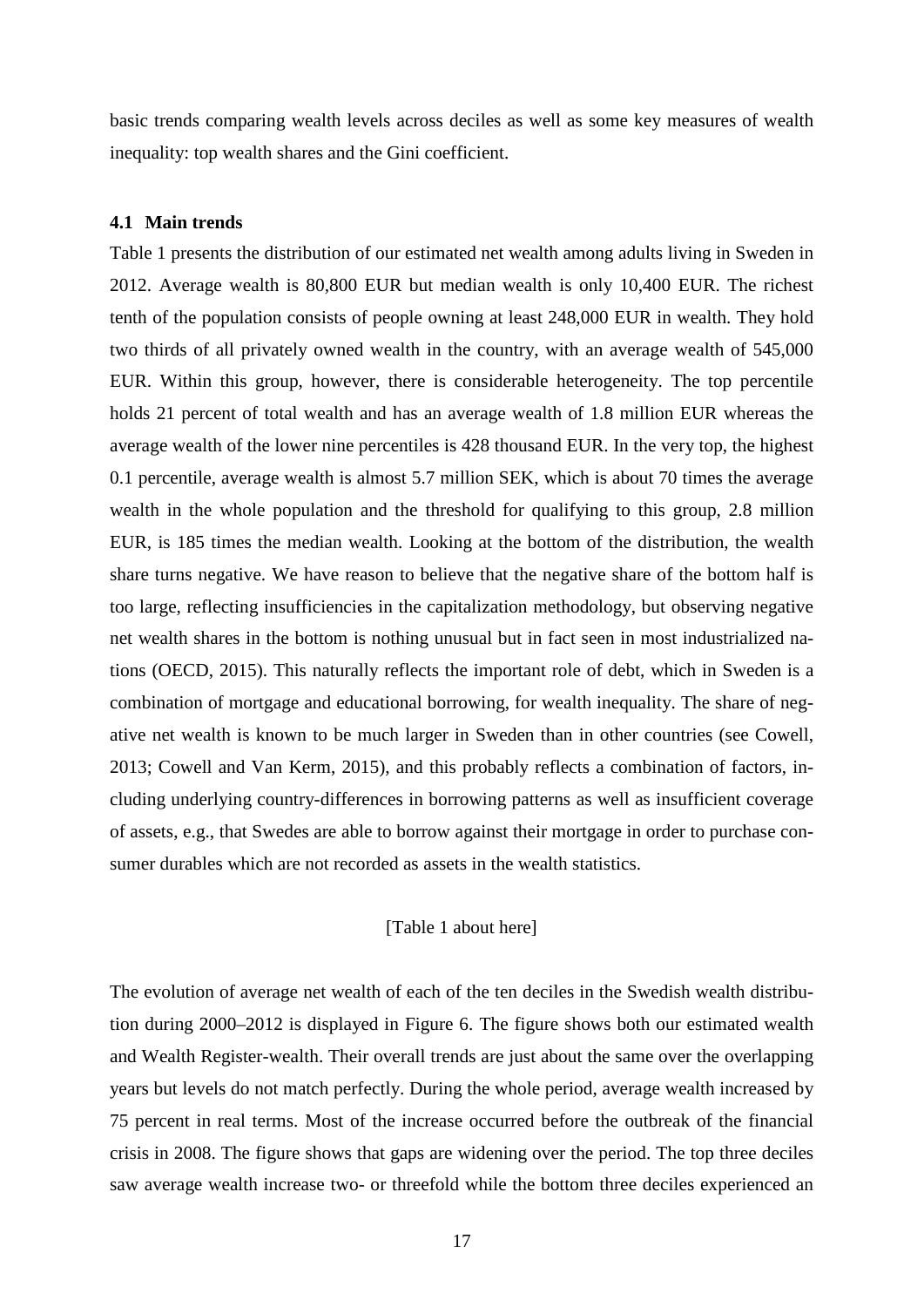basic trends comparing wealth levels across deciles as well as some key measures of wealth inequality: top wealth shares and the Gini coefficient.

### 4.1 Main trends

Table 1 presents the distribution of our estimated net wealth among adults living in Sweden in 2012. Average wealth is 80,800 EUR but median wealth is only 10,400 EUR. The richest tenth of the population consists of people owning at least 248,000 EUR in wealth. They hold two thirds of all privately owned wealth in the country, with an average wealth of 545,000 EUR. Within this group, however, there is considerable heterogeneity. The top percentile holds 21 percent of total wealth and has an average wealth of 1.8 million EUR whereas the average wealth of the lower nine percentiles is 428 thousand EUR. In the very top, the highest 0.1 percentile, average wealth is almost 5.7 million SEK, which is about 70 times the average wealth in the whole population and the threshold for qualifying to this group, 2.8 million EUR, is 185 times the median wealth. Looking at the bottom of the distribution, the wealth share turns negative. We have reason to believe that the negative share of the bottom half is too large, reflecting insufficiencies in the capitalization methodology, but observing negative net wealth shares in the bottom is nothing unusual but in fact seen in most industrialized nations (OECD, 2015). This naturally reflects the important role of debt, which in Sweden is a combination of mortgage and educational borrowing, for wealth inequality. The share of negative net wealth is known to be much larger in Sweden than in other countries (see Cowell, 2013; Cowell and Van Kerm, 2015), and this probably reflects a combination of factors, including underlying country-differences in borrowing patterns as well as insufficient coverage of assets, e.g., that Swedes are able to borrow against their mortgage in order to purchase consumer durables which are not recorded as assets in the wealth statistics.

[Table 1 about here]

The evolution of average net wealth of each of the ten deciles in the Swedish wealth distribution during 2000–2012 is displayed in Figure 6. The figure shows both our estimated wealth and Wealth Register-wealth. Their overall trends are just about the same over the overlapping years but levels do not match perfectly. During the whole period, average wealth increased by 75 percent in real terms. Most of the increase occurred before the outbreak of the financial crisis in 2008. The figure shows that gaps are widening over the period. The top three deciles saw average wealth increase two- or threefold while the bottom three deciles experienced an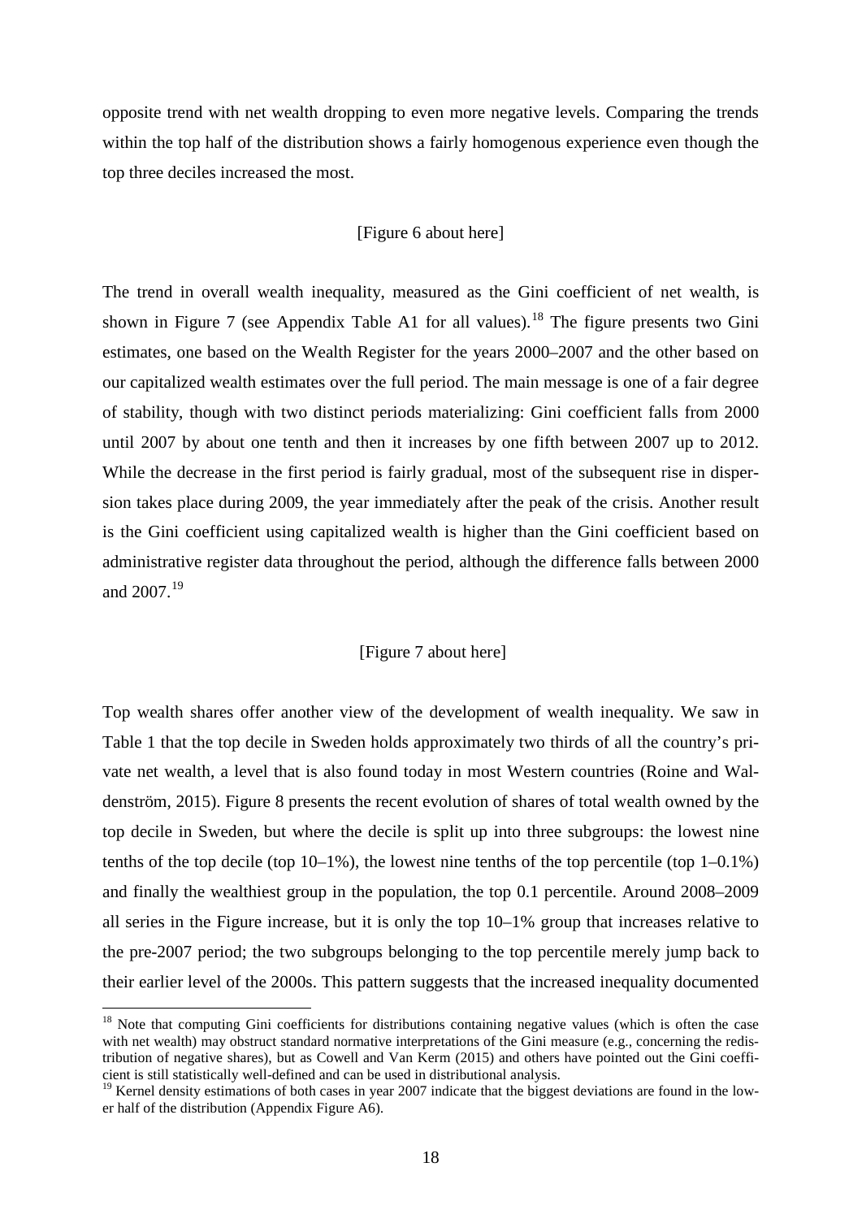opposite trend with net wealth dropping to even more negative levels. Comparing the trends within the top half of the distribution shows a fairly homogenous experience even though the top three deciles increased the most.

[Figure 6 about here]

The trend in overall wealth inequality, measured as the Gini coefficient of net wealth, is shown in Figure 7 (see Appendix Table A1 for all values).[18] The figure presents two Gini estimates, one based on the Wealth Register for the years 2000–2007 and the other based on our capitalized wealth estimates over the full period. The main message is one of a fair degree of stability, though with two distinct periods materializing: Gini coefficient falls from 2000 until 2007 by about one tenth and then it increases by one fifth between 2007 up to 2012. While the decrease in the first period is fairly gradual, most of the subsequent rise in dispersion takes place during 2009, the year immediately after the peak of the crisis. Another result is the Gini coefficient using capitalized wealth is higher than the Gini coefficient based on administrative register data throughout the period, although the difference falls between 2000 and 2007.[19]

[Figure 7 about here]

Top wealth shares offer another view of the development of wealth inequality. We saw in Table 1 that the top decile in Sweden holds approximately two thirds of all the country's private net wealth, a level that is also found today in most Western countries (Roine and Waldenström, 2015). Figure 8 presents the recent evolution of shares of total wealth owned by the top decile in Sweden, but where the decile is split up into three subgroups: the lowest nine tenths of the top decile (top 10–1%), the lowest nine tenths of the top percentile (top 1–0.1%) and finally the wealthiest group in the population, the top 0.1 percentile. Around 2008–2009 all series in the Figure increase, but it is only the top 10–1% group that increases relative to the pre-2007 period; the two subgroups belonging to the top percentile merely jump back to their earlier level of the 2000s. This pattern suggests that the increased inequality documented

[18] Note that computing Gini coefficients for distributions containing negative values (which is often the case with net wealth) may obstruct standard normative interpretations of the Gini measure (e.g., concerning the redistribution of negative shares), but as Cowell and Van Kerm (2015) and others have pointed out the Gini coefficient is still statistically well-defined and can be used in distributional analysis.

[19] Kernel density estimations of both cases in year 2007 indicate that the biggest deviations are found in the lower half of the distribution (Appendix Figure A6).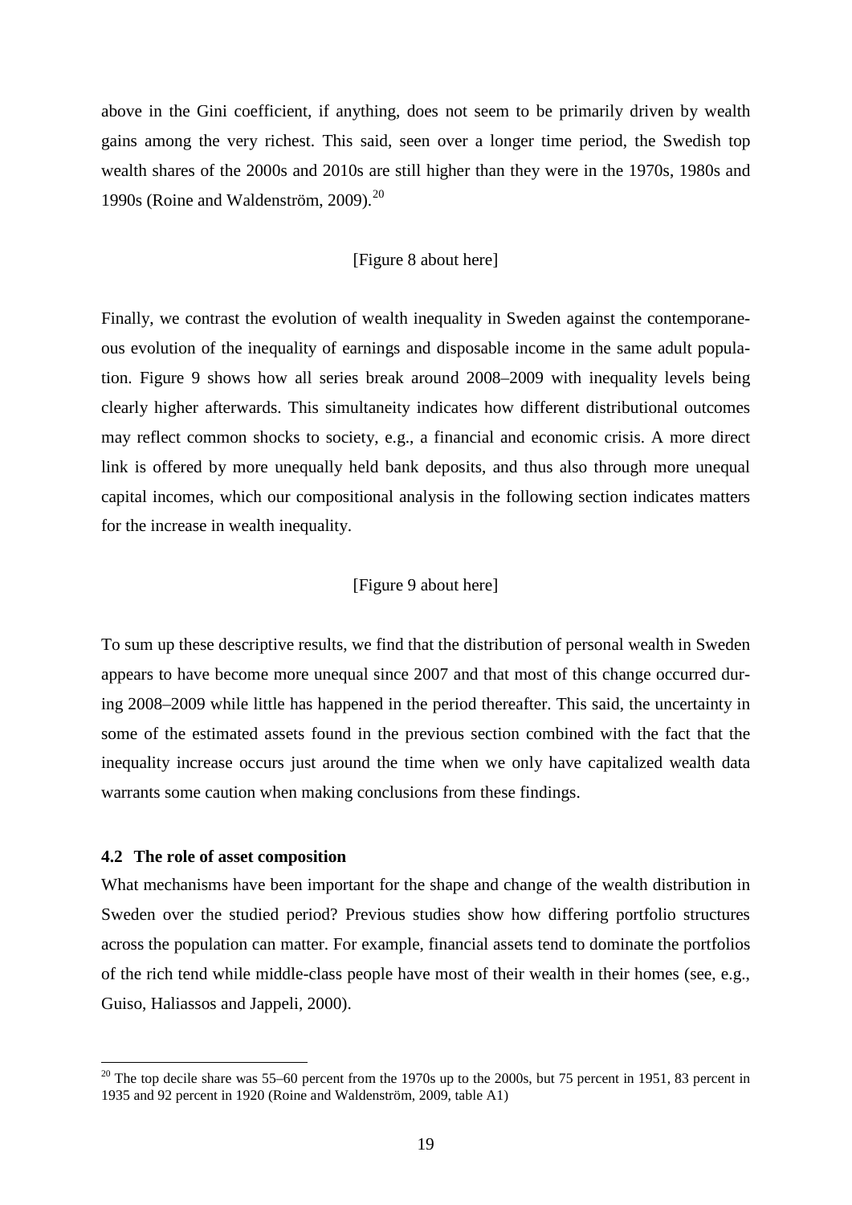above in the Gini coefficient, if anything, does not seem to be primarily driven by wealth gains among the very richest. This said, seen over a longer time period, the Swedish top wealth shares of the 2000s and 2010s are still higher than they were in the 1970s, 1980s and 1990s (Roine and Waldenström, 2009).[20]

[Figure 8 about here]

Finally, we contrast the evolution of wealth inequality in Sweden against the contemporaneous evolution of the inequality of earnings and disposable income in the same adult population. Figure 9 shows how all series break around 2008–2009 with inequality levels being clearly higher afterwards. This simultaneity indicates how different distributional outcomes may reflect common shocks to society, e.g., a financial and economic crisis. A more direct link is offered by more unequally held bank deposits, and thus also through more unequal capital incomes, which our compositional analysis in the following section indicates matters for the increase in wealth inequality.

[Figure 9 about here]

To sum up these descriptive results, we find that the distribution of personal wealth in Sweden appears to have become more unequal since 2007 and that most of this change occurred during 2008–2009 while little has happened in the period thereafter. This said, the uncertainty in some of the estimated assets found in the previous section combined with the fact that the inequality increase occurs just around the time when we only have capitalized wealth data warrants some caution when making conclusions from these findings.

### 4.2 The role of asset composition

What mechanisms have been important for the shape and change of the wealth distribution in Sweden over the studied period? Previous studies show how differing portfolio structures across the population can matter. For example, financial assets tend to dominate the portfolios of the rich tend while middle-class people have most of their wealth in their homes (see, e.g., Guiso, Haliassos and Jappeli, 2000).

---

[20] The top decile share was 55–60 percent from the 1970s up to the 2000s, but 75 percent in 1951, 83 percent in 1935 and 92 percent in 1920 (Roine and Waldenström, 2009, table A1)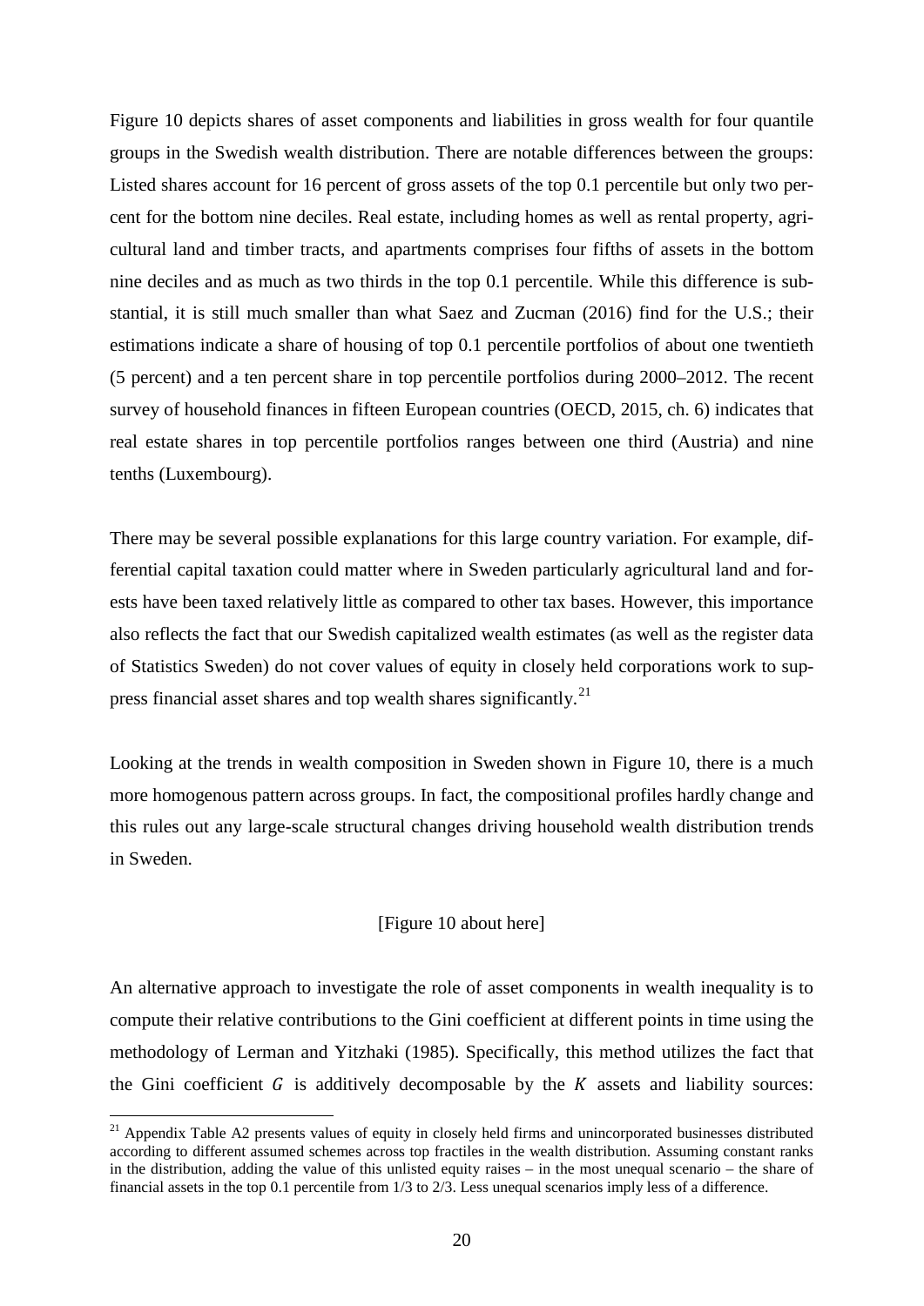Figure 10 depicts shares of asset components and liabilities in gross wealth for four quantile groups in the Swedish wealth distribution. There are notable differences between the groups: Listed shares account for 16 percent of gross assets of the top 0.1 percentile but only two percent for the bottom nine deciles. Real estate, including homes as well as rental property, agricultural land and timber tracts, and apartments comprises four fifths of assets in the bottom nine deciles and as much as two thirds in the top 0.1 percentile. While this difference is substantial, it is still much smaller than what Saez and Zucman (2016) find for the U.S.; their estimations indicate a share of housing of top 0.1 percentile portfolios of about one twentieth (5 percent) and a ten percent share in top percentile portfolios during 2000–2012. The recent survey of household finances in fifteen European countries (OECD, 2015, ch. 6) indicates that real estate shares in top percentile portfolios ranges between one third (Austria) and nine tenths (Luxembourg).

There may be several possible explanations for this large country variation. For example, differential capital taxation could matter where in Sweden particularly agricultural land and forests have been taxed relatively little as compared to other tax bases. However, this importance also reflects the fact that our Swedish capitalized wealth estimates (as well as the register data of Statistics Sweden) do not cover values of equity in closely held corporations work to suppress financial asset shares and top wealth shares significantly.[21]

Looking at the trends in wealth composition in Sweden shown in Figure 10, there is a much more homogenous pattern across groups. In fact, the compositional profiles hardly change and this rules out any large-scale structural changes driving household wealth distribution trends in Sweden.

[Figure 10 about here]

An alternative approach to investigate the role of asset components in wealth inequality is to compute their relative contributions to the Gini coefficient at different points in time using the methodology of Lerman and Yitzhaki (1985). Specifically, this method utilizes the fact that the Gini coefficient $G$ is additively decomposable by the $K$ assets and liability sources:

[21] Appendix Table A2 presents values of equity in closely held firms and unincorporated businesses distributed according to different assumed schemes across top fractiles in the wealth distribution. Assuming constant ranks in the distribution, adding the value of this unlisted equity raises – in the most unequal scenario – the share of financial assets in the top 0.1 percentile from 1/3 to 2/3. Less unequal scenarios imply less of a difference.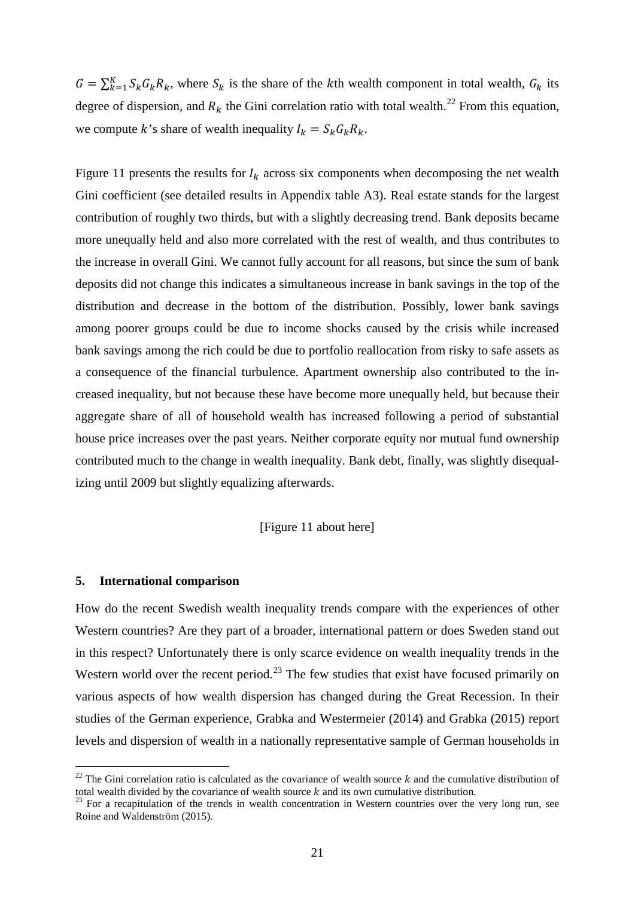$G = \sum_{k=1}^{K} S_k G_k R_k$, where $S_k$ is the share of the $k$th wealth component in total wealth, $G_k$ its degree of dispersion, and $R_k$ the Gini correlation ratio with total wealth.[22] From this equation, we compute $k$'s share of wealth inequality $I_k = S_k G_k R_k$.

Figure 11 presents the results for $I_k$ across six components when decomposing the net wealth Gini coefficient (see detailed results in Appendix table A3). Real estate stands for the largest contribution of roughly two thirds, but with a slightly decreasing trend. Bank deposits became more unequally held and also more correlated with the rest of wealth, and thus contributes to the increase in overall Gini. We cannot fully account for all reasons, but since the sum of bank deposits did not change this indicates a simultaneous increase in bank savings in the top of the distribution and decrease in the bottom of the distribution. Possibly, lower bank savings among poorer groups could be due to income shocks caused by the crisis while increased bank savings among the rich could be due to portfolio reallocation from risky to safe assets as a consequence of the financial turbulence. Apartment ownership also contributed to the increased inequality, but not because these have become more unequally held, but because their aggregate share of all of household wealth has increased following a period of substantial house price increases over the past years. Neither corporate equity nor mutual fund ownership contributed much to the change in wealth inequality. Bank debt, finally, was slightly disequalizing until 2009 but slightly equalizing afterwards.

[Figure 11 about here]

## 5. International comparison

How do the recent Swedish wealth inequality trends compare with the experiences of other Western countries? Are they part of a broader, international pattern or does Sweden stand out in this respect? Unfortunately there is only scarce evidence on wealth inequality trends in the Western world over the recent period.[23] The few studies that exist have focused primarily on various aspects of how wealth dispersion has changed during the Great Recession. In their studies of the German experience, Grabka and Westermeier (2014) and Grabka (2015) report levels and dispersion of wealth in a nationally representative sample of German households in

[22] The Gini correlation ratio is calculated as the covariance of wealth source $k$ and the cumulative distribution of total wealth divided by the covariance of wealth source $k$ and its own cumulative distribution.

[23] For a recapitulation of the trends in wealth concentration in Western countries over the very long run, see Roine and Waldenström (2015).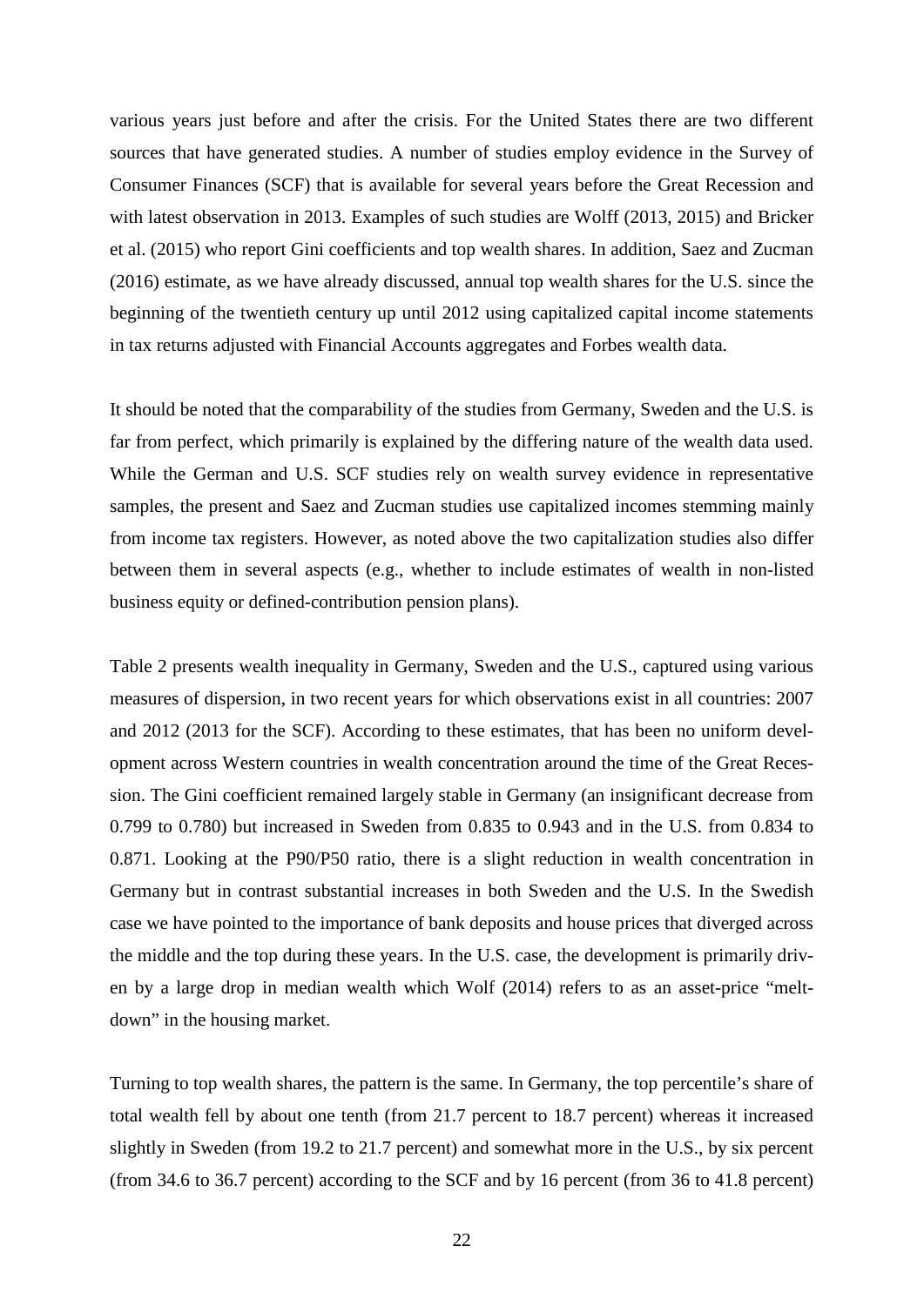various years just before and after the crisis. For the United States there are two different sources that have generated studies. A number of studies employ evidence in the Survey of Consumer Finances (SCF) that is available for several years before the Great Recession and with latest observation in 2013. Examples of such studies are Wolff (2013, 2015) and Bricker et al. (2015) who report Gini coefficients and top wealth shares. In addition, Saez and Zucman (2016) estimate, as we have already discussed, annual top wealth shares for the U.S. since the beginning of the twentieth century up until 2012 using capitalized capital income statements in tax returns adjusted with Financial Accounts aggregates and Forbes wealth data.

It should be noted that the comparability of the studies from Germany, Sweden and the U.S. is far from perfect, which primarily is explained by the differing nature of the wealth data used. While the German and U.S. SCF studies rely on wealth survey evidence in representative samples, the present and Saez and Zucman studies use capitalized incomes stemming mainly from income tax registers. However, as noted above the two capitalization studies also differ between them in several aspects (e.g., whether to include estimates of wealth in non-listed business equity or defined-contribution pension plans).

Table 2 presents wealth inequality in Germany, Sweden and the U.S., captured using various measures of dispersion, in two recent years for which observations exist in all countries: 2007 and 2012 (2013 for the SCF). According to these estimates, that has been no uniform development across Western countries in wealth concentration around the time of the Great Recession. The Gini coefficient remained largely stable in Germany (an insignificant decrease from 0.799 to 0.780) but increased in Sweden from 0.835 to 0.943 and in the U.S. from 0.834 to 0.871. Looking at the P90/P50 ratio, there is a slight reduction in wealth concentration in Germany but in contrast substantial increases in both Sweden and the U.S. In the Swedish case we have pointed to the importance of bank deposits and house prices that diverged across the middle and the top during these years. In the U.S. case, the development is primarily driven by a large drop in median wealth which Wolf (2014) refers to as an asset-price "meltdown" in the housing market.

Turning to top wealth shares, the pattern is the same. In Germany, the top percentile's share of total wealth fell by about one tenth (from 21.7 percent to 18.7 percent) whereas it increased slightly in Sweden (from 19.2 to 21.7 percent) and somewhat more in the U.S., by six percent (from 34.6 to 36.7 percent) according to the SCF and by 16 percent (from 36 to 41.8 percent)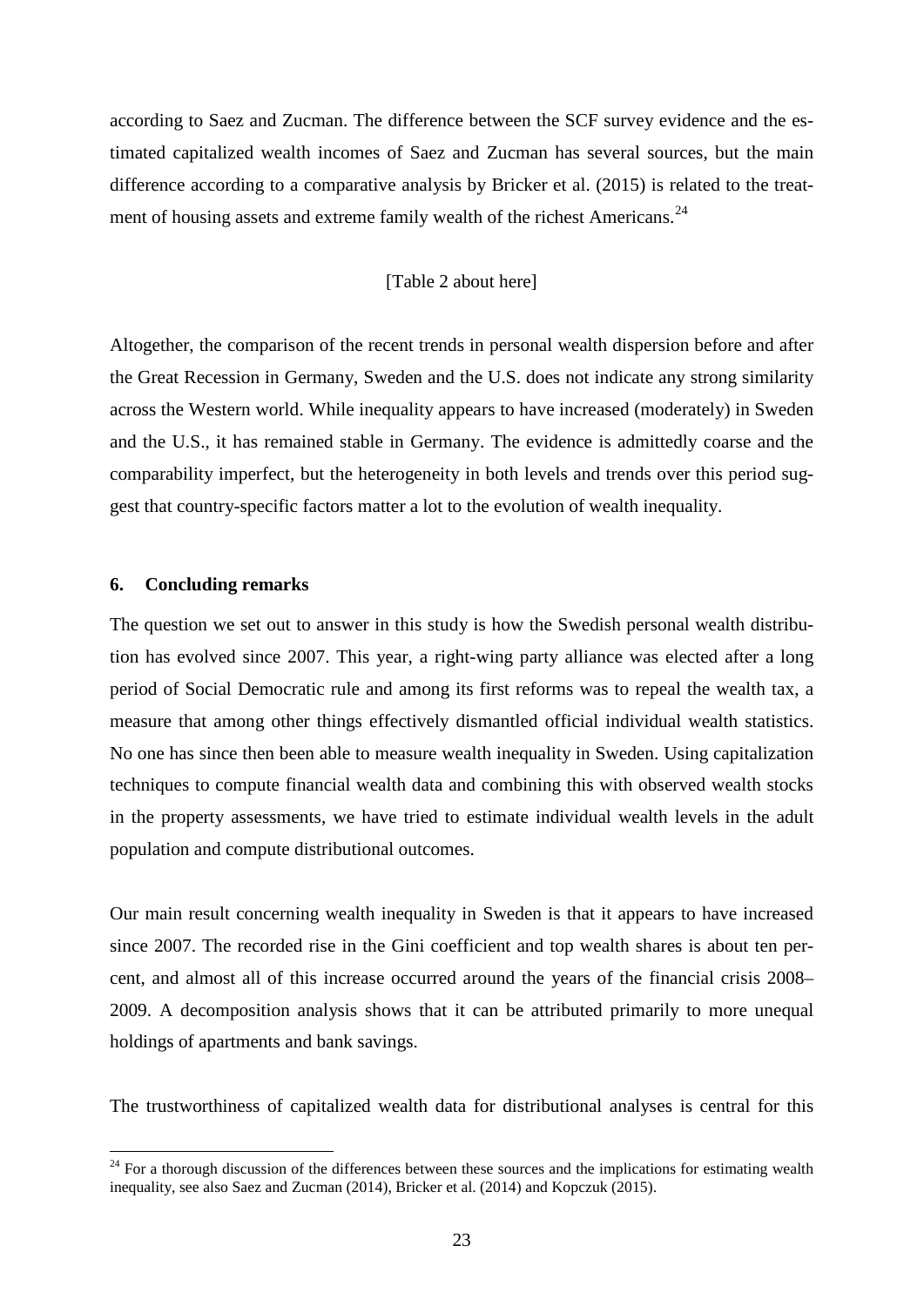according to Saez and Zucman. The difference between the SCF survey evidence and the estimated capitalized wealth incomes of Saez and Zucman has several sources, but the main difference according to a comparative analysis by Bricker et al. (2015) is related to the treatment of housing assets and extreme family wealth of the richest Americans.[24]

[Table 2 about here]

Altogether, the comparison of the recent trends in personal wealth dispersion before and after the Great Recession in Germany, Sweden and the U.S. does not indicate any strong similarity across the Western world. While inequality appears to have increased (moderately) in Sweden and the U.S., it has remained stable in Germany. The evidence is admittedly coarse and the comparability imperfect, but the heterogeneity in both levels and trends over this period suggest that country-specific factors matter a lot to the evolution of wealth inequality.

## 6. Concluding remarks

The question we set out to answer in this study is how the Swedish personal wealth distribution has evolved since 2007. This year, a right-wing party alliance was elected after a long period of Social Democratic rule and among its first reforms was to repeal the wealth tax, a measure that among other things effectively dismantled official individual wealth statistics. No one has since then been able to measure wealth inequality in Sweden. Using capitalization techniques to compute financial wealth data and combining this with observed wealth stocks in the property assessments, we have tried to estimate individual wealth levels in the adult population and compute distributional outcomes.

Our main result concerning wealth inequality in Sweden is that it appears to have increased since 2007. The recorded rise in the Gini coefficient and top wealth shares is about ten percent, and almost all of this increase occurred around the years of the financial crisis 2008–2009. A decomposition analysis shows that it can be attributed primarily to more unequal holdings of apartments and bank savings.

The trustworthiness of capitalized wealth data for distributional analyses is central for this

[24] For a thorough discussion of the differences between these sources and the implications for estimating wealth inequality, see also Saez and Zucman (2014), Bricker et al. (2014) and Kopczuk (2015).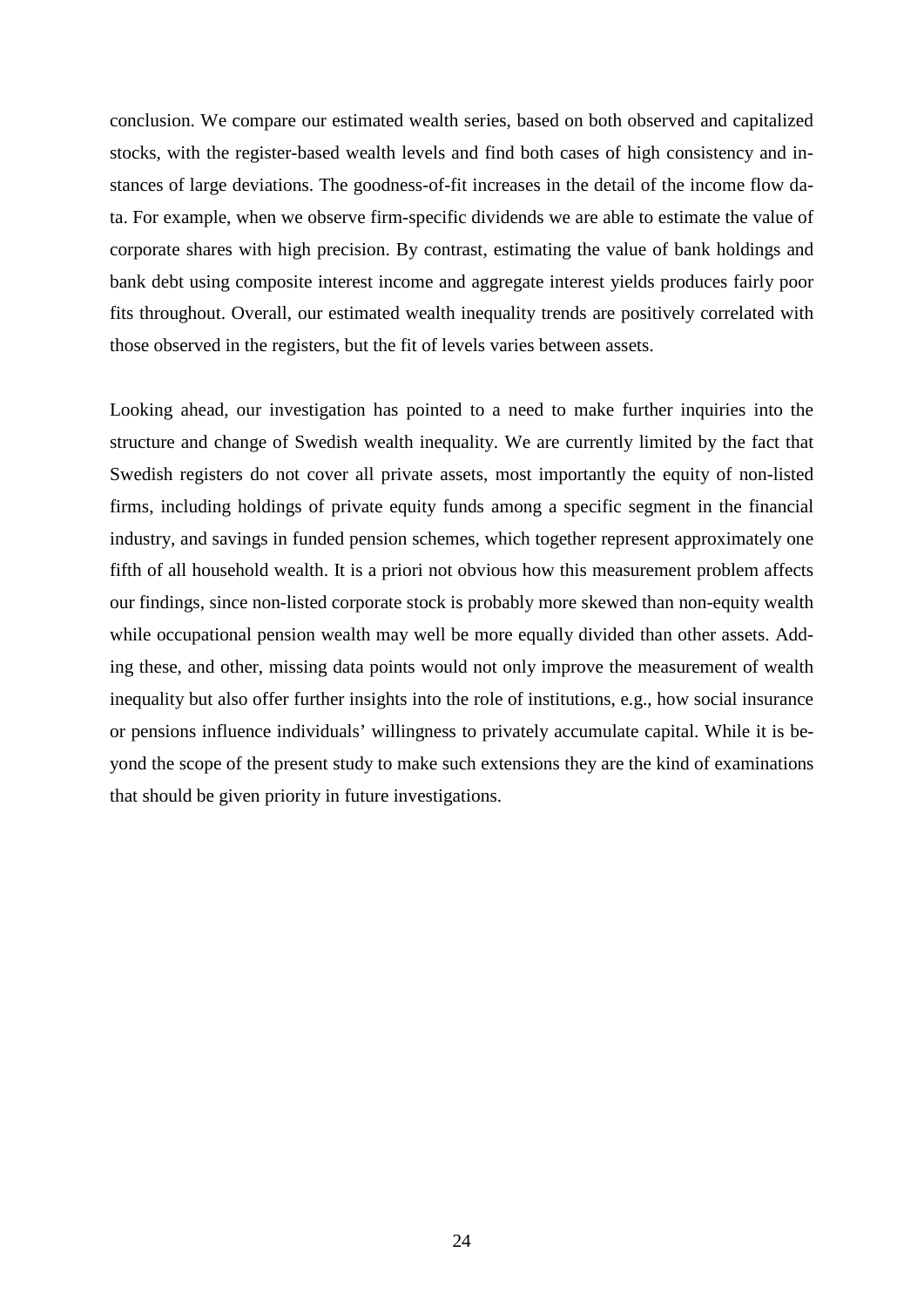conclusion. We compare our estimated wealth series, based on both observed and capitalized stocks, with the register-based wealth levels and find both cases of high consistency and instances of large deviations. The goodness-of-fit increases in the detail of the income flow data. For example, when we observe firm-specific dividends we are able to estimate the value of corporate shares with high precision. By contrast, estimating the value of bank holdings and bank debt using composite interest income and aggregate interest yields produces fairly poor fits throughout. Overall, our estimated wealth inequality trends are positively correlated with those observed in the registers, but the fit of levels varies between assets.

Looking ahead, our investigation has pointed to a need to make further inquiries into the structure and change of Swedish wealth inequality. We are currently limited by the fact that Swedish registers do not cover all private assets, most importantly the equity of non-listed firms, including holdings of private equity funds among a specific segment in the financial industry, and savings in funded pension schemes, which together represent approximately one fifth of all household wealth. It is a priori not obvious how this measurement problem affects our findings, since non-listed corporate stock is probably more skewed than non-equity wealth while occupational pension wealth may well be more equally divided than other assets. Adding these, and other, missing data points would not only improve the measurement of wealth inequality but also offer further insights into the role of institutions, e.g., how social insurance or pensions influence individuals' willingness to privately accumulate capital. While it is beyond the scope of the present study to make such extensions they are the kind of examinations that should be given priority in future investigations.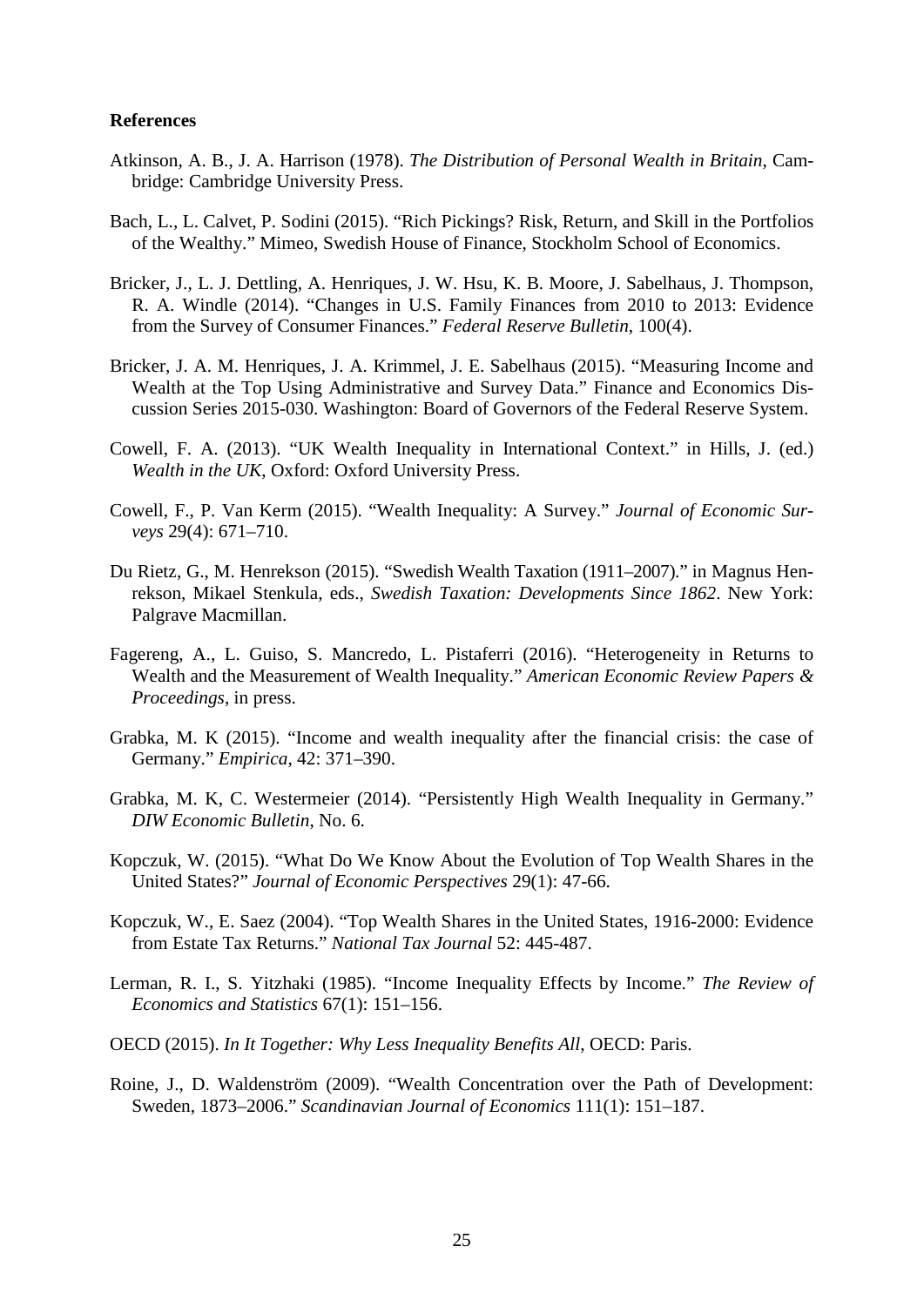**References**

Atkinson, A. B., J. A. Harrison (1978). *The Distribution of Personal Wealth in Britain*, Cambridge: Cambridge University Press.

Bach, L., L. Calvet, P. Sodini (2015). "Rich Pickings? Risk, Return, and Skill in the Portfolios of the Wealthy." Mimeo, Swedish House of Finance, Stockholm School of Economics.

Bricker, J., L. J. Dettling, A. Henriques, J. W. Hsu, K. B. Moore, J. Sabelhaus, J. Thompson, R. A. Windle (2014). "Changes in U.S. Family Finances from 2010 to 2013: Evidence from the Survey of Consumer Finances." *Federal Reserve Bulletin*, 100(4).

Bricker, J. A. M. Henriques, J. A. Krimmel, J. E. Sabelhaus (2015). "Measuring Income and Wealth at the Top Using Administrative and Survey Data." Finance and Economics Discussion Series 2015-030. Washington: Board of Governors of the Federal Reserve System.

Cowell, F. A. (2013). "UK Wealth Inequality in International Context." in Hills, J. (ed.) *Wealth in the UK*, Oxford: Oxford University Press.

Cowell, F., P. Van Kerm (2015). "Wealth Inequality: A Survey." *Journal of Economic Surveys* 29(4): 671–710.

Du Rietz, G., M. Henrekson (2015). "Swedish Wealth Taxation (1911–2007)." in Magnus Henrekson, Mikael Stenkula, eds., *Swedish Taxation: Developments Since 1862*. New York: Palgrave Macmillan.

Fagereng, A., L. Guiso, S. Mancredo, L. Pistaferri (2016). "Heterogeneity in Returns to Wealth and the Measurement of Wealth Inequality." *American Economic Review Papers & Proceedings*, in press.

Grabka, M. K (2015). "Income and wealth inequality after the financial crisis: the case of Germany." *Empirica*, 42: 371–390.

Grabka, M. K, C. Westermeier (2014). "Persistently High Wealth Inequality in Germany." *DIW Economic Bulletin*, No. 6.

Kopczuk, W. (2015). "What Do We Know About the Evolution of Top Wealth Shares in the United States?" *Journal of Economic Perspectives* 29(1): 47-66.

Kopczuk, W., E. Saez (2004). "Top Wealth Shares in the United States, 1916-2000: Evidence from Estate Tax Returns." *National Tax Journal* 52: 445-487.

Lerman, R. I., S. Yitzhaki (1985). "Income Inequality Effects by Income." *The Review of Economics and Statistics* 67(1): 151–156.

OECD (2015). *In It Together: Why Less Inequality Benefits All*, OECD: Paris.

Roine, J., D. Waldenström (2009). "Wealth Concentration over the Path of Development: Sweden, 1873–2006." *Scandinavian Journal of Economics* 111(1): 151–187.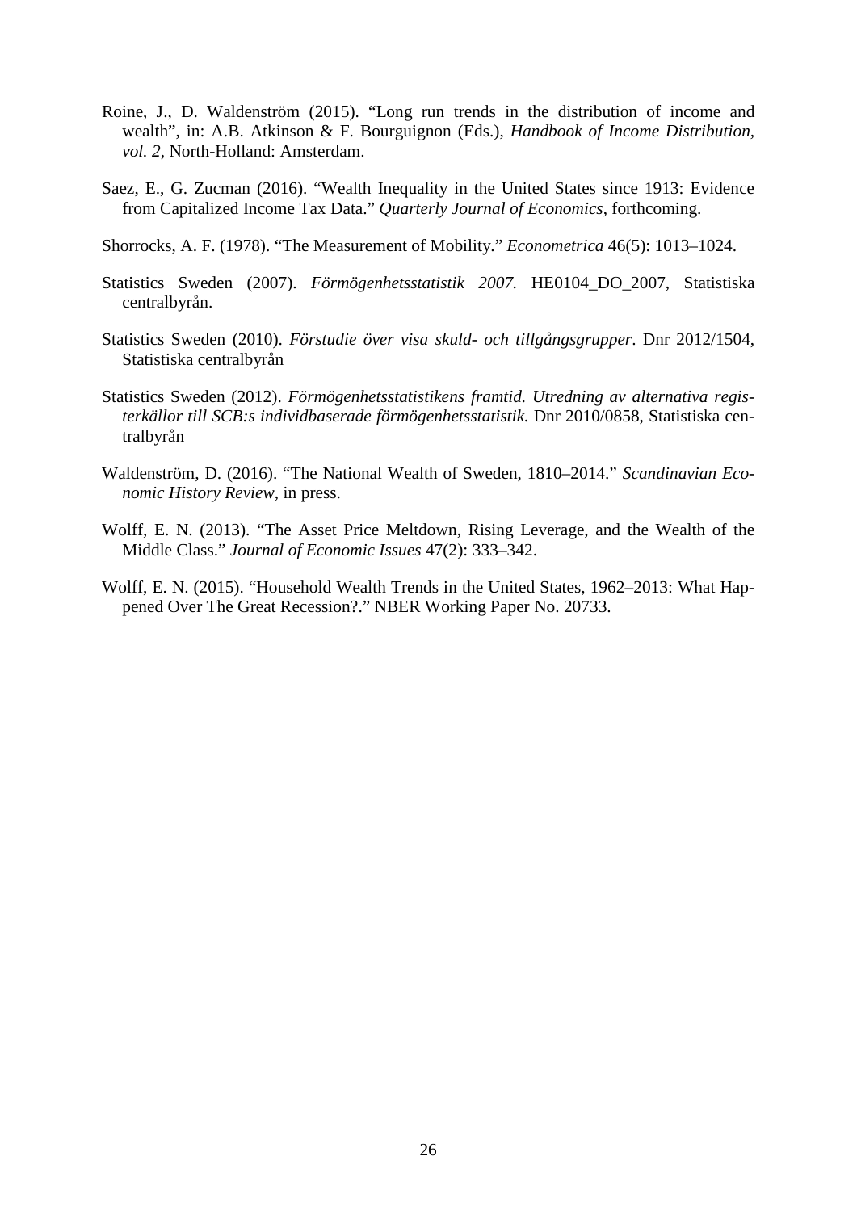Roine, J., D. Waldenström (2015). "Long run trends in the distribution of income and wealth", in: A.B. Atkinson & F. Bourguignon (Eds.), *Handbook of Income Distribution, vol. 2*, North-Holland: Amsterdam.

Saez, E., G. Zucman (2016). "Wealth Inequality in the United States since 1913: Evidence from Capitalized Income Tax Data." *Quarterly Journal of Economics*, forthcoming.

Shorrocks, A. F. (1978). "The Measurement of Mobility." *Econometrica* 46(5): 1013–1024.

Statistics Sweden (2007). *Förmögenhetsstatistik 2007.* HE0104_DO_2007, Statistiska centralbyrån.

Statistics Sweden (2010). *Förstudie över visa skuld- och tillgångsgrupper*. Dnr 2012/1504, Statistiska centralbyrån

Statistics Sweden (2012). *Förmögenhetsstatistikens framtid. Utredning av alternativa registerkällor till SCB:s individbaserade förmögenhetsstatistik.* Dnr 2010/0858, Statistiska centralbyrån

Waldenström, D. (2016). "The National Wealth of Sweden, 1810–2014." *Scandinavian Economic History Review*, in press.

Wolff, E. N. (2013). "The Asset Price Meltdown, Rising Leverage, and the Wealth of the Middle Class." *Journal of Economic Issues* 47(2): 333–342.

Wolff, E. N. (2015). "Household Wealth Trends in the United States, 1962–2013: What Happened Over The Great Recession?." NBER Working Paper No. 20733.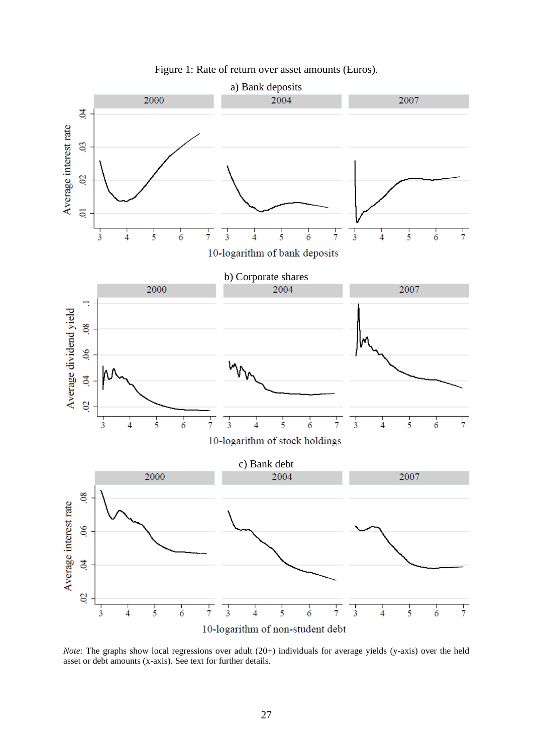Figure 1: Rate of return over asset amounts (Euros).

a) Bank deposits

b) Corporate shares

c) Bank debt

*Note*: The graphs show local regressions over adult (20+) individuals for average yields (y-axis) over the held asset or debt amounts (x-axis). See text for further details.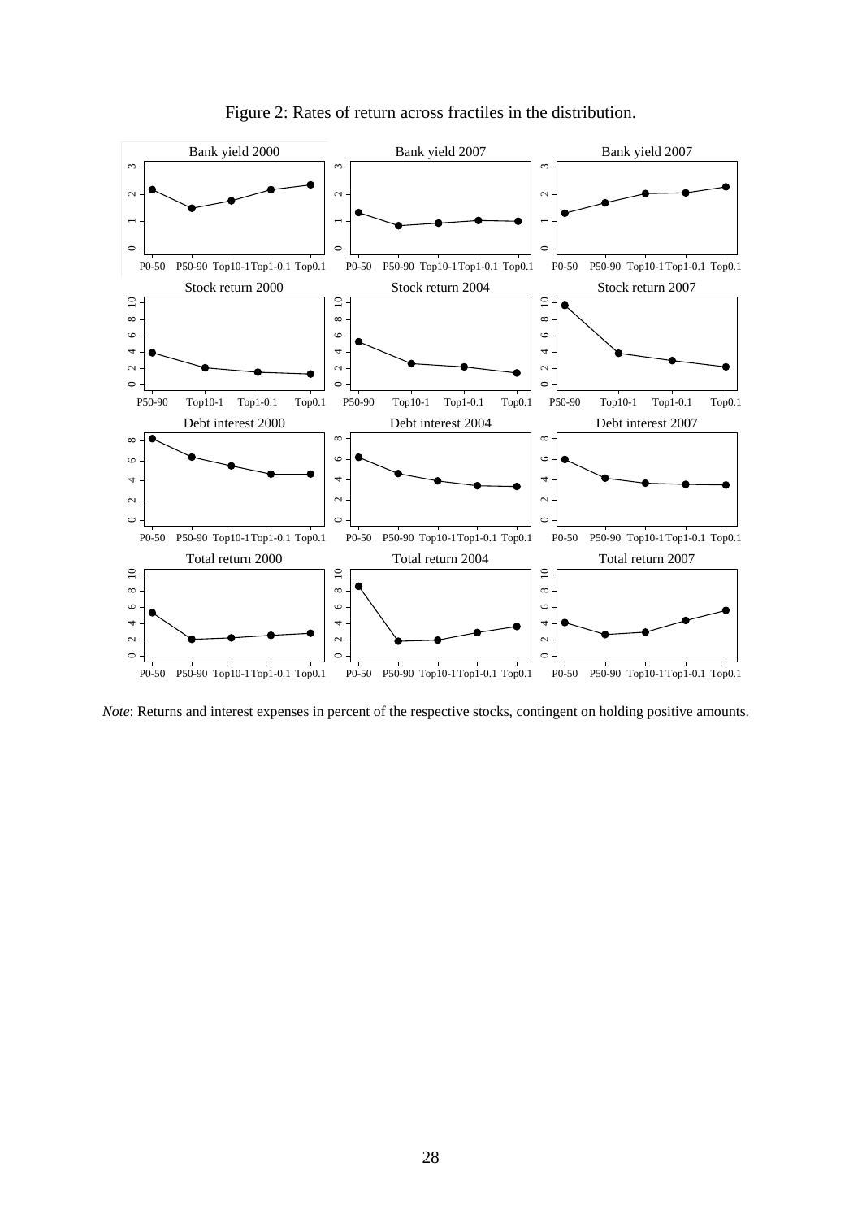Figure 2: Rates of return across fractiles in the distribution.

*Note*: Returns and interest expenses in percent of the respective stocks, contingent on holding positive amounts.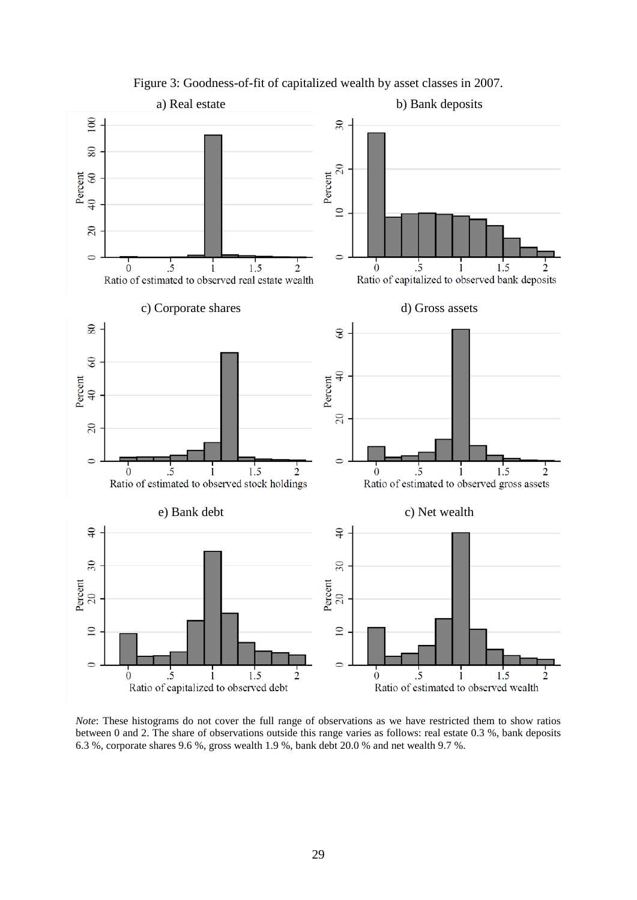Figure 3: Goodness-of-fit of capitalized wealth by asset classes in 2007.

*Note*: These histograms do not cover the full range of observations as we have restricted them to show ratios between 0 and 2. The share of observations outside this range varies as follows: real estate 0.3 %, bank deposits 6.3 %, corporate shares 9.6 %, gross wealth 1.9 %, bank debt 20.0 % and net wealth 9.7 %.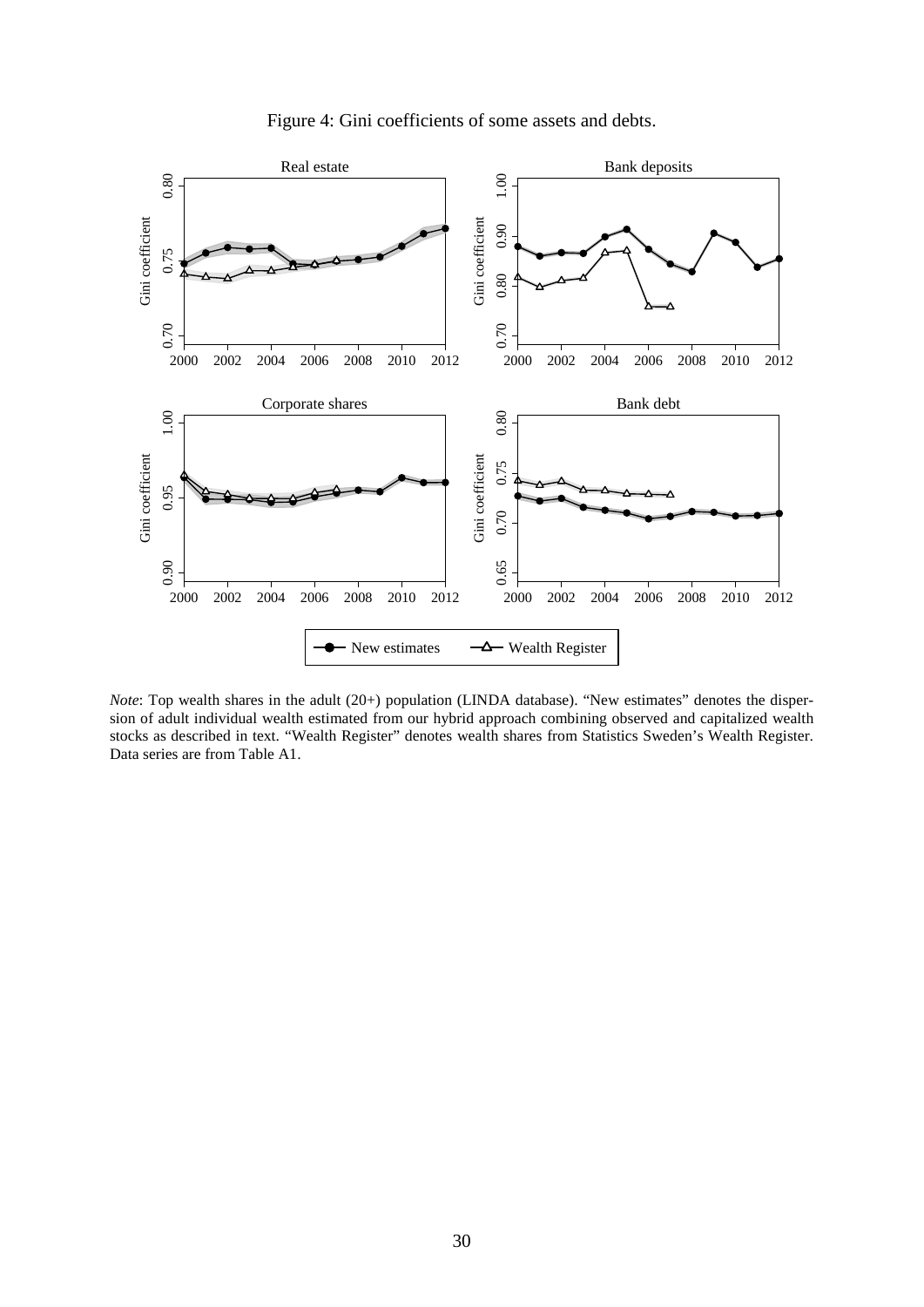Figure 4: Gini coefficients of some assets and debts.

*Note*: Top wealth shares in the adult (20+) population (LINDA database). "New estimates" denotes the dispersion of adult individual wealth estimated from our hybrid approach combining observed and capitalized wealth stocks as described in text. "Wealth Register" denotes wealth shares from Statistics Sweden's Wealth Register. Data series are from Table A1.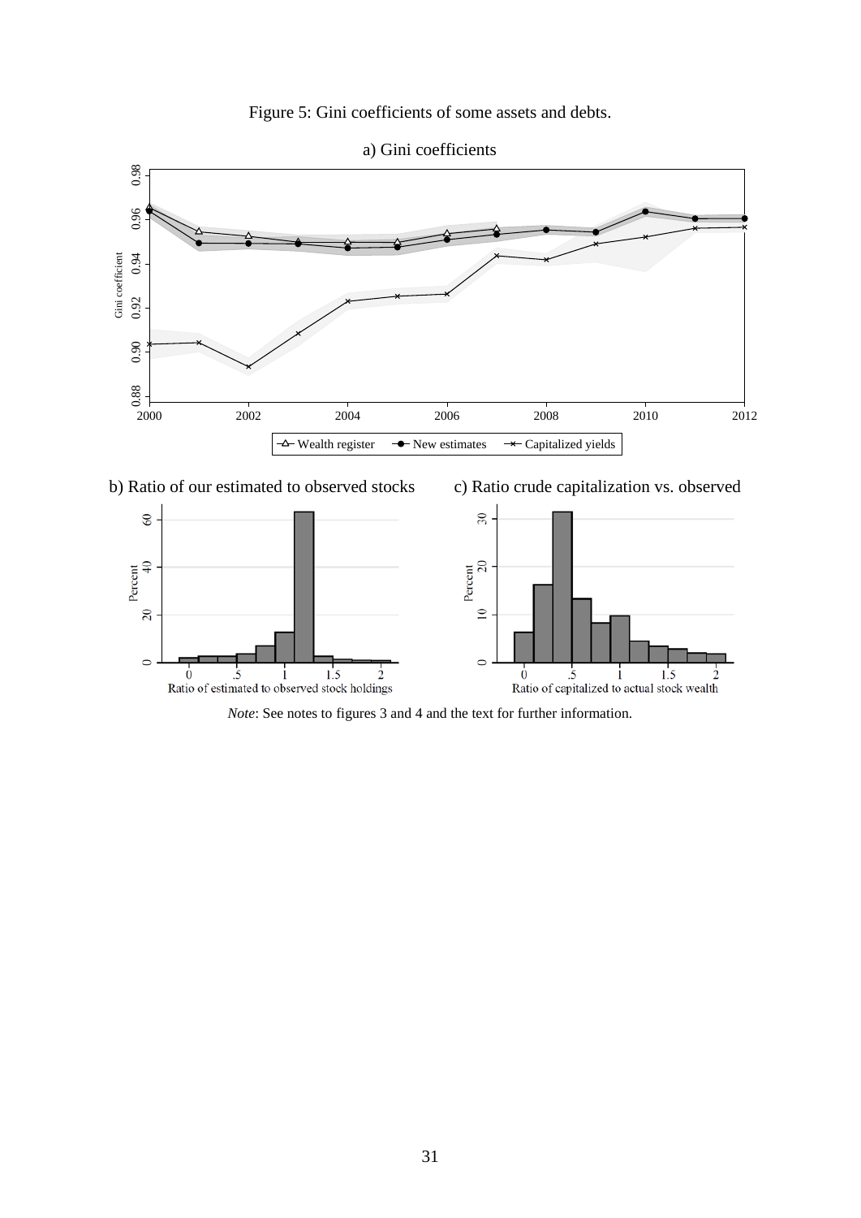Figure 5: Gini coefficients of some assets and debts.

a) Gini coefficients

b) Ratio of our estimated to observed stocks

c) Ratio crude capitalization vs. observed

*Note*: See notes to figures 3 and 4 and the text for further information.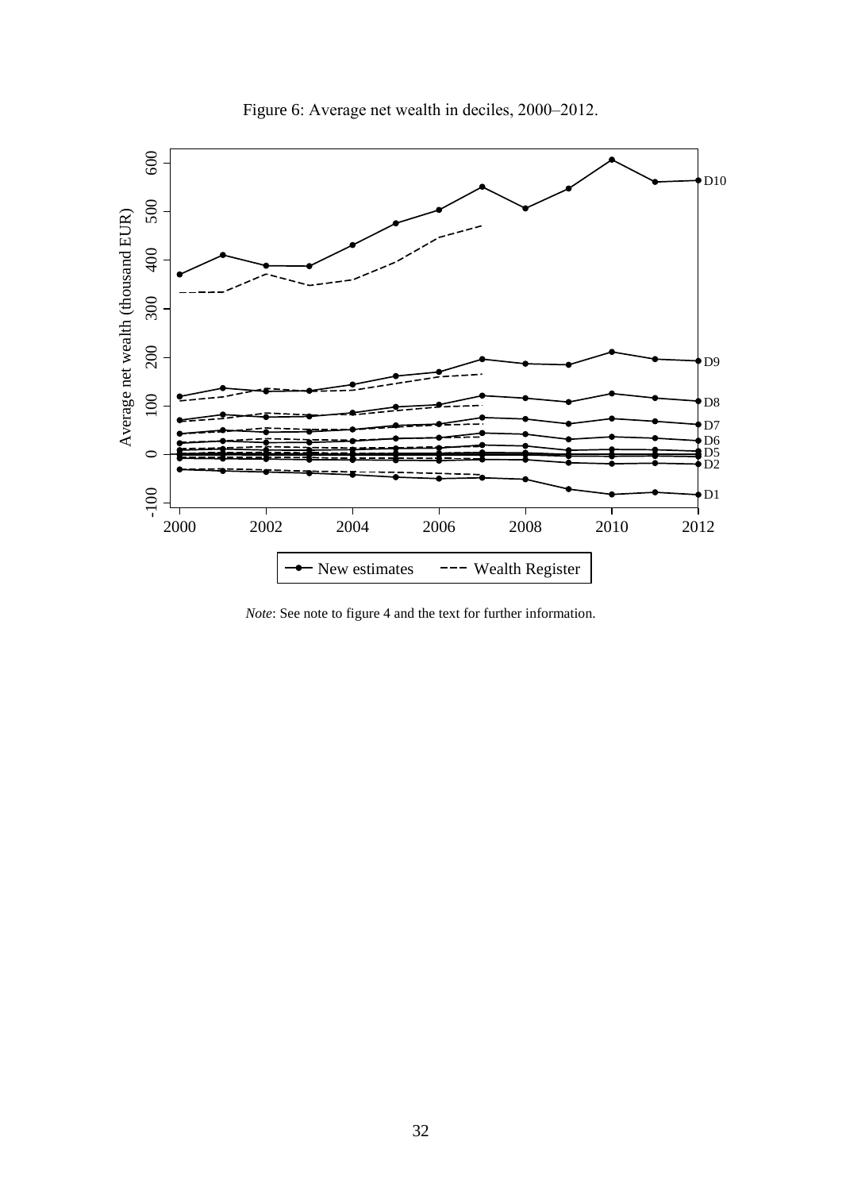Figure 6: Average net wealth in deciles, 2000–2012.

*Note*: See note to figure 4 and the text for further information.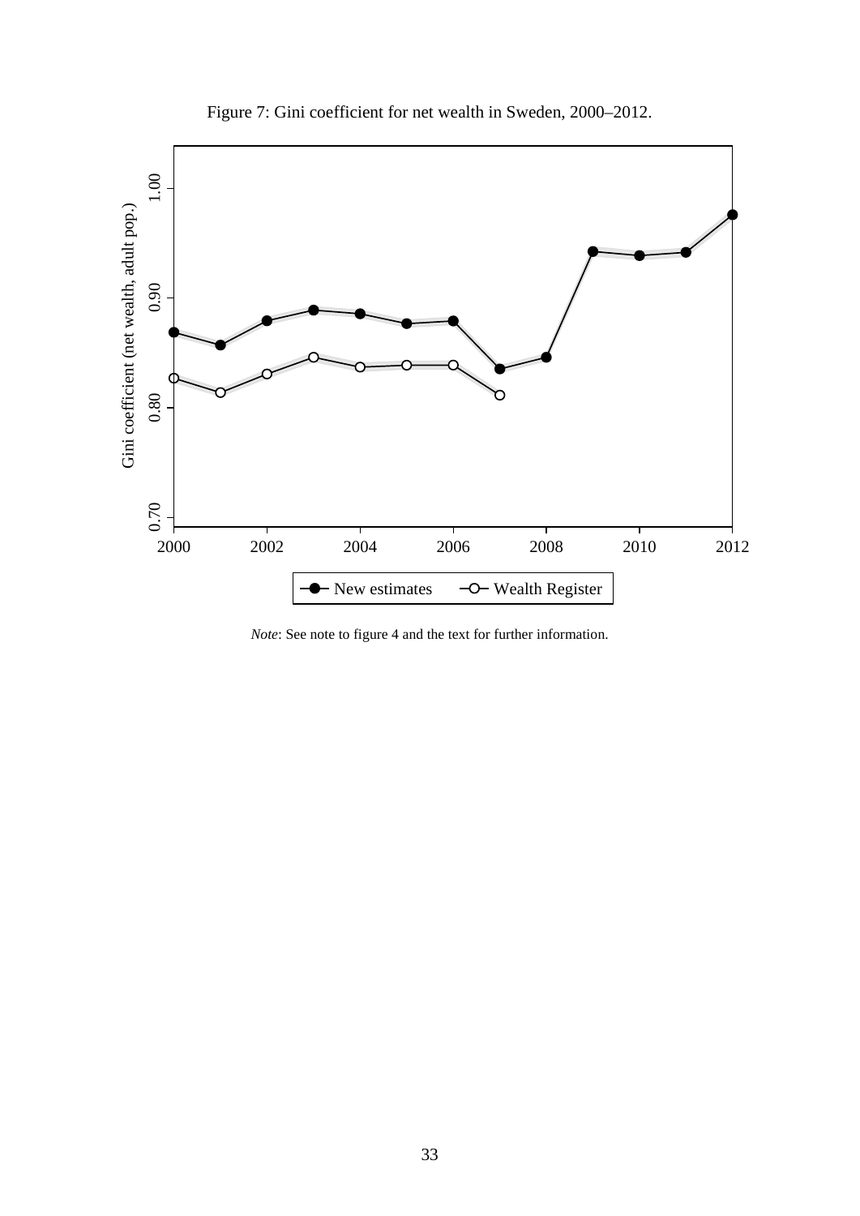Figure 7: Gini coefficient for net wealth in Sweden, 2000–2012.

*Note*: See note to figure 4 and the text for further information.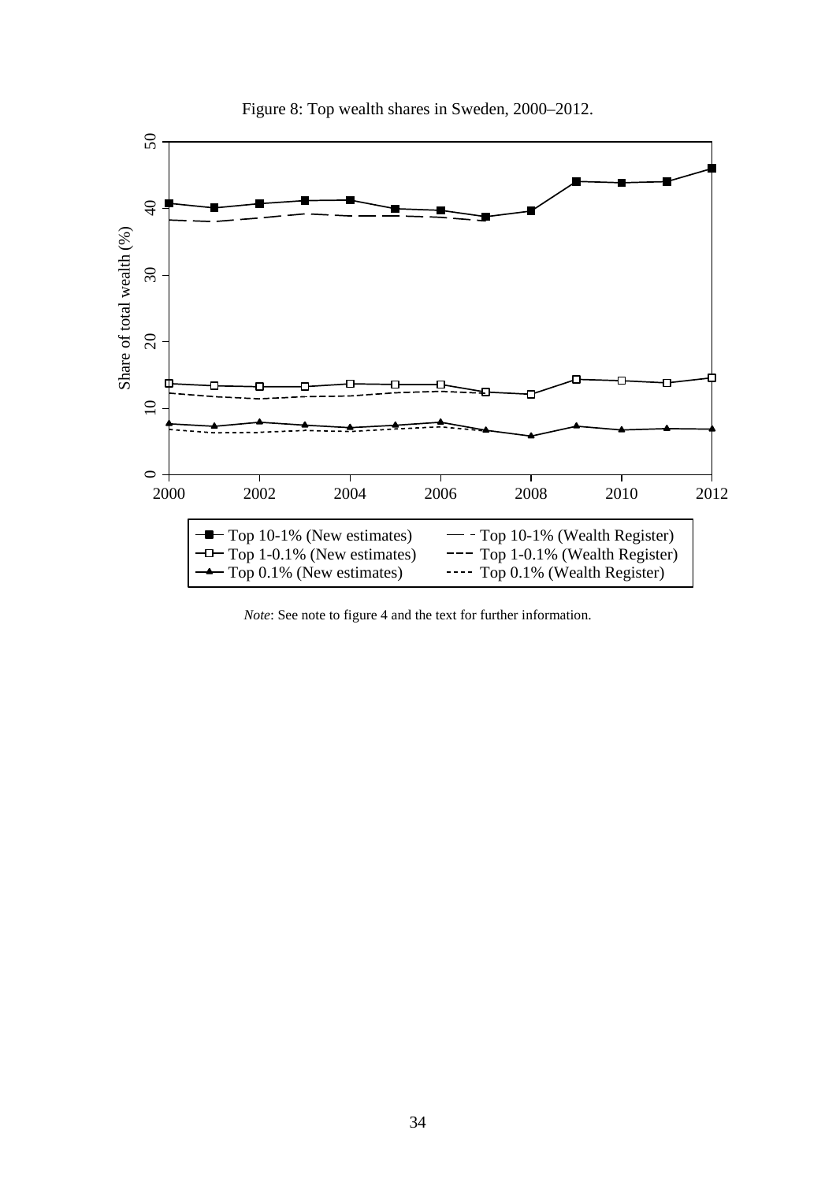Figure 8: Top wealth shares in Sweden, 2000–2012.

*Note*: See note to figure 4 and the text for further information.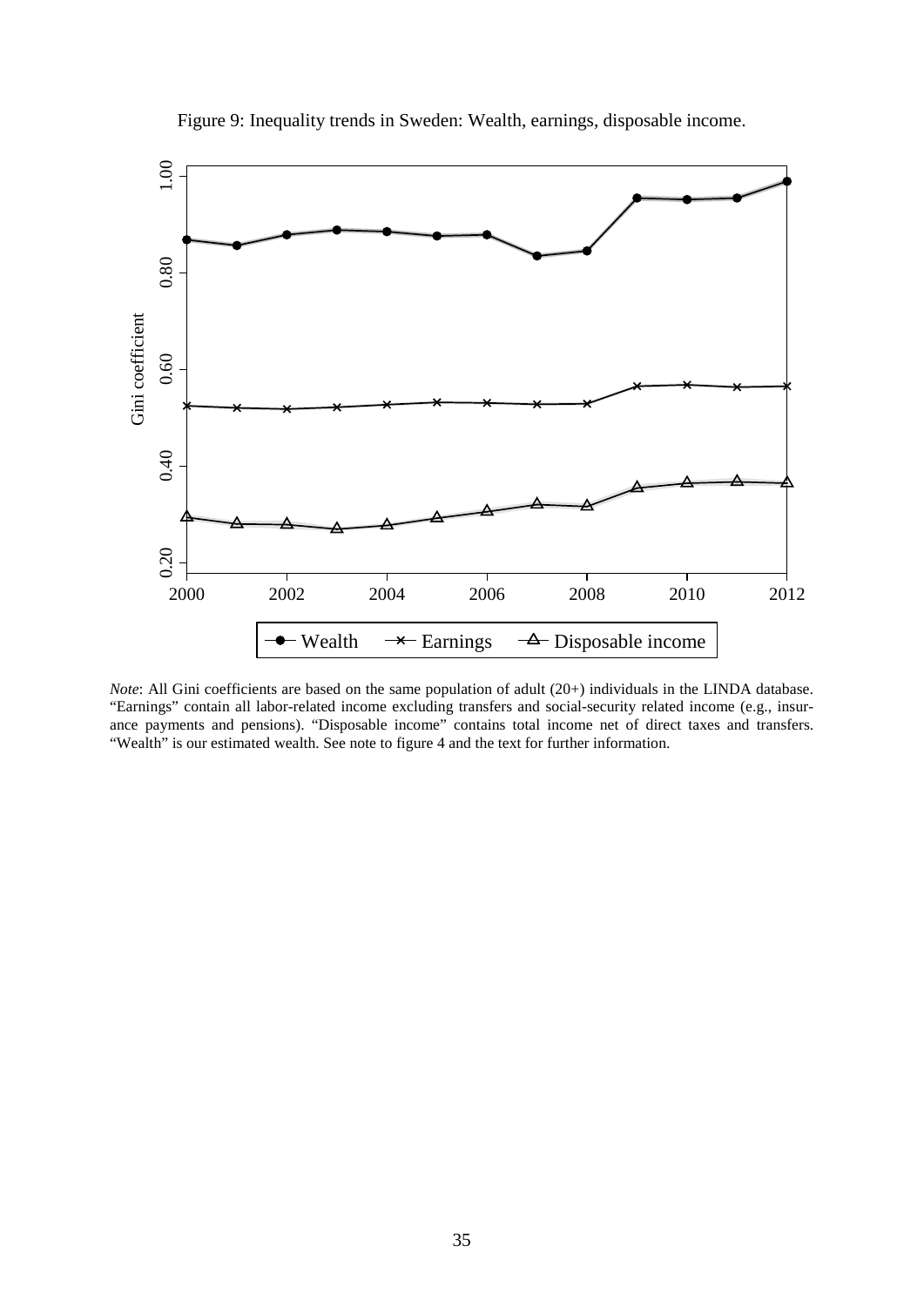Figure 9: Inequality trends in Sweden: Wealth, earnings, disposable income.

*Note*: All Gini coefficients are based on the same population of adult (20+) individuals in the LINDA database. "Earnings" contain all labor-related income excluding transfers and social-security related income (e.g., insurance payments and pensions). "Disposable income" contains total income net of direct taxes and transfers. "Wealth" is our estimated wealth. See note to figure 4 and the text for further information.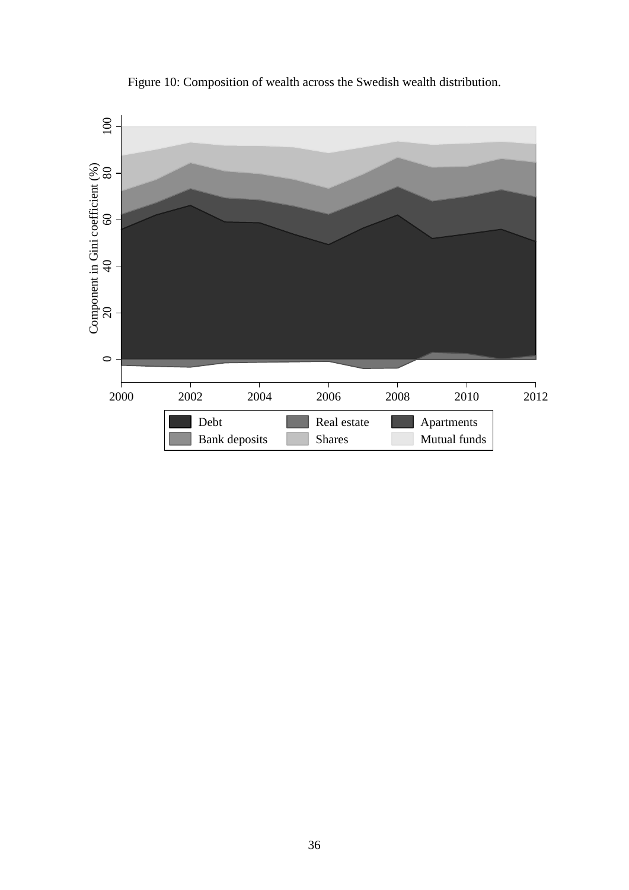Figure 10: Composition of wealth across the Swedish wealth distribution.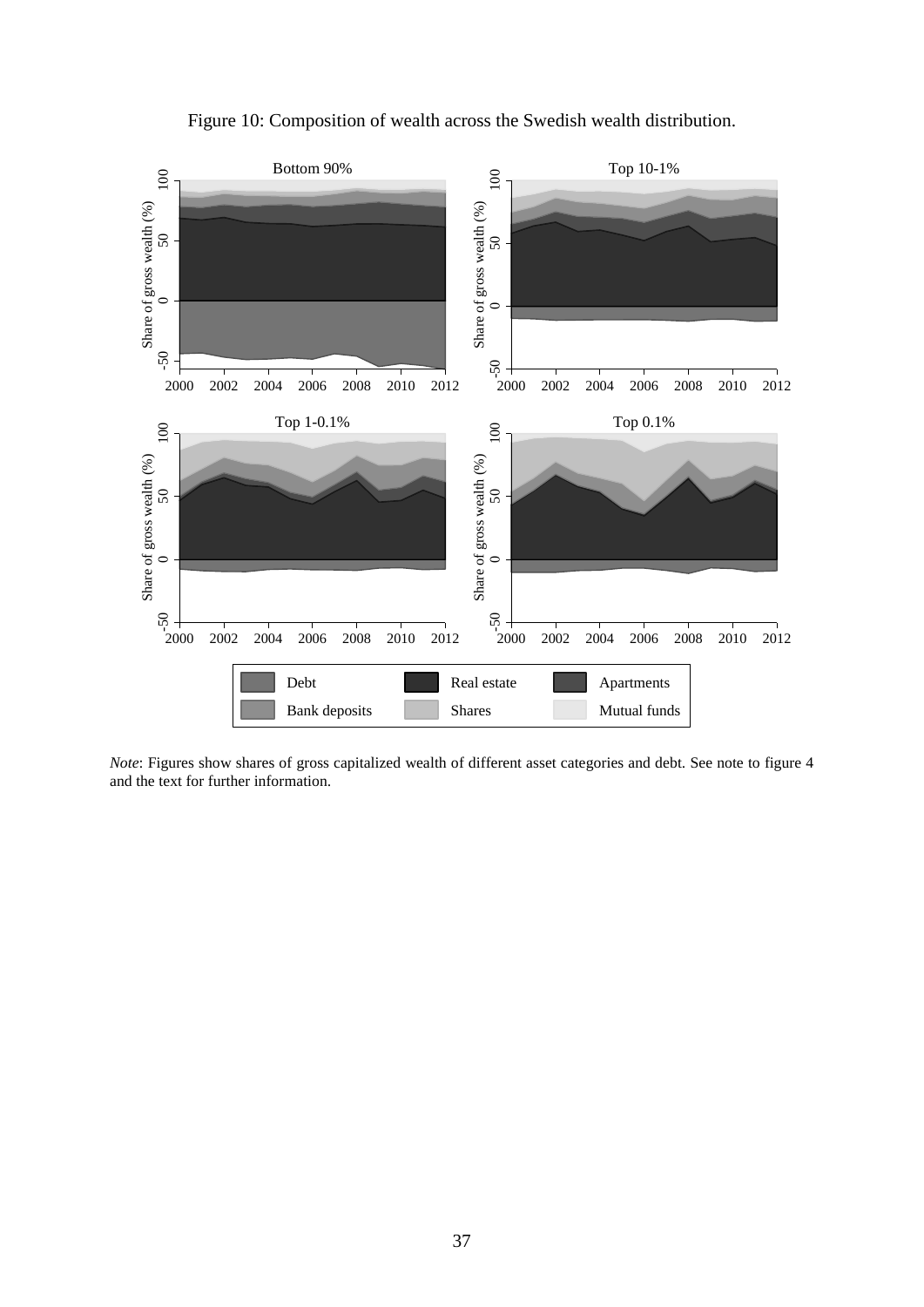Figure 10: Composition of wealth across the Swedish wealth distribution.

*Note*: Figures show shares of gross capitalized wealth of different asset categories and debt. See note to figure 4 and the text for further information.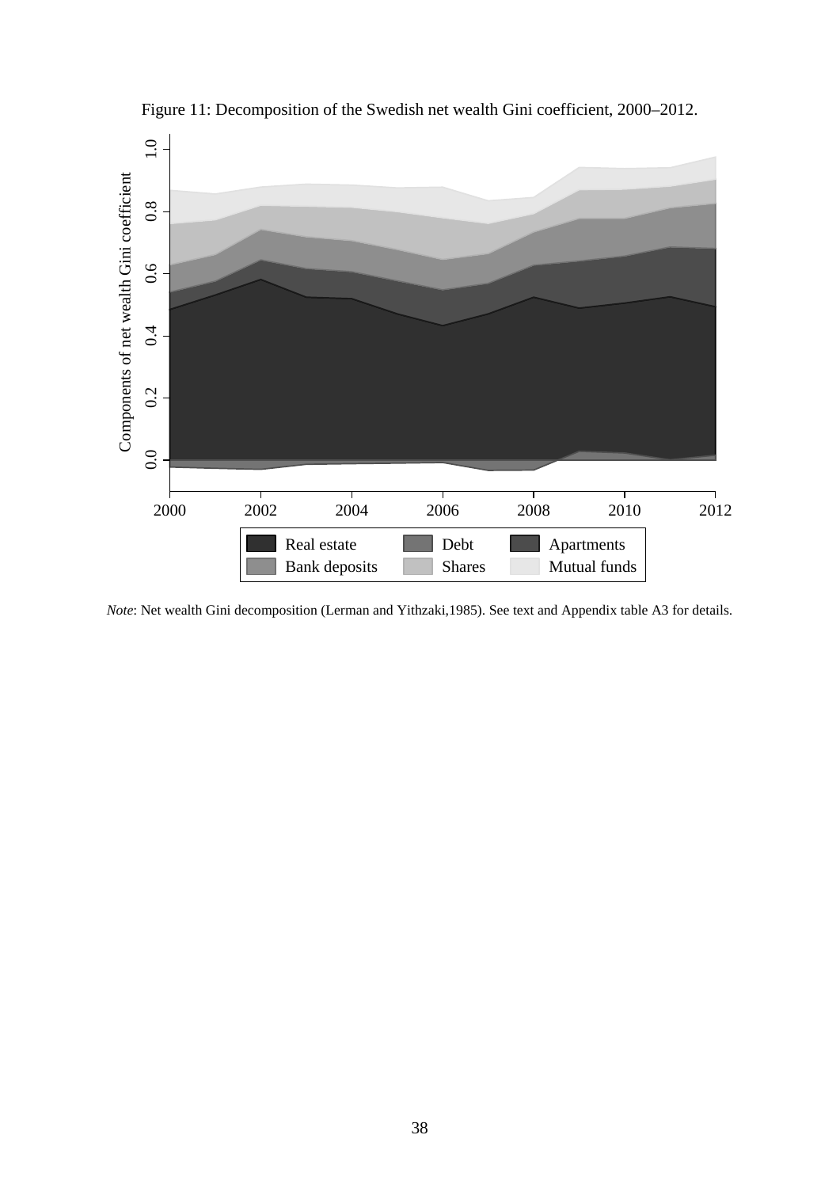Figure 11: Decomposition of the Swedish net wealth Gini coefficient, 2000–2012.

*Note*: Net wealth Gini decomposition (Lerman and Yithzaki,1985). See text and Appendix table A3 for details.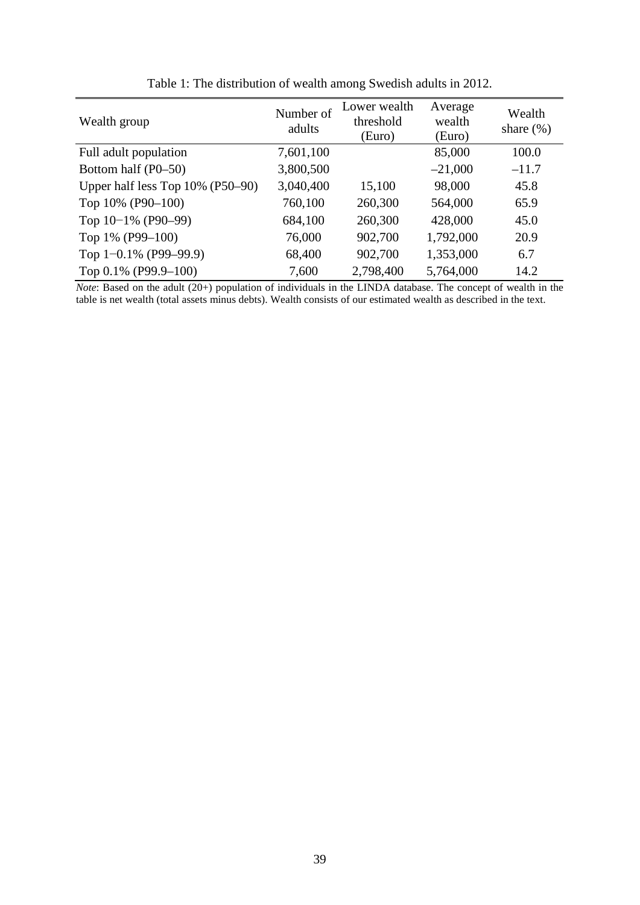Table 1: The distribution of wealth among Swedish adults in 2012.

| Wealth group | Number of adults | Lower wealth threshold (Euro) | Average wealth (Euro) | Wealth share (%) |
|---|---|---|---|---|
| Full adult population | 7,601,100 | | 85,000 | 100.0 |
| Bottom half (P0–50) | 3,800,500 | | –21,000 | –11.7 |
| Upper half less Top 10% (P50–90) | 3,040,400 | 15,100 | 98,000 | 45.8 |
| Top 10% (P90–100) | 760,100 | 260,300 | 564,000 | 65.9 |
| Top 10−1% (P90–99) | 684,100 | 260,300 | 428,000 | 45.0 |
| Top 1% (P99–100) | 76,000 | 902,700 | 1,792,000 | 20.9 |
| Top 1−0.1% (P99–99.9) | 68,400 | 902,700 | 1,353,000 | 6.7 |
| Top 0.1% (P99.9–100) | 7,600 | 2,798,400 | 5,764,000 | 14.2 |

*Note*: Based on the adult (20+) population of individuals in the LINDA database. The concept of wealth in the table is net wealth (total assets minus debts). Wealth consists of our estimated wealth as described in the text.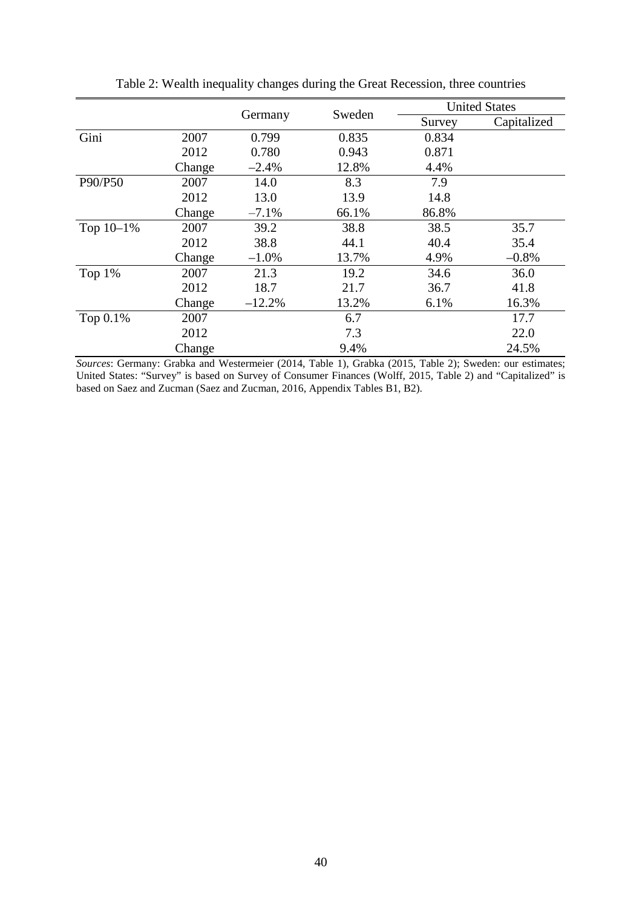Table 2: Wealth inequality changes during the Great Recession, three countries

| | | Germany | Sweden | United States | |
|---|---|---|---|---|---|
| | | | | Survey | Capitalized |
| Gini | 2007 | 0.799 | 0.835 | 0.834 | |
| | 2012 | 0.780 | 0.943 | 0.871 | |
| | Change | –2.4% | 12.8% | 4.4% | |
| P90/P50 | 2007 | 14.0 | 8.3 | 7.9 | |
| | 2012 | 13.0 | 13.9 | 14.8 | |
| | Change | –7.1% | 66.1% | 86.8% | |
| Top 10–1% | 2007 | 39.2 | 38.8 | 38.5 | 35.7 |
| | 2012 | 38.8 | 44.1 | 40.4 | 35.4 |
| | Change | –1.0% | 13.7% | 4.9% | –0.8% |
| Top 1% | 2007 | 21.3 | 19.2 | 34.6 | 36.0 |
| | 2012 | 18.7 | 21.7 | 36.7 | 41.8 |
| | Change | –12.2% | 13.2% | 6.1% | 16.3% |
| Top 0.1% | 2007 | | 6.7 | | 17.7 |
| | 2012 | | 7.3 | | 22.0 |
| | Change | | 9.4% | | 24.5% |

*Sources*: Germany: Grabka and Westermeier (2014, Table 1), Grabka (2015, Table 2); Sweden: our estimates; United States: "Survey" is based on Survey of Consumer Finances (Wolff, 2015, Table 2) and "Capitalized" is based on Saez and Zucman (Saez and Zucman, 2016, Appendix Tables B1, B2).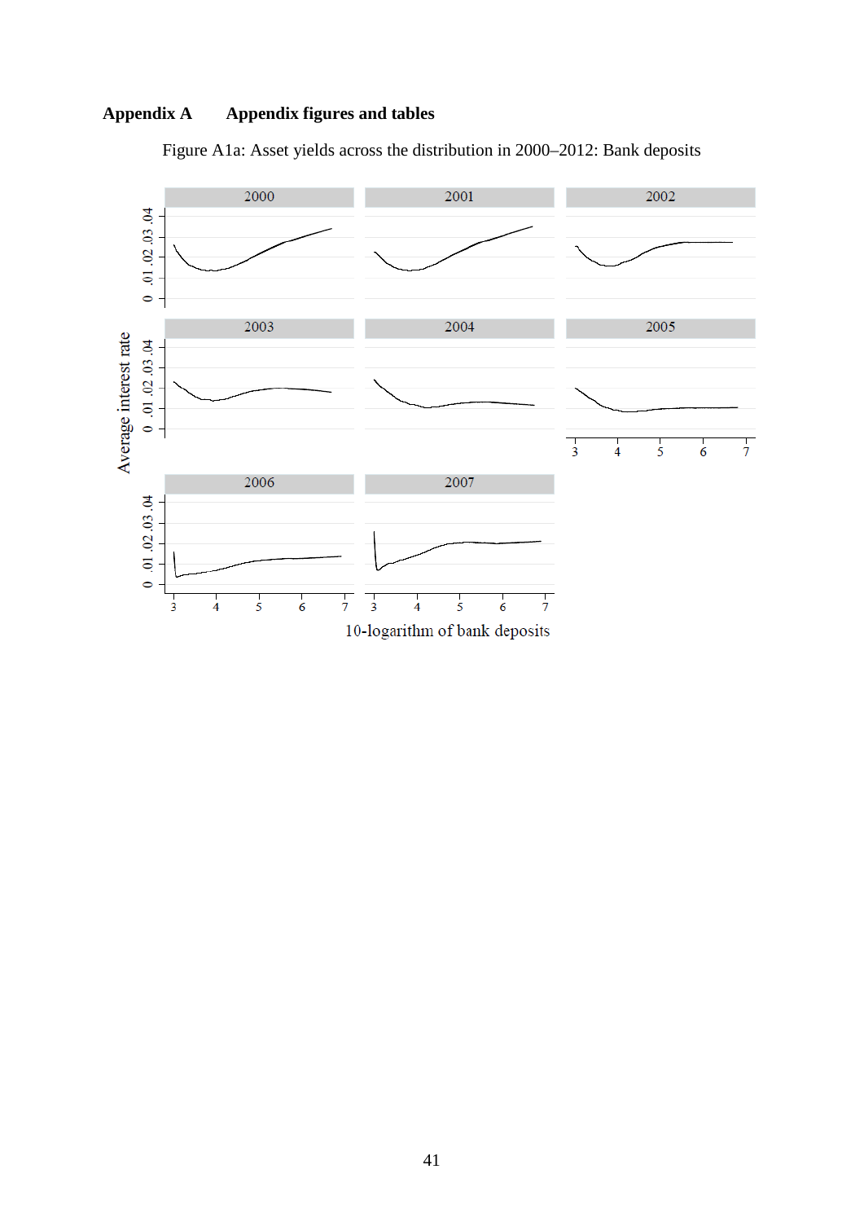# Appendix A Appendix figures and tables

Figure A1a: Asset yields across the distribution in 2000–2012: Bank deposits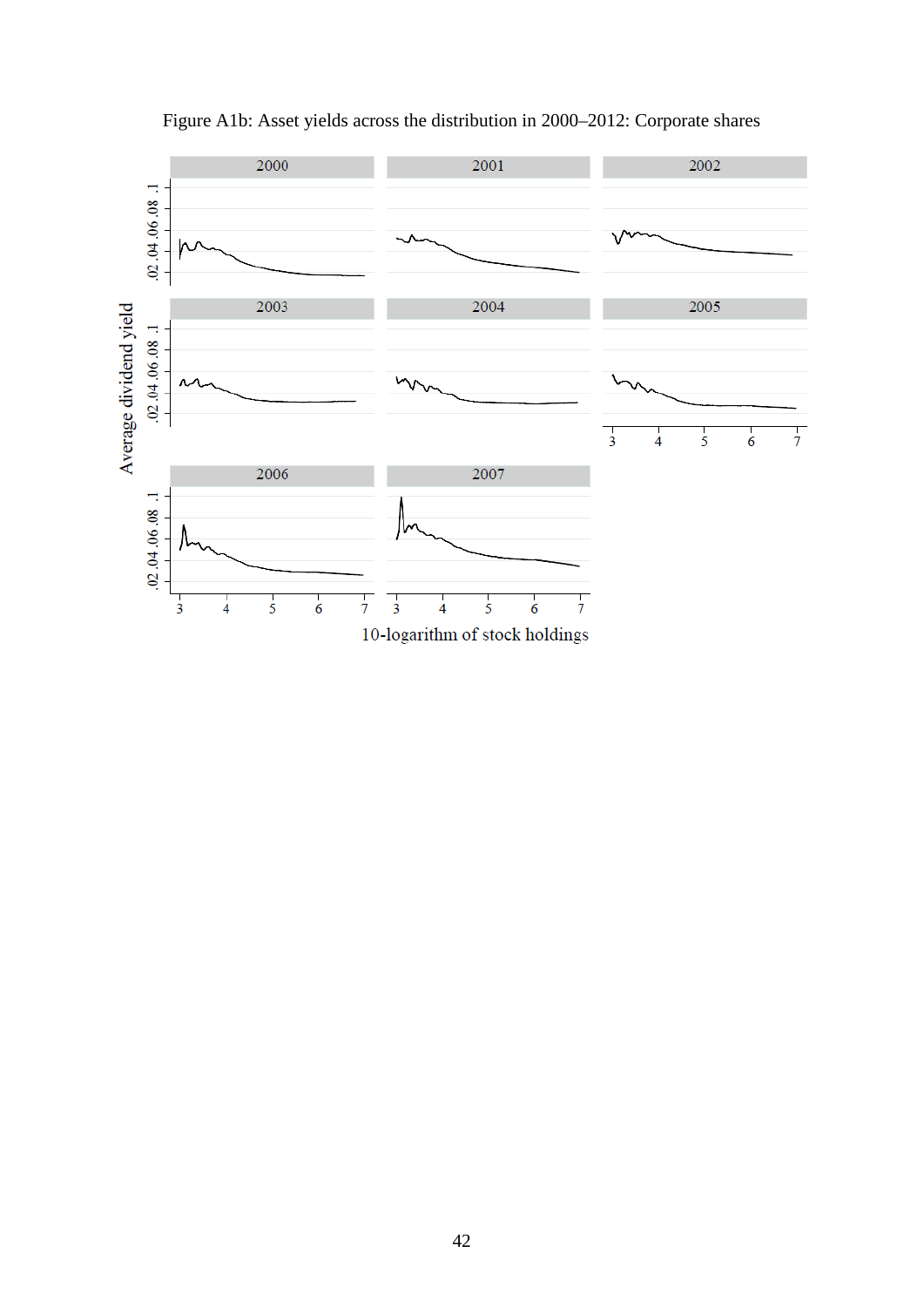Figure A1b: Asset yields across the distribution in 2000–2012: Corporate shares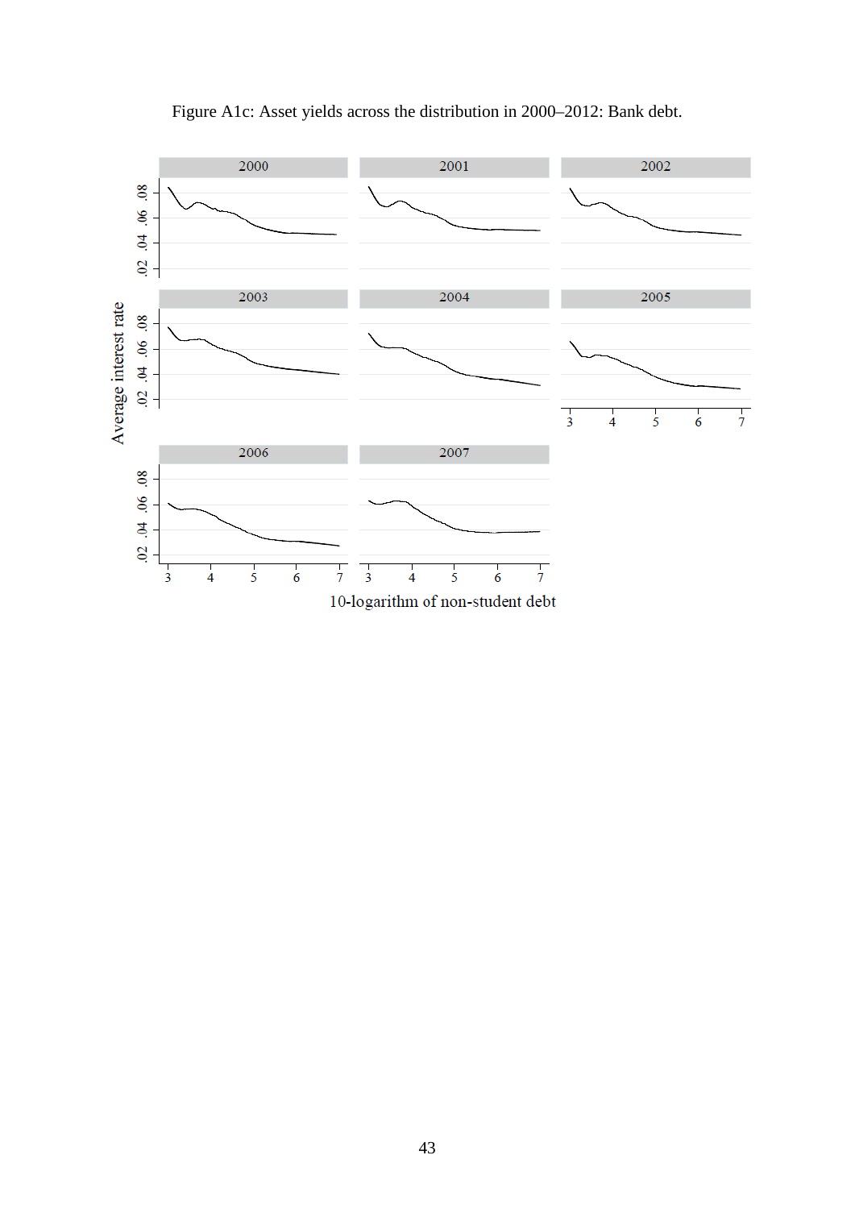Figure A1c: Asset yields across the distribution in 2000–2012: Bank debt.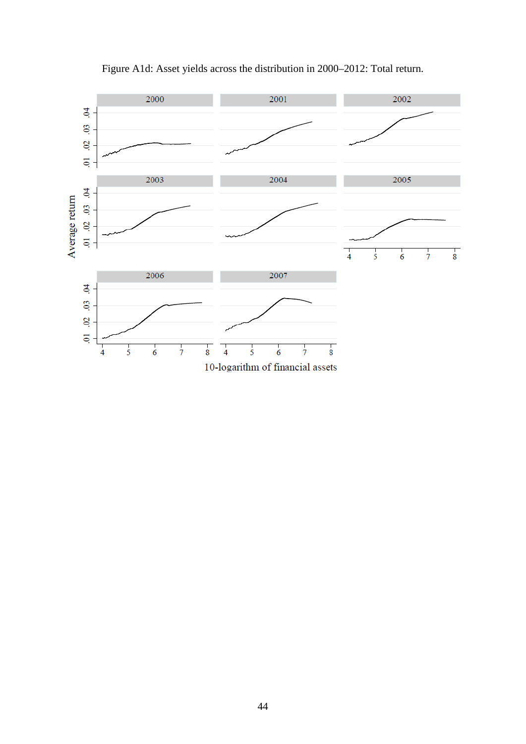Figure A1d: Asset yields across the distribution in 2000–2012: Total return.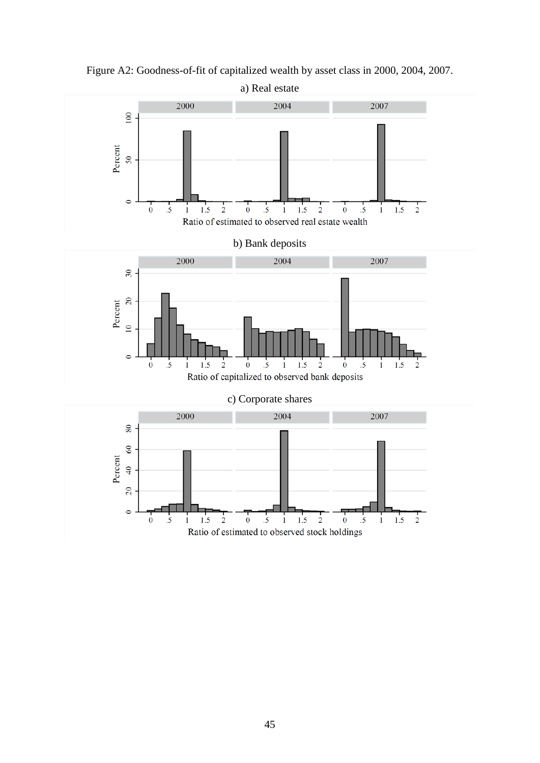Figure A2: Goodness-of-fit of capitalized wealth by asset class in 2000, 2004, 2007.

a) Real estate

b) Bank deposits

c) Corporate shares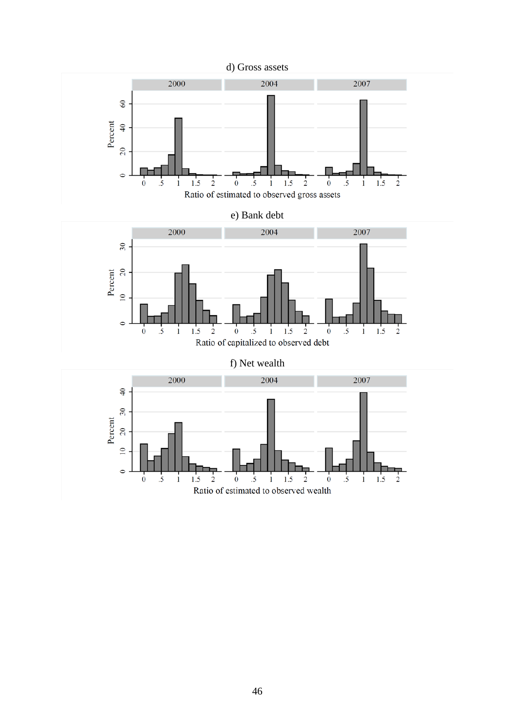d) Gross assets

e) Bank debt

f) Net wealth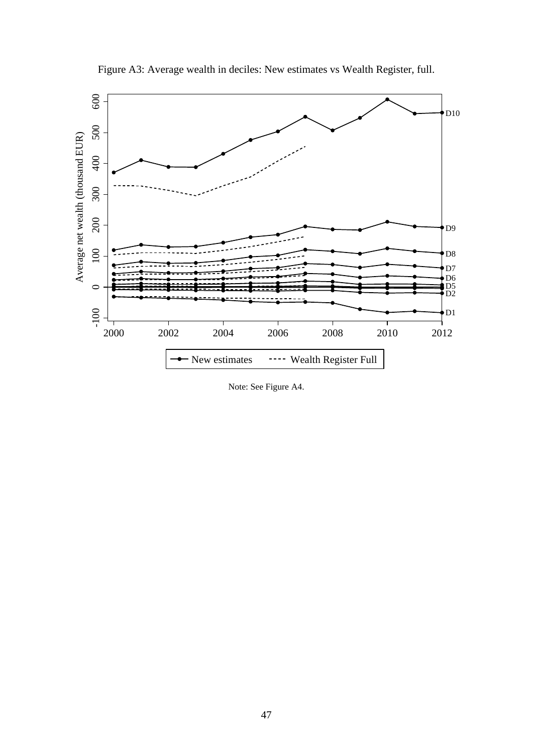Figure A3: Average wealth in deciles: New estimates vs Wealth Register, full.

Note: See Figure A4.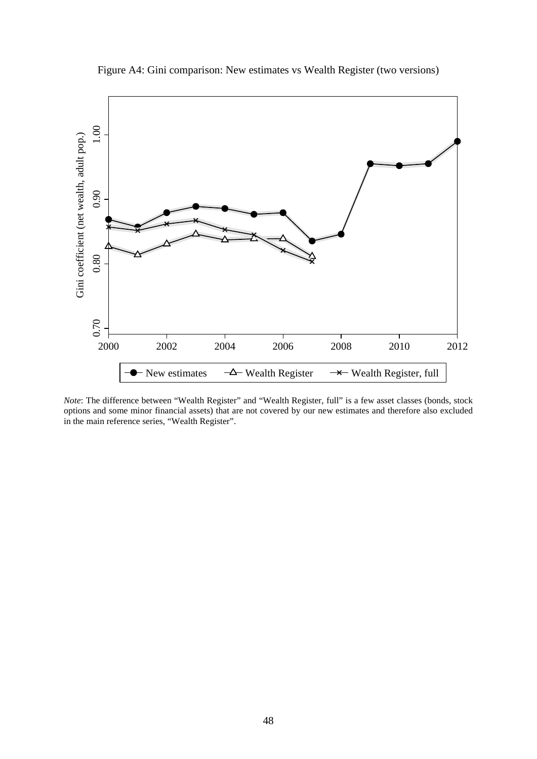Figure A4: Gini comparison: New estimates vs Wealth Register (two versions)

*Note*: The difference between "Wealth Register" and "Wealth Register, full" is a few asset classes (bonds, stock options and some minor financial assets) that are not covered by our new estimates and therefore also excluded in the main reference series, "Wealth Register".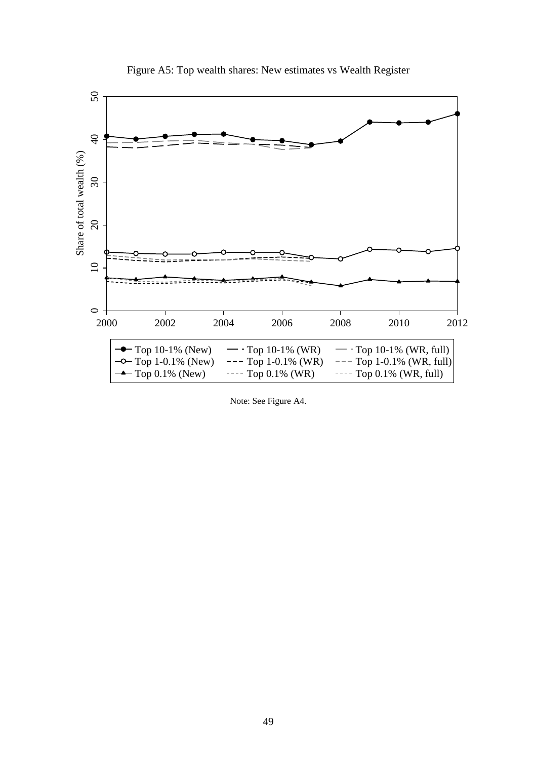Figure A5: Top wealth shares: New estimates vs Wealth Register

Note: See Figure A4.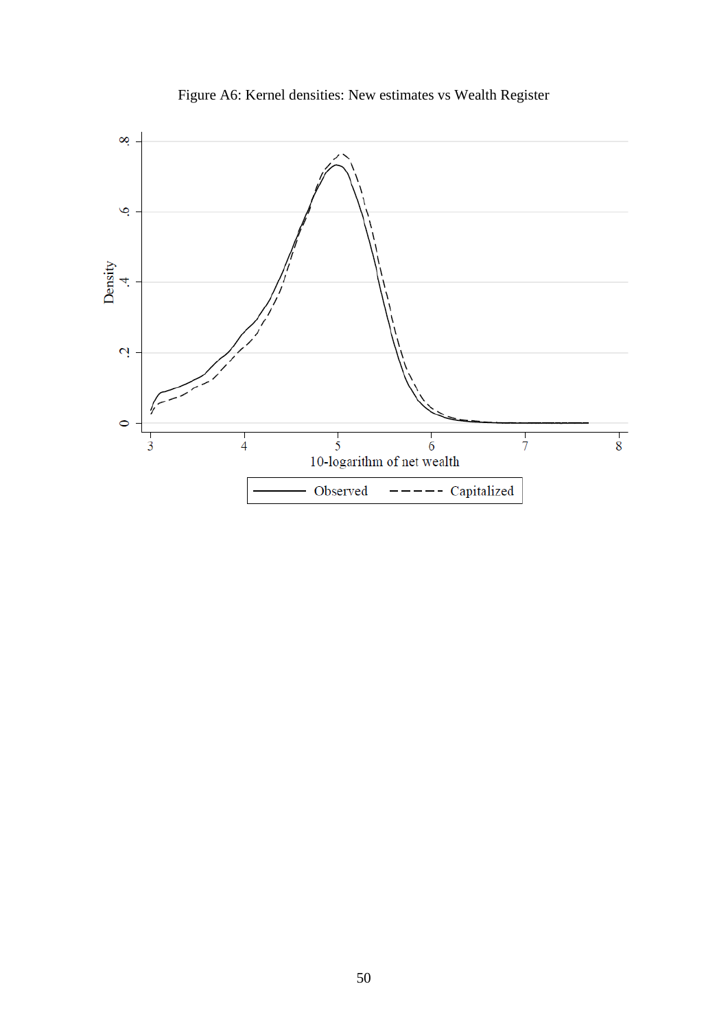Figure A6: Kernel densities: New estimates vs Wealth Register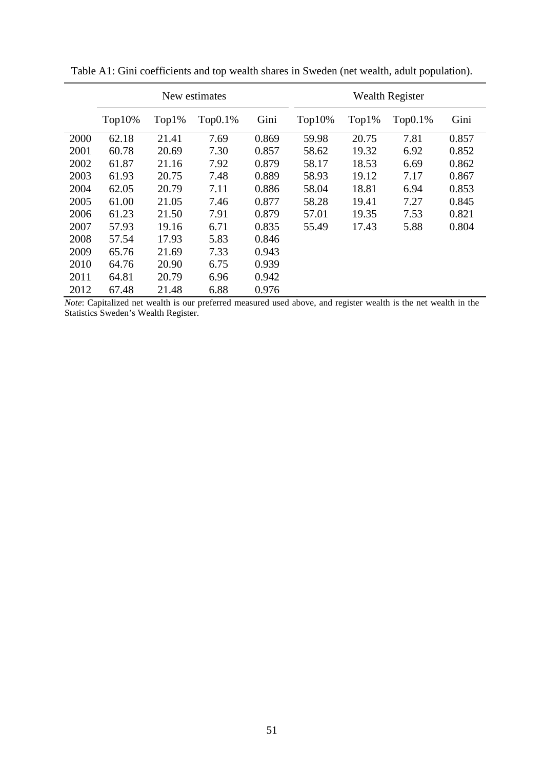Table A1: Gini coefficients and top wealth shares in Sweden (net wealth, adult population).

| | New estimates | | | | Wealth Register | | | |
|---|---|---|---|---|---|---|---|---|
| | Top10% | Top1% | Top0.1% | Gini | Top10% | Top1% | Top0.1% | Gini |
| 2000 | 62.18 | 21.41 | 7.69 | 0.869 | 59.98 | 20.75 | 7.81 | 0.857 |
| 2001 | 60.78 | 20.69 | 7.30 | 0.857 | 58.62 | 19.32 | 6.92 | 0.852 |
| 2002 | 61.87 | 21.16 | 7.92 | 0.879 | 58.17 | 18.53 | 6.69 | 0.862 |
| 2003 | 61.93 | 20.75 | 7.48 | 0.889 | 58.93 | 19.12 | 7.17 | 0.867 |
| 2004 | 62.05 | 20.79 | 7.11 | 0.886 | 58.04 | 18.81 | 6.94 | 0.853 |
| 2005 | 61.00 | 21.05 | 7.46 | 0.877 | 58.28 | 19.41 | 7.27 | 0.845 |
| 2006 | 61.23 | 21.50 | 7.91 | 0.879 | 57.01 | 19.35 | 7.53 | 0.821 |
| 2007 | 57.93 | 19.16 | 6.71 | 0.835 | 55.49 | 17.43 | 5.88 | 0.804 |
| 2008 | 57.54 | 17.93 | 5.83 | 0.846 | | | | |
| 2009 | 65.76 | 21.69 | 7.33 | 0.943 | | | | |
| 2010 | 64.76 | 20.90 | 6.75 | 0.939 | | | | |
| 2011 | 64.81 | 20.79 | 6.96 | 0.942 | | | | |
| 2012 | 67.48 | 21.48 | 6.88 | 0.976 | | | | |

*Note*: Capitalized net wealth is our preferred measured used above, and register wealth is the net wealth in the Statistics Sweden's Wealth Register.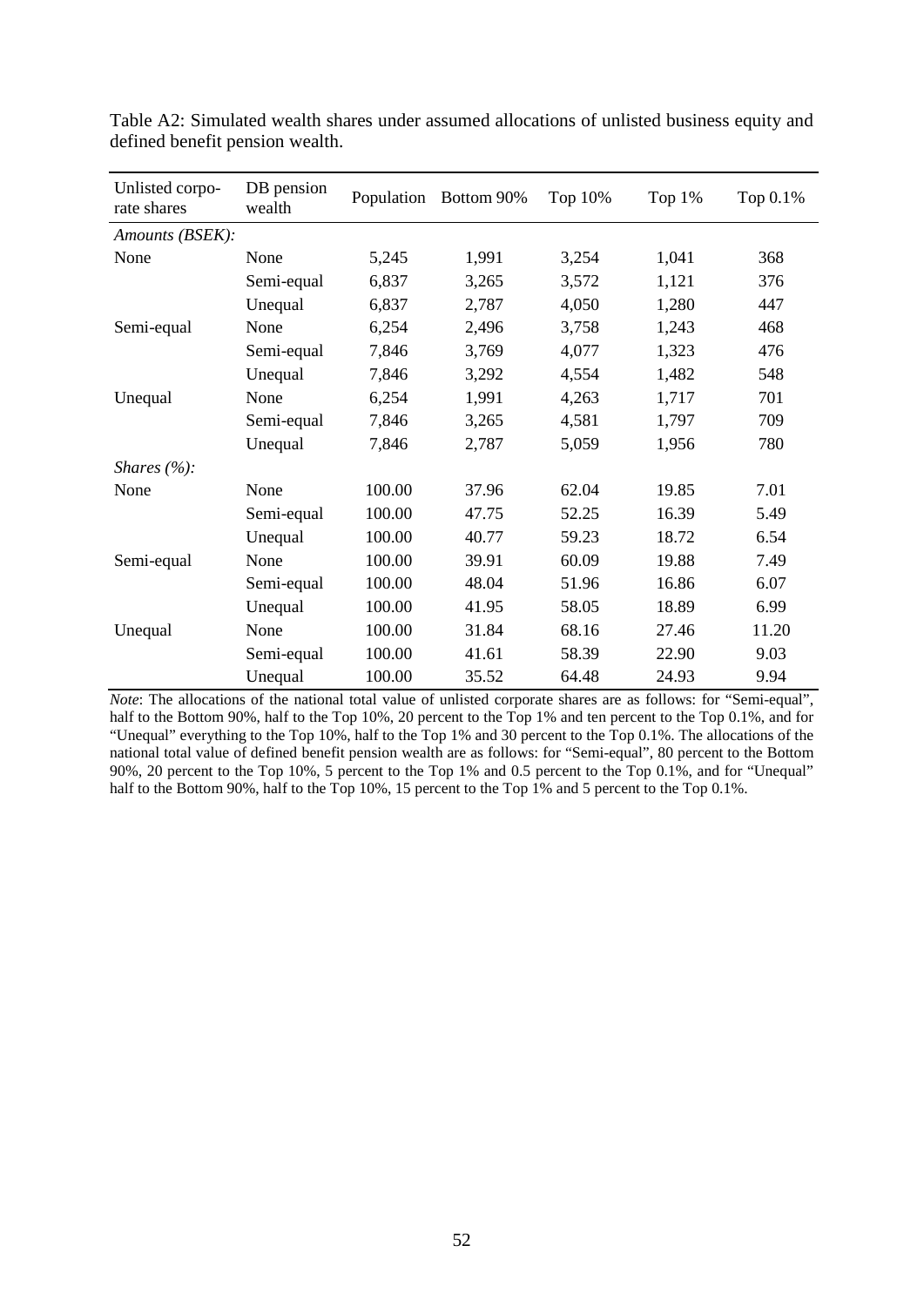Table A2: Simulated wealth shares under assumed allocations of unlisted business equity and defined benefit pension wealth.

| Unlisted corporate shares | DB pension wealth | Population | Bottom 90% | Top 10% | Top 1% | Top 0.1% |
|---|---|---|---|---|---|---|
| *Amounts (BSEK):* | | | | | | |
| None | None | 5,245 | 1,991 | 3,254 | 1,041 | 368 |
| | Semi-equal | 6,837 | 3,265 | 3,572 | 1,121 | 376 |
| | Unequal | 6,837 | 2,787 | 4,050 | 1,280 | 447 |
| Semi-equal | None | 6,254 | 2,496 | 3,758 | 1,243 | 468 |
| | Semi-equal | 7,846 | 3,769 | 4,077 | 1,323 | 476 |
| | Unequal | 7,846 | 3,292 | 4,554 | 1,482 | 548 |
| Unequal | None | 6,254 | 1,991 | 4,263 | 1,717 | 701 |
| | Semi-equal | 7,846 | 3,265 | 4,581 | 1,797 | 709 |
| | Unequal | 7,846 | 2,787 | 5,059 | 1,956 | 780 |
| *Shares (%):* | | | | | | |
| None | None | 100.00 | 37.96 | 62.04 | 19.85 | 7.01 |
| | Semi-equal | 100.00 | 47.75 | 52.25 | 16.39 | 5.49 |
| | Unequal | 100.00 | 40.77 | 59.23 | 18.72 | 6.54 |
| Semi-equal | None | 100.00 | 39.91 | 60.09 | 19.88 | 7.49 |
| | Semi-equal | 100.00 | 48.04 | 51.96 | 16.86 | 6.07 |
| | Unequal | 100.00 | 41.95 | 58.05 | 18.89 | 6.99 |
| Unequal | None | 100.00 | 31.84 | 68.16 | 27.46 | 11.20 |
| | Semi-equal | 100.00 | 41.61 | 58.39 | 22.90 | 9.03 |
| | Unequal | 100.00 | 35.52 | 64.48 | 24.93 | 9.94 |

*Note*: The allocations of the national total value of unlisted corporate shares are as follows: for "Semi-equal", half to the Bottom 90%, half to the Top 10%, 20 percent to the Top 1% and ten percent to the Top 0.1%, and for "Unequal" everything to the Top 10%, half to the Top 1% and 30 percent to the Top 0.1%. The allocations of the national total value of defined benefit pension wealth are as follows: for "Semi-equal", 80 percent to the Bottom 90%, 20 percent to the Top 10%, 5 percent to the Top 1% and 0.5 percent to the Top 0.1%, and for "Unequal" half to the Bottom 90%, half to the Top 10%, 15 percent to the Top 1% and 5 percent to the Top 0.1%.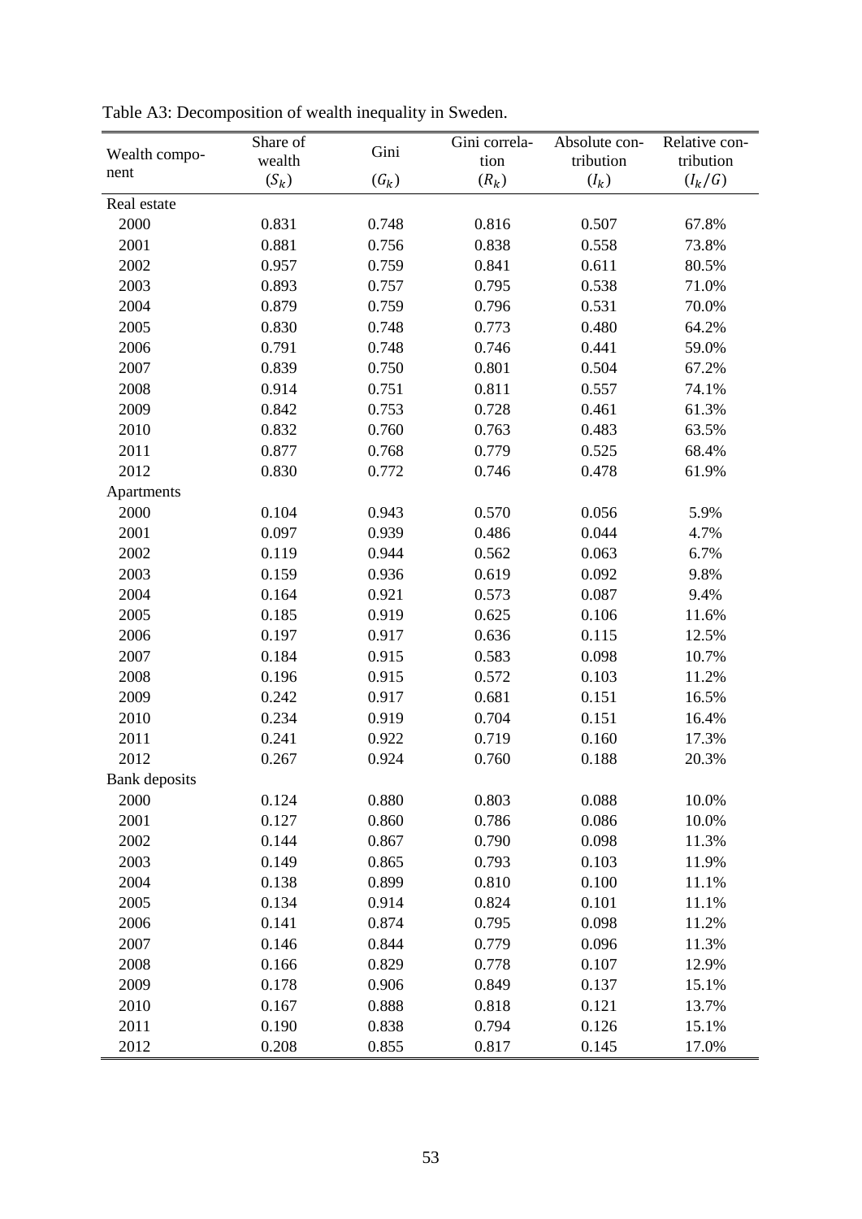Table A3: Decomposition of wealth inequality in Sweden.

| Wealth component | Share of wealth ($S_k$) | Gini ($G_k$) | Gini correlation ($R_k$) | Absolute contribution ($I_k$) | Relative contribution ($I_k/G$) |
|---|---|---|---|---|---|
| Real estate | | | | | |
| 2000 | 0.831 | 0.748 | 0.816 | 0.507 | 67.8% |
| 2001 | 0.881 | 0.756 | 0.838 | 0.558 | 73.8% |
| 2002 | 0.957 | 0.759 | 0.841 | 0.611 | 80.5% |
| 2003 | 0.893 | 0.757 | 0.795 | 0.538 | 71.0% |
| 2004 | 0.879 | 0.759 | 0.796 | 0.531 | 70.0% |
| 2005 | 0.830 | 0.748 | 0.773 | 0.480 | 64.2% |
| 2006 | 0.791 | 0.748 | 0.746 | 0.441 | 59.0% |
| 2007 | 0.839 | 0.750 | 0.801 | 0.504 | 67.2% |
| 2008 | 0.914 | 0.751 | 0.811 | 0.557 | 74.1% |
| 2009 | 0.842 | 0.753 | 0.728 | 0.461 | 61.3% |
| 2010 | 0.832 | 0.760 | 0.763 | 0.483 | 63.5% |
| 2011 | 0.877 | 0.768 | 0.779 | 0.525 | 68.4% |
| 2012 | 0.830 | 0.772 | 0.746 | 0.478 | 61.9% |
| Apartments | | | | | |
| 2000 | 0.104 | 0.943 | 0.570 | 0.056 | 5.9% |
| 2001 | 0.097 | 0.939 | 0.486 | 0.044 | 4.7% |
| 2002 | 0.119 | 0.944 | 0.562 | 0.063 | 6.7% |
| 2003 | 0.159 | 0.936 | 0.619 | 0.092 | 9.8% |
| 2004 | 0.164 | 0.921 | 0.573 | 0.087 | 9.4% |
| 2005 | 0.185 | 0.919 | 0.625 | 0.106 | 11.6% |
| 2006 | 0.197 | 0.917 | 0.636 | 0.115 | 12.5% |
| 2007 | 0.184 | 0.915 | 0.583 | 0.098 | 10.7% |
| 2008 | 0.196 | 0.915 | 0.572 | 0.103 | 11.2% |
| 2009 | 0.242 | 0.917 | 0.681 | 0.151 | 16.5% |
| 2010 | 0.234 | 0.919 | 0.704 | 0.151 | 16.4% |
| 2011 | 0.241 | 0.922 | 0.719 | 0.160 | 17.3% |
| 2012 | 0.267 | 0.924 | 0.760 | 0.188 | 20.3% |
| Bank deposits | | | | | |
| 2000 | 0.124 | 0.880 | 0.803 | 0.088 | 10.0% |
| 2001 | 0.127 | 0.860 | 0.786 | 0.086 | 10.0% |
| 2002 | 0.144 | 0.867 | 0.790 | 0.098 | 11.3% |
| 2003 | 0.149 | 0.865 | 0.793 | 0.103 | 11.9% |
| 2004 | 0.138 | 0.899 | 0.810 | 0.100 | 11.1% |
| 2005 | 0.134 | 0.914 | 0.824 | 0.101 | 11.1% |
| 2006 | 0.141 | 0.874 | 0.795 | 0.098 | 11.2% |
| 2007 | 0.146 | 0.844 | 0.779 | 0.096 | 11.3% |
| 2008 | 0.166 | 0.829 | 0.778 | 0.107 | 12.9% |
| 2009 | 0.178 | 0.906 | 0.849 | 0.137 | 15.1% |
| 2010 | 0.167 | 0.888 | 0.818 | 0.121 | 13.7% |
| 2011 | 0.190 | 0.838 | 0.794 | 0.126 | 15.1% |
| 2012 | 0.208 | 0.855 | 0.817 | 0.145 | 17.0% |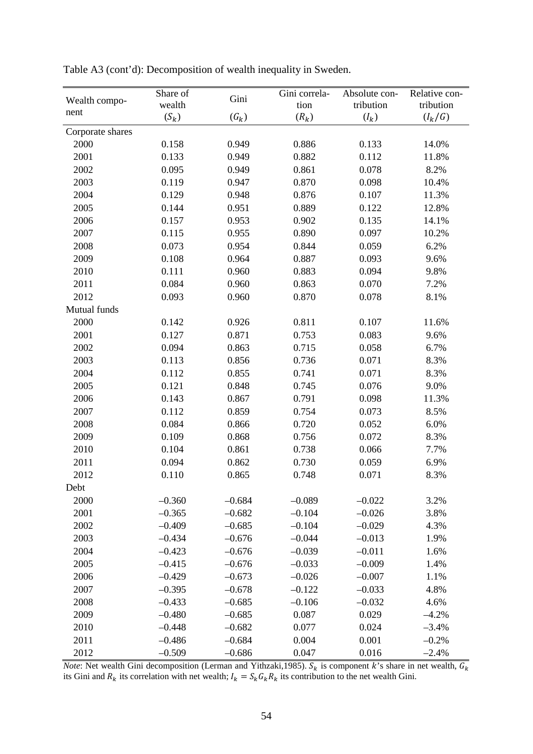Table A3 (cont'd): Decomposition of wealth inequality in Sweden.

| Wealth component | Share of wealth $(S_k)$ | Gini $(G_k)$ | Gini correlation $(R_k)$ | Absolute contribution $(I_k)$ | Relative contribution $(I_k/G)$ |
|---|---|---|---|---|---|
| Corporate shares | | | | | |
| 2000 | 0.158 | 0.949 | 0.886 | 0.133 | 14.0% |
| 2001 | 0.133 | 0.949 | 0.882 | 0.112 | 11.8% |
| 2002 | 0.095 | 0.949 | 0.861 | 0.078 | 8.2% |
| 2003 | 0.119 | 0.947 | 0.870 | 0.098 | 10.4% |
| 2004 | 0.129 | 0.948 | 0.876 | 0.107 | 11.3% |
| 2005 | 0.144 | 0.951 | 0.889 | 0.122 | 12.8% |
| 2006 | 0.157 | 0.953 | 0.902 | 0.135 | 14.1% |
| 2007 | 0.115 | 0.955 | 0.890 | 0.097 | 10.2% |
| 2008 | 0.073 | 0.954 | 0.844 | 0.059 | 6.2% |
| 2009 | 0.108 | 0.964 | 0.887 | 0.093 | 9.6% |
| 2010 | 0.111 | 0.960 | 0.883 | 0.094 | 9.8% |
| 2011 | 0.084 | 0.960 | 0.863 | 0.070 | 7.2% |
| 2012 | 0.093 | 0.960 | 0.870 | 0.078 | 8.1% |
| Mutual funds | | | | | |
| 2000 | 0.142 | 0.926 | 0.811 | 0.107 | 11.6% |
| 2001 | 0.127 | 0.871 | 0.753 | 0.083 | 9.6% |
| 2002 | 0.094 | 0.863 | 0.715 | 0.058 | 6.7% |
| 2003 | 0.113 | 0.856 | 0.736 | 0.071 | 8.3% |
| 2004 | 0.112 | 0.855 | 0.741 | 0.071 | 8.3% |
| 2005 | 0.121 | 0.848 | 0.745 | 0.076 | 9.0% |
| 2006 | 0.143 | 0.867 | 0.791 | 0.098 | 11.3% |
| 2007 | 0.112 | 0.859 | 0.754 | 0.073 | 8.5% |
| 2008 | 0.084 | 0.866 | 0.720 | 0.052 | 6.0% |
| 2009 | 0.109 | 0.868 | 0.756 | 0.072 | 8.3% |
| 2010 | 0.104 | 0.861 | 0.738 | 0.066 | 7.7% |
| 2011 | 0.094 | 0.862 | 0.730 | 0.059 | 6.9% |
| 2012 | 0.110 | 0.865 | 0.748 | 0.071 | 8.3% |
| Debt | | | | | |
| 2000 | –0.360 | –0.684 | –0.089 | –0.022 | 3.2% |
| 2001 | –0.365 | –0.682 | –0.104 | –0.026 | 3.8% |
| 2002 | –0.409 | –0.685 | –0.104 | –0.029 | 4.3% |
| 2003 | –0.434 | –0.676 | –0.044 | –0.013 | 1.9% |
| 2004 | –0.423 | –0.676 | –0.039 | –0.011 | 1.6% |
| 2005 | –0.415 | –0.676 | –0.033 | –0.009 | 1.4% |
| 2006 | –0.429 | –0.673 | –0.026 | –0.007 | 1.1% |
| 2007 | –0.395 | –0.678 | –0.122 | –0.033 | 4.8% |
| 2008 | –0.433 | –0.685 | –0.106 | –0.032 | 4.6% |
| 2009 | –0.480 | –0.685 | 0.087 | 0.029 | –4.2% |
| 2010 | –0.448 | –0.682 | 0.077 | 0.024 | –3.4% |
| 2011 | –0.486 | –0.684 | 0.004 | 0.001 | –0.2% |
| 2012 | –0.509 | –0.686 | 0.047 | 0.016 | –2.4% |

*Note*: Net wealth Gini decomposition (Lerman and Yithzaki,1985). $S_k$ is component $k$'s share in net wealth, $G_k$ its Gini and $R_k$ its correlation with net wealth; $I_k = S_k G_k R_k$ its contribution to the net wealth Gini.